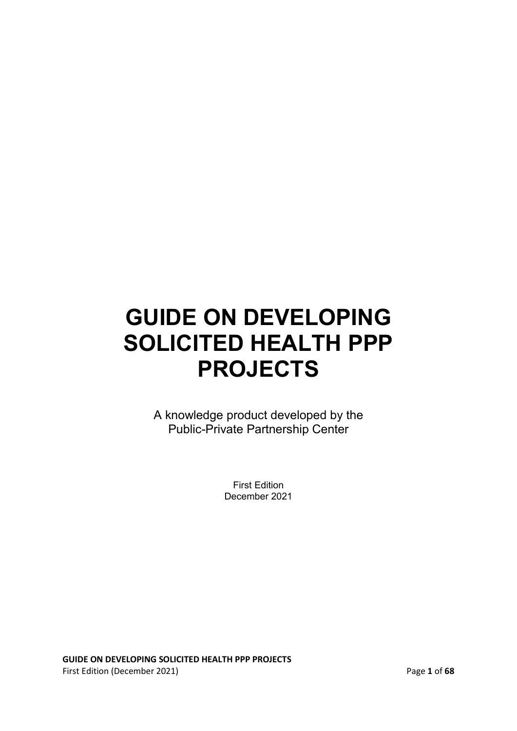# GUIDE ON DEVELOPING SOLICITED HEALTH PPP PROJECTS

A knowledge product developed by the Public-Private Partnership Center

First Edition
December 2021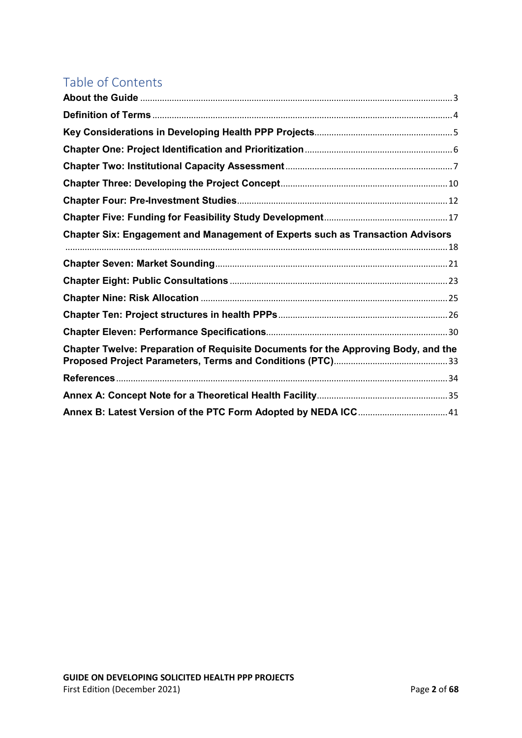# Table of Contents

**About the Guide** ............................................................ 3

**Definition of Terms** ............................................................ 4

**Key Considerations in Developing Health PPP Projects** ............................................................ 5

**Chapter One: Project Identification and Prioritization** ............................................................ 6

**Chapter Two: Institutional Capacity Assessment** ............................................................ 7

**Chapter Three: Developing the Project Concept** ............................................................ 10

**Chapter Four: Pre-Investment Studies** ............................................................ 12

**Chapter Five: Funding for Feasibility Study Development** ............................................................ 17

**Chapter Six: Engagement and Management of Experts such as Transaction Advisors** ............................................................ 18

**Chapter Seven: Market Sounding** ............................................................ 21

**Chapter Eight: Public Consultations** ............................................................ 23

**Chapter Nine: Risk Allocation** ............................................................ 25

**Chapter Ten: Project structures in health PPPs** ............................................................ 26

**Chapter Eleven: Performance Specifications** ............................................................ 30

**Chapter Twelve: Preparation of Requisite Documents for the Approving Body, and the Proposed Project Parameters, Terms and Conditions (PTC)** ............................................................ 33

**References** ............................................................ 34

**Annex A: Concept Note for a Theoretical Health Facility** ............................................................ 35

**Annex B: Latest Version of the PTC Form Adopted by NEDA ICC** ............................................................ 41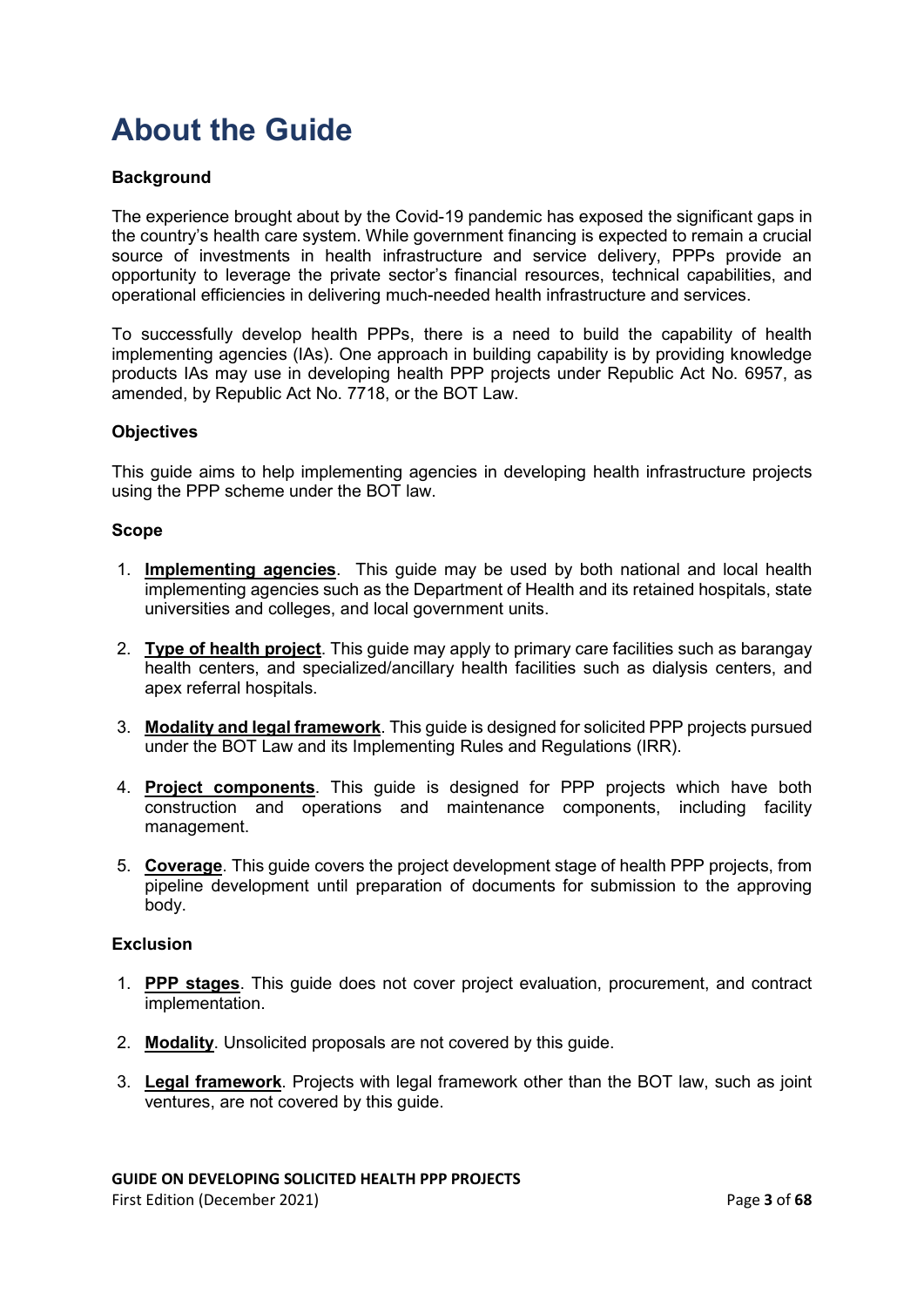# About the Guide

**Background**

The experience brought about by the Covid-19 pandemic has exposed the significant gaps in the country's health care system. While government financing is expected to remain a crucial source of investments in health infrastructure and service delivery, PPPs provide an opportunity to leverage the private sector's financial resources, technical capabilities, and operational efficiencies in delivering much-needed health infrastructure and services.

To successfully develop health PPPs, there is a need to build the capability of health implementing agencies (IAs). One approach in building capability is by providing knowledge products IAs may use in developing health PPP projects under Republic Act No. 6957, as amended, by Republic Act No. 7718, or the BOT Law.

**Objectives**

This guide aims to help implementing agencies in developing health infrastructure projects using the PPP scheme under the BOT law.

**Scope**

1. **Implementing agencies**. This guide may be used by both national and local health implementing agencies such as the Department of Health and its retained hospitals, state universities and colleges, and local government units.

2. **Type of health project**. This guide may apply to primary care facilities such as barangay health centers, and specialized/ancillary health facilities such as dialysis centers, and apex referral hospitals.

3. **Modality and legal framework**. This guide is designed for solicited PPP projects pursued under the BOT Law and its Implementing Rules and Regulations (IRR).

4. **Project components**. This guide is designed for PPP projects which have both construction and operations and maintenance components, including facility management.

5. **Coverage**. This guide covers the project development stage of health PPP projects, from pipeline development until preparation of documents for submission to the approving body.

**Exclusion**

1. **PPP stages**. This guide does not cover project evaluation, procurement, and contract implementation.

2. **Modality**. Unsolicited proposals are not covered by this guide.

3. **Legal framework**. Projects with legal framework other than the BOT law, such as joint ventures, are not covered by this guide.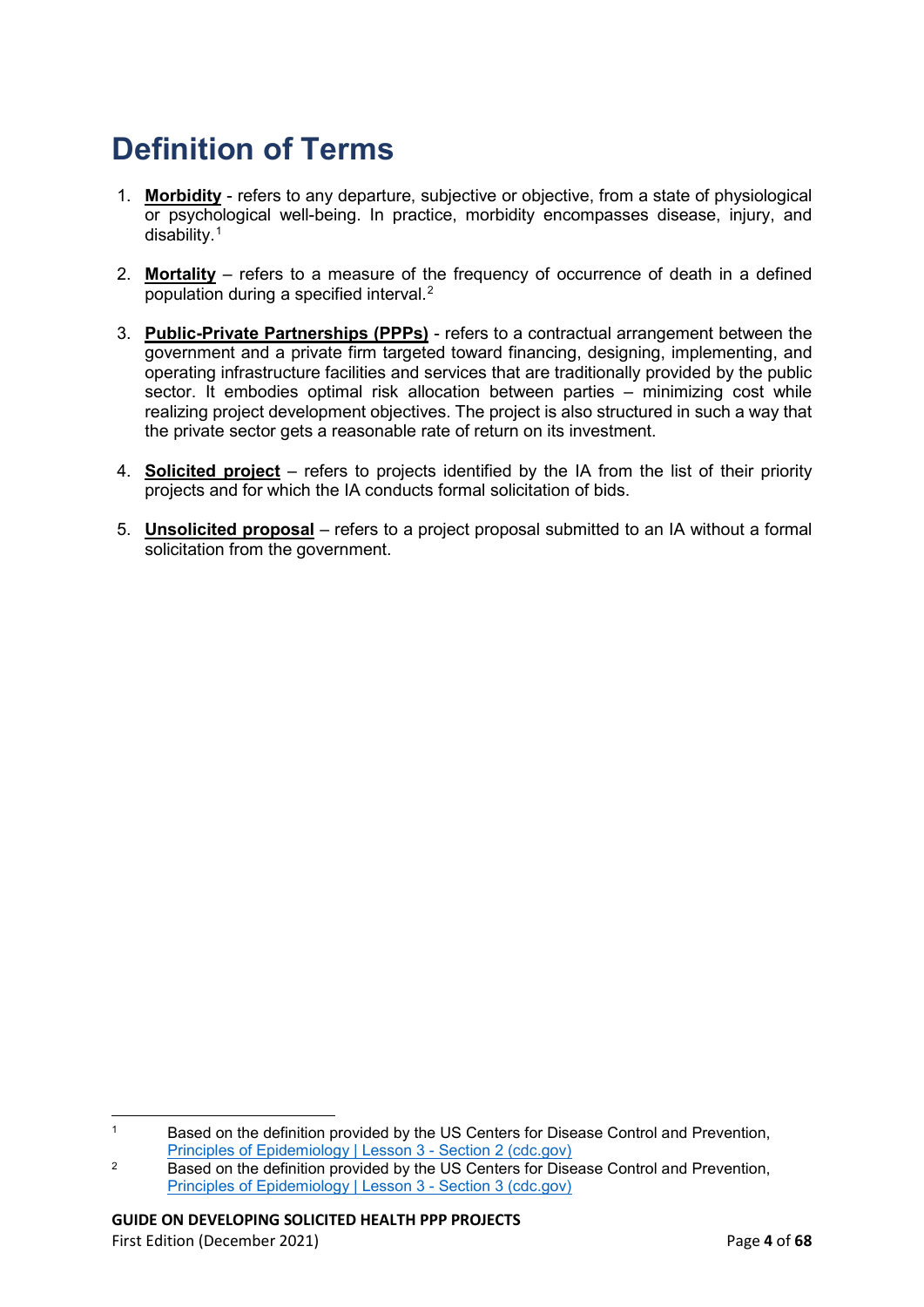# Definition of Terms

1. **Morbidity** - refers to any departure, subjective or objective, from a state of physiological or psychological well-being. In practice, morbidity encompasses disease, injury, and disability.[1]

2. **Mortality** – refers to a measure of the frequency of occurrence of death in a defined population during a specified interval.[2]

3. **Public-Private Partnerships (PPPs)** - refers to a contractual arrangement between the government and a private firm targeted toward financing, designing, implementing, and operating infrastructure facilities and services that are traditionally provided by the public sector. It embodies optimal risk allocation between parties – minimizing cost while realizing project development objectives. The project is also structured in such a way that the private sector gets a reasonable rate of return on its investment.

4. **Solicited project** – refers to projects identified by the IA from the list of their priority projects and for which the IA conducts formal solicitation of bids.

5. **Unsolicited proposal** – refers to a project proposal submitted to an IA without a formal solicitation from the government.

---

[1] Based on the definition provided by the US Centers for Disease Control and Prevention, Principles of Epidemiology | Lesson 3 - Section 2 (cdc.gov)

[2] Based on the definition provided by the US Centers for Disease Control and Prevention, Principles of Epidemiology | Lesson 3 - Section 3 (cdc.gov)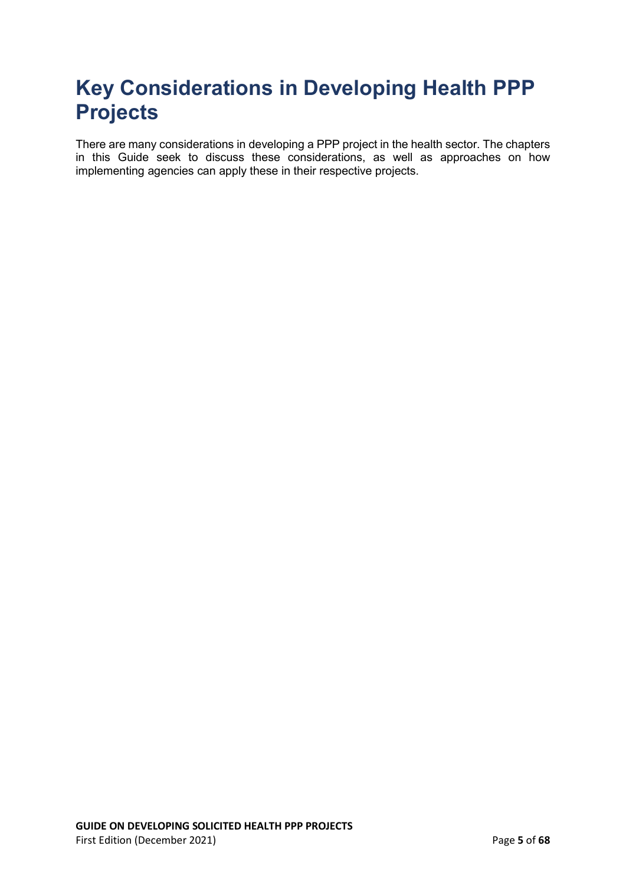# Key Considerations in Developing Health PPP Projects

There are many considerations in developing a PPP project in the health sector. The chapters in this Guide seek to discuss these considerations, as well as approaches on how implementing agencies can apply these in their respective projects.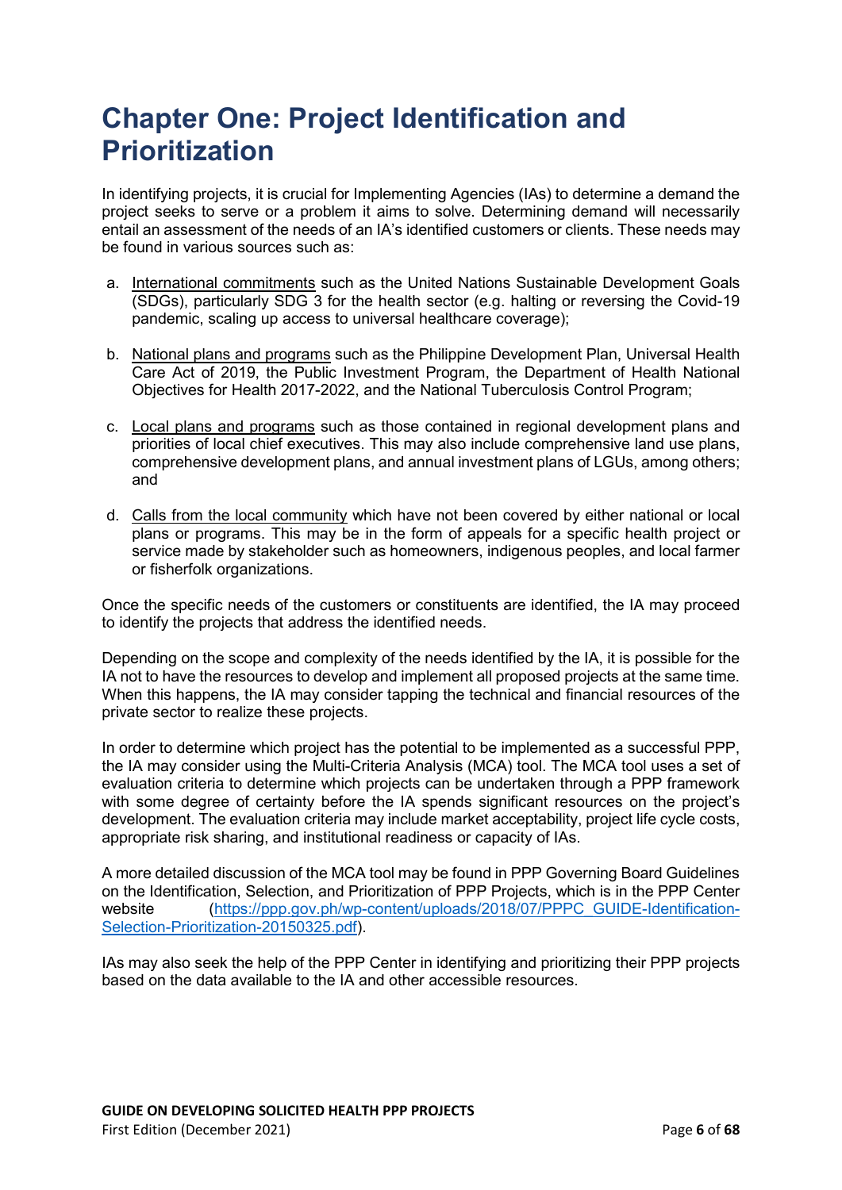# Chapter One: Project Identification and Prioritization

In identifying projects, it is crucial for Implementing Agencies (IAs) to determine a demand the project seeks to serve or a problem it aims to solve. Determining demand will necessarily entail an assessment of the needs of an IA's identified customers or clients. These needs may be found in various sources such as:

a. International commitments such as the United Nations Sustainable Development Goals (SDGs), particularly SDG 3 for the health sector (e.g. halting or reversing the Covid-19 pandemic, scaling up access to universal healthcare coverage);

b. National plans and programs such as the Philippine Development Plan, Universal Health Care Act of 2019, the Public Investment Program, the Department of Health National Objectives for Health 2017-2022, and the National Tuberculosis Control Program;

c. Local plans and programs such as those contained in regional development plans and priorities of local chief executives. This may also include comprehensive land use plans, comprehensive development plans, and annual investment plans of LGUs, among others; and

d. Calls from the local community which have not been covered by either national or local plans or programs. This may be in the form of appeals for a specific health project or service made by stakeholder such as homeowners, indigenous peoples, and local farmer or fisherfolk organizations.

Once the specific needs of the customers or constituents are identified, the IA may proceed to identify the projects that address the identified needs.

Depending on the scope and complexity of the needs identified by the IA, it is possible for the IA not to have the resources to develop and implement all proposed projects at the same time. When this happens, the IA may consider tapping the technical and financial resources of the private sector to realize these projects.

In order to determine which project has the potential to be implemented as a successful PPP, the IA may consider using the Multi-Criteria Analysis (MCA) tool. The MCA tool uses a set of evaluation criteria to determine which projects can be undertaken through a PPP framework with some degree of certainty before the IA spends significant resources on the project's development. The evaluation criteria may include market acceptability, project life cycle costs, appropriate risk sharing, and institutional readiness or capacity of IAs.

A more detailed discussion of the MCA tool may be found in PPP Governing Board Guidelines on the Identification, Selection, and Prioritization of PPP Projects, which is in the PPP Center website (https://ppp.gov.ph/wp-content/uploads/2018/07/PPPC_GUIDE-Identification-Selection-Prioritization-20150325.pdf).

IAs may also seek the help of the PPP Center in identifying and prioritizing their PPP projects based on the data available to the IA and other accessible resources.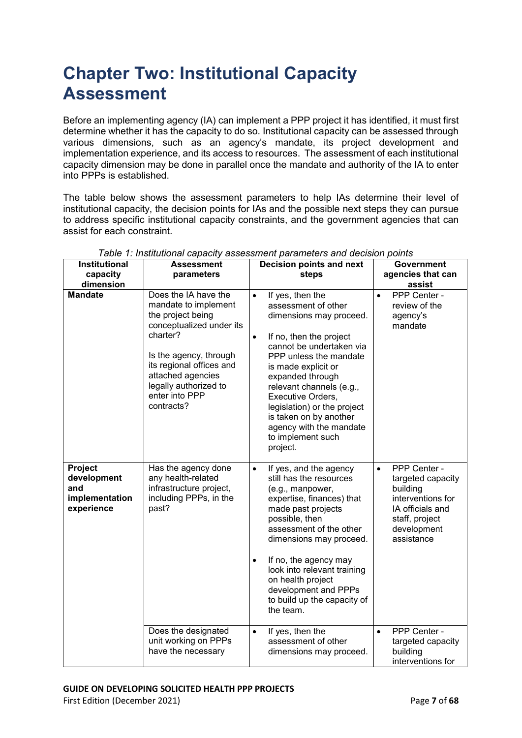# Chapter Two: Institutional Capacity Assessment

Before an implementing agency (IA) can implement a PPP project it has identified, it must first determine whether it has the capacity to do so. Institutional capacity can be assessed through various dimensions, such as an agency's mandate, its project development and implementation experience, and its access to resources. The assessment of each institutional capacity dimension may be done in parallel once the mandate and authority of the IA to enter into PPPs is established.

The table below shows the assessment parameters to help IAs determine their level of institutional capacity, the decision points for IAs and the possible next steps they can pursue to address specific institutional capacity constraints, and the government agencies that can assist for each constraint.

*Table 1: Institutional capacity assessment parameters and decision points*

| Institutional capacity dimension | Assessment parameters | Decision points and next steps | Government agencies that can assist |
|---|---|---|---|
| **Mandate** | Does the IA have the mandate to implement the project being conceptualized under its charter?<br><br>Is the agency, through its regional offices and attached agencies legally authorized to enter into PPP contracts? | • If yes, then the assessment of other dimensions may proceed.<br><br>• If no, then the project cannot be undertaken via PPP unless the mandate is made explicit or expanded through relevant channels (e.g., Executive Orders, legislation) or the project is taken on by another agency with the mandate to implement such project. | • PPP Center - review of the agency's mandate |
| **Project development and implementation experience** | Has the agency done any health-related infrastructure project, including PPPs, in the past? | • If yes, and the agency still has the resources (e.g., manpower, expertise, finances) that made past projects possible, then assessment of the other dimensions may proceed.<br><br>• If no, the agency may look into relevant training on health project development and PPPs to build up the capacity of the team. | • PPP Center - targeted capacity building interventions for IA officials and staff, project development assistance |
| | Does the designated unit working on PPPs have the necessary | • If yes, then the assessment of other dimensions may proceed. | • PPP Center - targeted capacity building interventions for |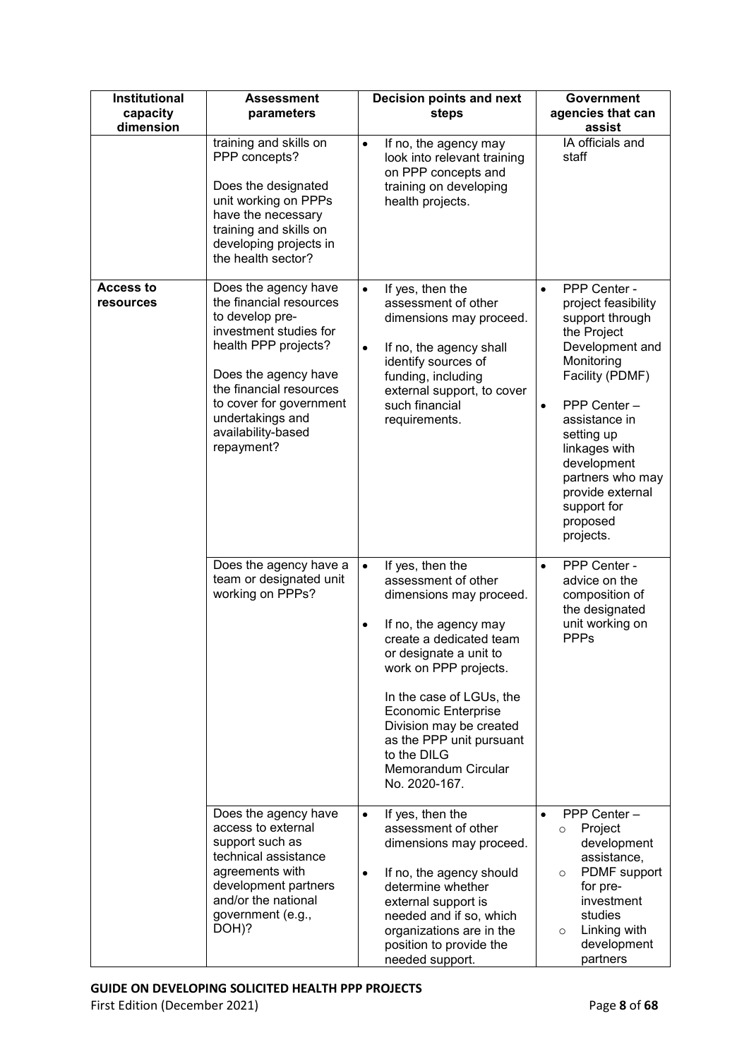| Institutional capacity dimension | Assessment parameters | Decision points and next steps | Government agencies that can assist |
|---|---|---|---|
| | training and skills on PPP concepts?<br><br>Does the designated unit working on PPPs have the necessary training and skills on developing projects in the health sector? | • If no, the agency may look into relevant training on PPP concepts and training on developing health projects. | IA officials and staff |
| **Access to resources** | Does the agency have the financial resources to develop pre-investment studies for health PPP projects?<br><br>Does the agency have the financial resources to cover for government undertakings and availability-based repayment? | • If yes, then the assessment of other dimensions may proceed.<br>• If no, the agency shall identify sources of funding, including external support, to cover such financial requirements. | • PPP Center - project feasibility support through the Project Development and Monitoring Facility (PDMF)<br>• PPP Center – assistance in setting up linkages with development partners who may provide external support for proposed projects. |
| | Does the agency have a team or designated unit working on PPPs? | • If yes, then the assessment of other dimensions may proceed.<br>• If no, the agency may create a dedicated team or designate a unit to work on PPP projects.<br><br>In the case of LGUs, the Economic Enterprise Division may be created as the PPP unit pursuant to the DILG Memorandum Circular No. 2020-167. | • PPP Center - advice on the composition of the designated unit working on PPPs |
| | Does the agency have access to external support such as technical assistance agreements with development partners and/or the national government (e.g., DOH)? | • If yes, then the assessment of other dimensions may proceed.<br>• If no, the agency should determine whether external support is needed and if so, which organizations are in the position to provide the needed support. | • PPP Center –<br>  ○ Project development assistance,<br>  ○ PDMF support for pre-investment studies<br>  ○ Linking with development partners |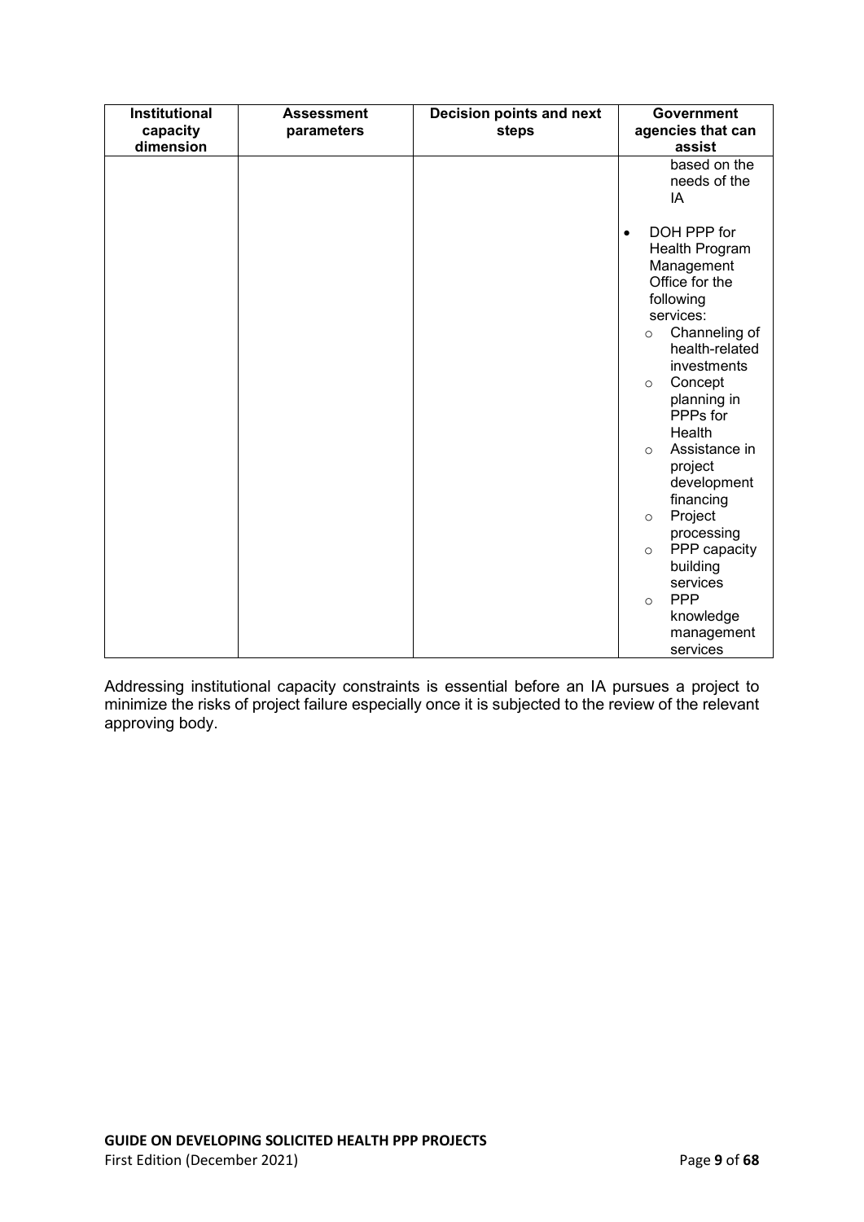| Institutional capacity dimension | Assessment parameters | Decision points and next steps | Government agencies that can assist |
|---|---|---|---|
| | | | based on the needs of the IA<br><br>• DOH PPP for Health Program Management Office for the following services:<br>  ○ Channeling of health-related investments<br>  ○ Concept planning in PPPs for Health<br>  ○ Assistance in project development financing<br>  ○ Project processing<br>  ○ PPP capacity building services<br>  ○ PPP knowledge management services |

Addressing institutional capacity constraints is essential before an IA pursues a project to minimize the risks of project failure especially once it is subjected to the review of the relevant approving body.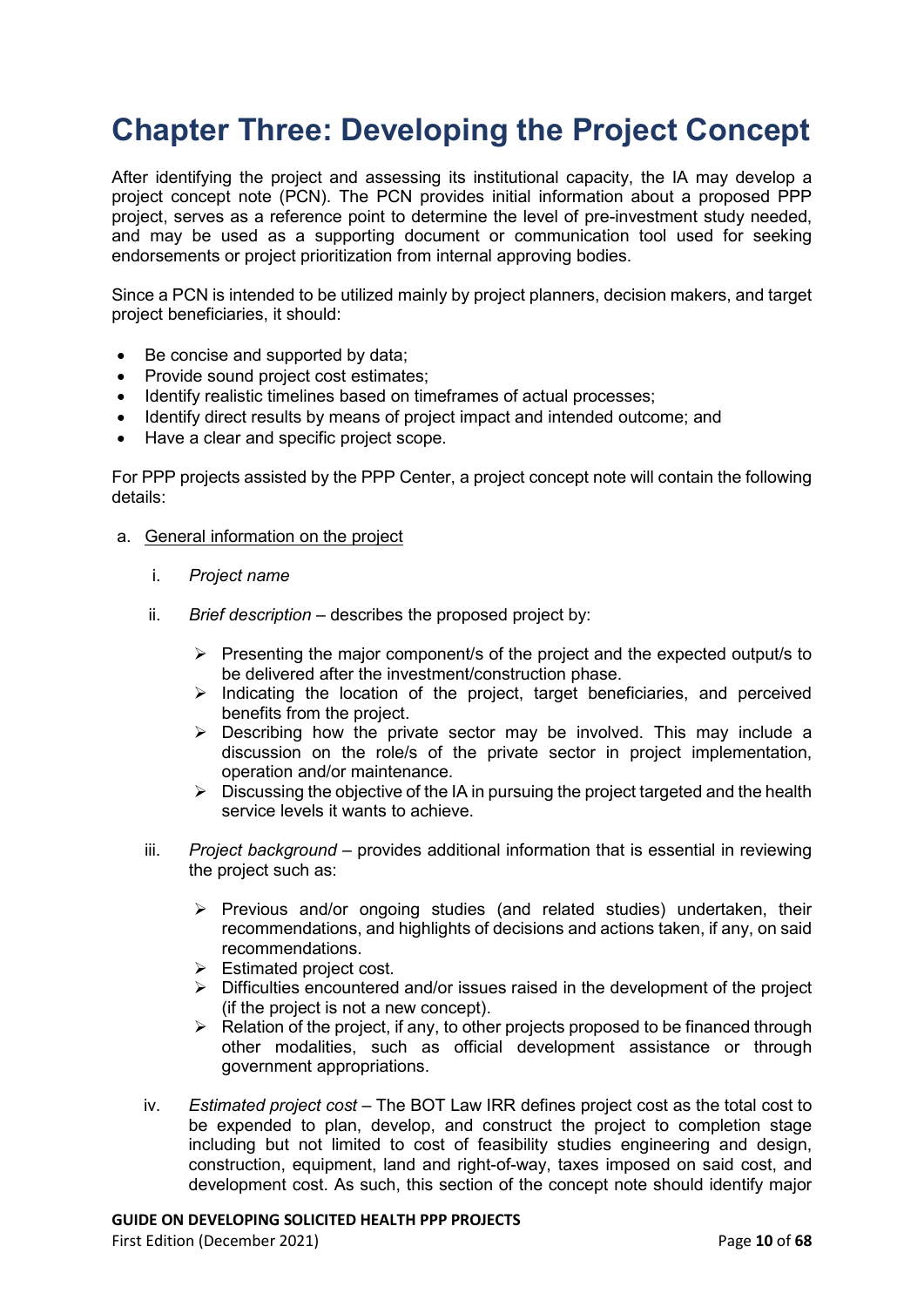# Chapter Three: Developing the Project Concept

After identifying the project and assessing its institutional capacity, the IA may develop a project concept note (PCN). The PCN provides initial information about a proposed PPP project, serves as a reference point to determine the level of pre-investment study needed, and may be used as a supporting document or communication tool used for seeking endorsements or project prioritization from internal approving bodies.

Since a PCN is intended to be utilized mainly by project planners, decision makers, and target project beneficiaries, it should:

- Be concise and supported by data;
- Provide sound project cost estimates;
- Identify realistic timelines based on timeframes of actual processes;
- Identify direct results by means of project impact and intended outcome; and
- Have a clear and specific project scope.

For PPP projects assisted by the PPP Center, a project concept note will contain the following details:

a. <u>General information on the project</u>

   i. *Project name*

   ii. *Brief description* – describes the proposed project by:

      - Presenting the major component/s of the project and the expected output/s to be delivered after the investment/construction phase.
      - Indicating the location of the project, target beneficiaries, and perceived benefits from the project.
      - Describing how the private sector may be involved. This may include a discussion on the role/s of the private sector in project implementation, operation and/or maintenance.
      - Discussing the objective of the IA in pursuing the project targeted and the health service levels it wants to achieve.

   iii. *Project background* – provides additional information that is essential in reviewing the project such as:

      - Previous and/or ongoing studies (and related studies) undertaken, their recommendations, and highlights of decisions and actions taken, if any, on said recommendations.
      - Estimated project cost.
      - Difficulties encountered and/or issues raised in the development of the project (if the project is not a new concept).
      - Relation of the project, if any, to other projects proposed to be financed through other modalities, such as official development assistance or through government appropriations.

   iv. *Estimated project cost* – The BOT Law IRR defines project cost as the total cost to be expended to plan, develop, and construct the project to completion stage including but not limited to cost of feasibility studies engineering and design, construction, equipment, land and right-of-way, taxes imposed on said cost, and development cost. As such, this section of the concept note should identify major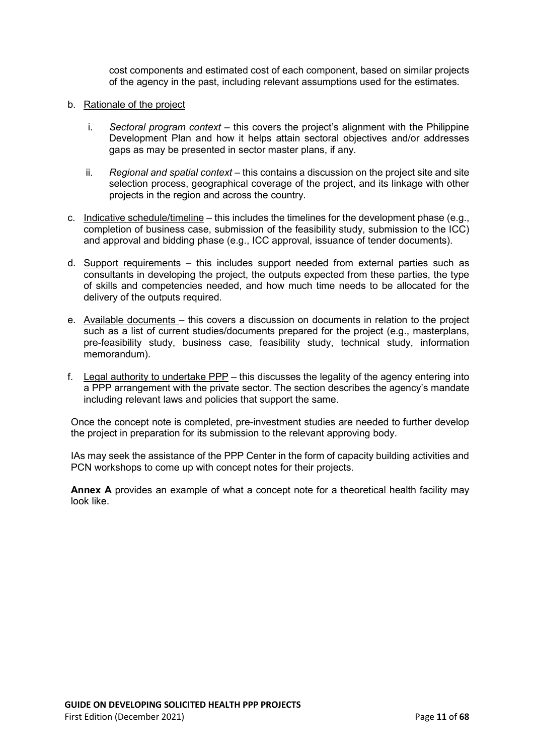cost components and estimated cost of each component, based on similar projects of the agency in the past, including relevant assumptions used for the estimates.

b. Rationale of the project

   i. *Sectoral program context* – this covers the project's alignment with the Philippine Development Plan and how it helps attain sectoral objectives and/or addresses gaps as may be presented in sector master plans, if any.

   ii. *Regional and spatial context* – this contains a discussion on the project site and site selection process, geographical coverage of the project, and its linkage with other projects in the region and across the country.

c. Indicative schedule/timeline – this includes the timelines for the development phase (e.g., completion of business case, submission of the feasibility study, submission to the ICC) and approval and bidding phase (e.g., ICC approval, issuance of tender documents).

d. Support requirements – this includes support needed from external parties such as consultants in developing the project, the outputs expected from these parties, the type of skills and competencies needed, and how much time needs to be allocated for the delivery of the outputs required.

e. Available documents – this covers a discussion on documents in relation to the project such as a list of current studies/documents prepared for the project (e.g., masterplans, pre-feasibility study, business case, feasibility study, technical study, information memorandum).

f. Legal authority to undertake PPP – this discusses the legality of the agency entering into a PPP arrangement with the private sector. The section describes the agency's mandate including relevant laws and policies that support the same.

Once the concept note is completed, pre-investment studies are needed to further develop the project in preparation for its submission to the relevant approving body.

IAs may seek the assistance of the PPP Center in the form of capacity building activities and PCN workshops to come up with concept notes for their projects.

**Annex A** provides an example of what a concept note for a theoretical health facility may look like.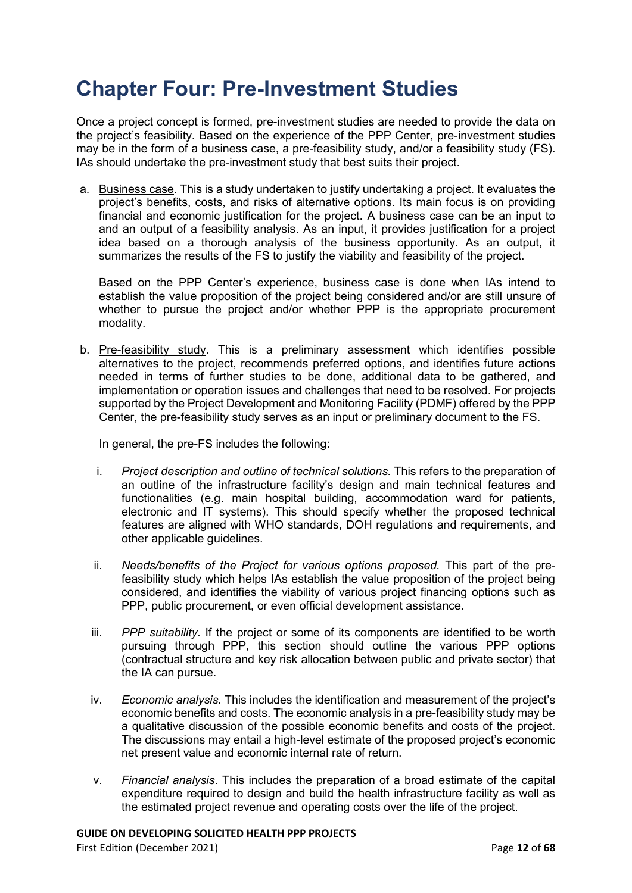# Chapter Four: Pre-Investment Studies

Once a project concept is formed, pre-investment studies are needed to provide the data on the project's feasibility. Based on the experience of the PPP Center, pre-investment studies may be in the form of a business case, a pre-feasibility study, and/or a feasibility study (FS). IAs should undertake the pre-investment study that best suits their project.

a. <u>Business case</u>. This is a study undertaken to justify undertaking a project. It evaluates the project's benefits, costs, and risks of alternative options. Its main focus is on providing financial and economic justification for the project. A business case can be an input to and an output of a feasibility analysis. As an input, it provides justification for a project idea based on a thorough analysis of the business opportunity. As an output, it summarizes the results of the FS to justify the viability and feasibility of the project.

   Based on the PPP Center's experience, business case is done when IAs intend to establish the value proposition of the project being considered and/or are still unsure of whether to pursue the project and/or whether PPP is the appropriate procurement modality.

b. <u>Pre-feasibility study</u>. This is a preliminary assessment which identifies possible alternatives to the project, recommends preferred options, and identifies future actions needed in terms of further studies to be done, additional data to be gathered, and implementation or operation issues and challenges that need to be resolved. For projects supported by the Project Development and Monitoring Facility (PDMF) offered by the PPP Center, the pre-feasibility study serves as an input or preliminary document to the FS.

   In general, the pre-FS includes the following:

   i. *Project description and outline of technical solutions.* This refers to the preparation of an outline of the infrastructure facility's design and main technical features and functionalities (e.g. main hospital building, accommodation ward for patients, electronic and IT systems). This should specify whether the proposed technical features are aligned with WHO standards, DOH regulations and requirements, and other applicable guidelines.

   ii. *Needs/benefits of the Project for various options proposed.* This part of the pre-feasibility study which helps IAs establish the value proposition of the project being considered, and identifies the viability of various project financing options such as PPP, public procurement, or even official development assistance.

   iii. *PPP suitability.* If the project or some of its components are identified to be worth pursuing through PPP, this section should outline the various PPP options (contractual structure and key risk allocation between public and private sector) that the IA can pursue.

   iv. *Economic analysis.* This includes the identification and measurement of the project's economic benefits and costs. The economic analysis in a pre-feasibility study may be a qualitative discussion of the possible economic benefits and costs of the project. The discussions may entail a high-level estimate of the proposed project's economic net present value and economic internal rate of return.

   v. *Financial analysis.* This includes the preparation of a broad estimate of the capital expenditure required to design and build the health infrastructure facility as well as the estimated project revenue and operating costs over the life of the project.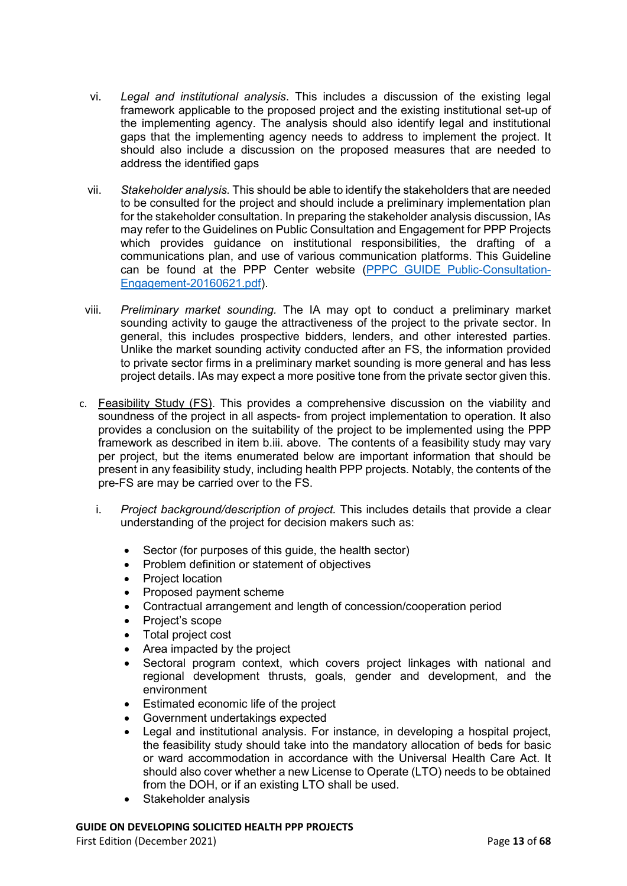vi. *Legal and institutional analysis*. This includes a discussion of the existing legal framework applicable to the proposed project and the existing institutional set-up of the implementing agency. The analysis should also identify legal and institutional gaps that the implementing agency needs to address to implement the project. It should also include a discussion on the proposed measures that are needed to address the identified gaps

vii. *Stakeholder analysis.* This should be able to identify the stakeholders that are needed to be consulted for the project and should include a preliminary implementation plan for the stakeholder consultation. In preparing the stakeholder analysis discussion, IAs may refer to the Guidelines on Public Consultation and Engagement for PPP Projects which provides guidance on institutional responsibilities, the drafting of a communications plan, and use of various communication platforms. This Guideline can be found at the PPP Center website (PPPC_GUIDE_Public-Consultation-Engagement-20160621.pdf).

viii. *Preliminary market sounding.* The IA may opt to conduct a preliminary market sounding activity to gauge the attractiveness of the project to the private sector. In general, this includes prospective bidders, lenders, and other interested parties. Unlike the market sounding activity conducted after an FS, the information provided to private sector firms in a preliminary market sounding is more general and has less project details. IAs may expect a more positive tone from the private sector given this.

c. <u>Feasibility Study (FS)</u>. This provides a comprehensive discussion on the viability and soundness of the project in all aspects- from project implementation to operation. It also provides a conclusion on the suitability of the project to be implemented using the PPP framework as described in item b.iii. above. The contents of a feasibility study may vary per project, but the items enumerated below are important information that should be present in any feasibility study, including health PPP projects. Notably, the contents of the pre-FS are may be carried over to the FS.

   i. *Project background/description of project.* This includes details that provide a clear understanding of the project for decision makers such as:

   - Sector (for purposes of this guide, the health sector)
   - Problem definition or statement of objectives
   - Project location
   - Proposed payment scheme
   - Contractual arrangement and length of concession/cooperation period
   - Project's scope
   - Total project cost
   - Area impacted by the project
   - Sectoral program context, which covers project linkages with national and regional development thrusts, goals, gender and development, and the environment
   - Estimated economic life of the project
   - Government undertakings expected
   - Legal and institutional analysis. For instance, in developing a hospital project, the feasibility study should take into the mandatory allocation of beds for basic or ward accommodation in accordance with the Universal Health Care Act. It should also cover whether a new License to Operate (LTO) needs to be obtained from the DOH, or if an existing LTO shall be used.
   - Stakeholder analysis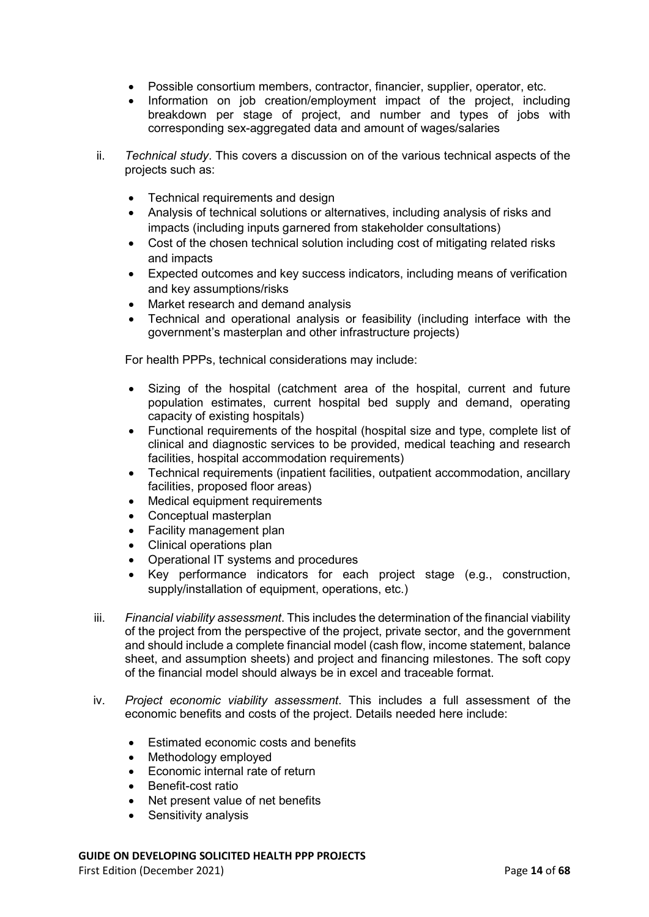- Possible consortium members, contractor, financier, supplier, operator, etc.
- Information on job creation/employment impact of the project, including breakdown per stage of project, and number and types of jobs with corresponding sex-aggregated data and amount of wages/salaries

ii. *Technical study*. This covers a discussion on of the various technical aspects of the projects such as:

- Technical requirements and design
- Analysis of technical solutions or alternatives, including analysis of risks and impacts (including inputs garnered from stakeholder consultations)
- Cost of the chosen technical solution including cost of mitigating related risks and impacts
- Expected outcomes and key success indicators, including means of verification and key assumptions/risks
- Market research and demand analysis
- Technical and operational analysis or feasibility (including interface with the government's masterplan and other infrastructure projects)

For health PPPs, technical considerations may include:

- Sizing of the hospital (catchment area of the hospital, current and future population estimates, current hospital bed supply and demand, operating capacity of existing hospitals)
- Functional requirements of the hospital (hospital size and type, complete list of clinical and diagnostic services to be provided, medical teaching and research facilities, hospital accommodation requirements)
- Technical requirements (inpatient facilities, outpatient accommodation, ancillary facilities, proposed floor areas)
- Medical equipment requirements
- Conceptual masterplan
- Facility management plan
- Clinical operations plan
- Operational IT systems and procedures
- Key performance indicators for each project stage (e.g., construction, supply/installation of equipment, operations, etc.)

iii. *Financial viability assessment*. This includes the determination of the financial viability of the project from the perspective of the project, private sector, and the government and should include a complete financial model (cash flow, income statement, balance sheet, and assumption sheets) and project and financing milestones. The soft copy of the financial model should always be in excel and traceable format.

iv. *Project economic viability assessment*. This includes a full assessment of the economic benefits and costs of the project. Details needed here include:

- Estimated economic costs and benefits
- Methodology employed
- Economic internal rate of return
- Benefit-cost ratio
- Net present value of net benefits
- Sensitivity analysis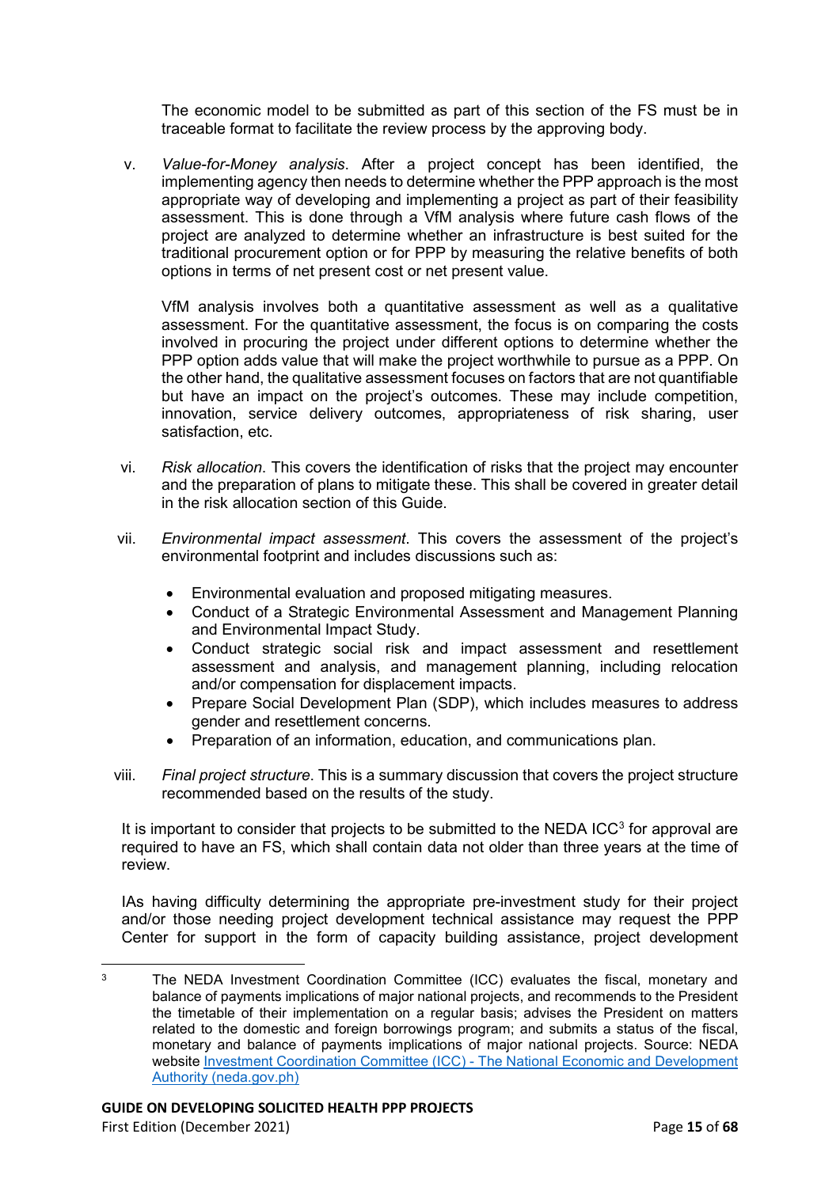The economic model to be submitted as part of this section of the FS must be in traceable format to facilitate the review process by the approving body.

v. *Value-for-Money analysis*. After a project concept has been identified, the implementing agency then needs to determine whether the PPP approach is the most appropriate way of developing and implementing a project as part of their feasibility assessment. This is done through a VfM analysis where future cash flows of the project are analyzed to determine whether an infrastructure is best suited for the traditional procurement option or for PPP by measuring the relative benefits of both options in terms of net present cost or net present value.

   VfM analysis involves both a quantitative assessment as well as a qualitative assessment. For the quantitative assessment, the focus is on comparing the costs involved in procuring the project under different options to determine whether the PPP option adds value that will make the project worthwhile to pursue as a PPP. On the other hand, the qualitative assessment focuses on factors that are not quantifiable but have an impact on the project's outcomes. These may include competition, innovation, service delivery outcomes, appropriateness of risk sharing, user satisfaction, etc.

vi. *Risk allocation*. This covers the identification of risks that the project may encounter and the preparation of plans to mitigate these. This shall be covered in greater detail in the risk allocation section of this Guide.

vii. *Environmental impact assessment*. This covers the assessment of the project's environmental footprint and includes discussions such as:

   - Environmental evaluation and proposed mitigating measures.
   - Conduct of a Strategic Environmental Assessment and Management Planning and Environmental Impact Study.
   - Conduct strategic social risk and impact assessment and resettlement assessment and analysis, and management planning, including relocation and/or compensation for displacement impacts.
   - Prepare Social Development Plan (SDP), which includes measures to address gender and resettlement concerns.
   - Preparation of an information, education, and communications plan.

viii. *Final project structure*. This is a summary discussion that covers the project structure recommended based on the results of the study.

It is important to consider that projects to be submitted to the NEDA ICC[3] for approval are required to have an FS, which shall contain data not older than three years at the time of review.

IAs having difficulty determining the appropriate pre-investment study for their project and/or those needing project development technical assistance may request the PPP Center for support in the form of capacity building assistance, project development

---

[3] The NEDA Investment Coordination Committee (ICC) evaluates the fiscal, monetary and balance of payments implications of major national projects, and recommends to the President the timetable of their implementation on a regular basis; advises the President on matters related to the domestic and foreign borrowings program; and submits a status of the fiscal, monetary and balance of payments implications of major national projects. Source: NEDA website [Investment Coordination Committee (ICC) - The National Economic and Development Authority (neda.gov.ph)](neda.gov.ph)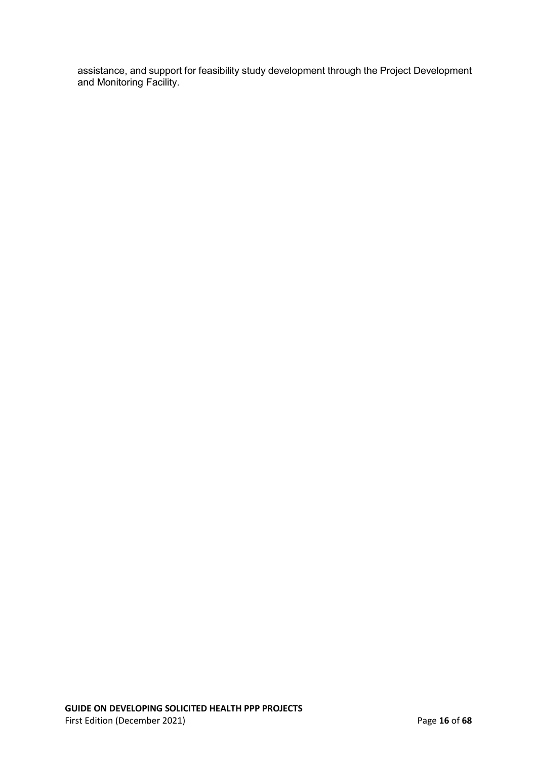assistance, and support for feasibility study development through the Project Development and Monitoring Facility.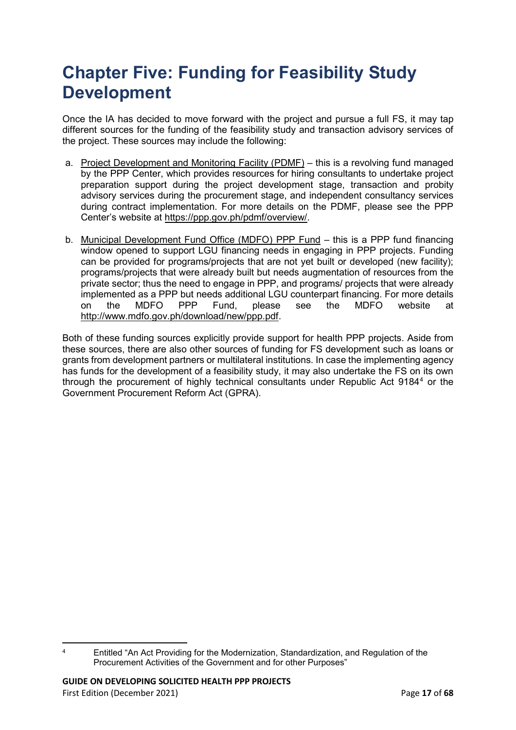# Chapter Five: Funding for Feasibility Study Development

Once the IA has decided to move forward with the project and pursue a full FS, it may tap different sources for the funding of the feasibility study and transaction advisory services of the project. These sources may include the following:

a. Project Development and Monitoring Facility (PDMF) – this is a revolving fund managed by the PPP Center, which provides resources for hiring consultants to undertake project preparation support during the project development stage, transaction and probity advisory services during the procurement stage, and independent consultancy services during contract implementation. For more details on the PDMF, please see the PPP Center's website at https://ppp.gov.ph/pdmf/overview/.

b. Municipal Development Fund Office (MDFO) PPP Fund – this is a PPP fund financing window opened to support LGU financing needs in engaging in PPP projects. Funding can be provided for programs/projects that are not yet built or developed (new facility); programs/projects that were already built but needs augmentation of resources from the private sector; thus the need to engage in PPP, and programs/ projects that were already implemented as a PPP but needs additional LGU counterpart financing. For more details on the MDFO PPP Fund, please see the MDFO website at http://www.mdfo.gov.ph/download/new/ppp.pdf.

Both of these funding sources explicitly provide support for health PPP projects. Aside from these sources, there are also other sources of funding for FS development such as loans or grants from development partners or multilateral institutions. In case the implementing agency has funds for the development of a feasibility study, it may also undertake the FS on its own through the procurement of highly technical consultants under Republic Act 9184[4] or the Government Procurement Reform Act (GPRA).

[4] Entitled "An Act Providing for the Modernization, Standardization, and Regulation of the Procurement Activities of the Government and for other Purposes"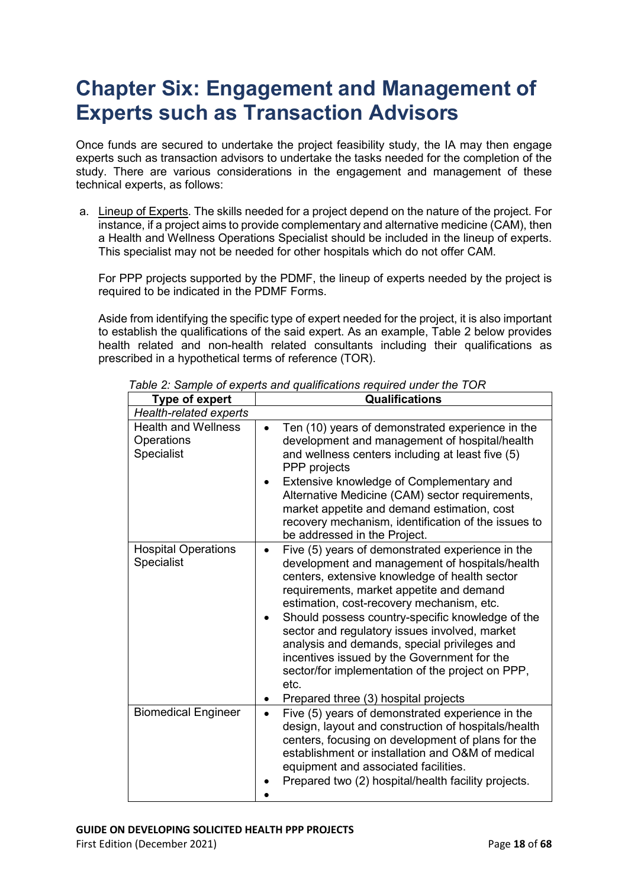# Chapter Six: Engagement and Management of Experts such as Transaction Advisors

Once funds are secured to undertake the project feasibility study, the IA may then engage experts such as transaction advisors to undertake the tasks needed for the completion of the study. There are various considerations in the engagement and management of these technical experts, as follows:

a. Lineup of Experts. The skills needed for a project depend on the nature of the project. For instance, if a project aims to provide complementary and alternative medicine (CAM), then a Health and Wellness Operations Specialist should be included in the lineup of experts. This specialist may not be needed for other hospitals which do not offer CAM.

   For PPP projects supported by the PDMF, the lineup of experts needed by the project is required to be indicated in the PDMF Forms.

   Aside from identifying the specific type of expert needed for the project, it is also important to establish the qualifications of the said expert. As an example, Table 2 below provides health related and non-health related consultants including their qualifications as prescribed in a hypothetical terms of reference (TOR).

*Table 2: Sample of experts and qualifications required under the TOR*

| Type of expert | Qualifications |
|---|---|
| *Health-related experts* | |
| Health and Wellness Operations Specialist | • Ten (10) years of demonstrated experience in the development and management of hospital/health and wellness centers including at least five (5) PPP projects<br>• Extensive knowledge of Complementary and Alternative Medicine (CAM) sector requirements, market appetite and demand estimation, cost recovery mechanism, identification of the issues to be addressed in the Project. |
| Hospital Operations Specialist | • Five (5) years of demonstrated experience in the development and management of hospitals/health centers, extensive knowledge of health sector requirements, market appetite and demand estimation, cost-recovery mechanism, etc.<br>• Should possess country-specific knowledge of the sector and regulatory issues involved, market analysis and demands, special privileges and incentives issued by the Government for the sector/for implementation of the project on PPP, etc.<br>• Prepared three (3) hospital projects |
| Biomedical Engineer | • Five (5) years of demonstrated experience in the design, layout and construction of hospitals/health centers, focusing on development of plans for the establishment or installation and O&M of medical equipment and associated facilities.<br>• Prepared two (2) hospital/health facility projects.<br>• |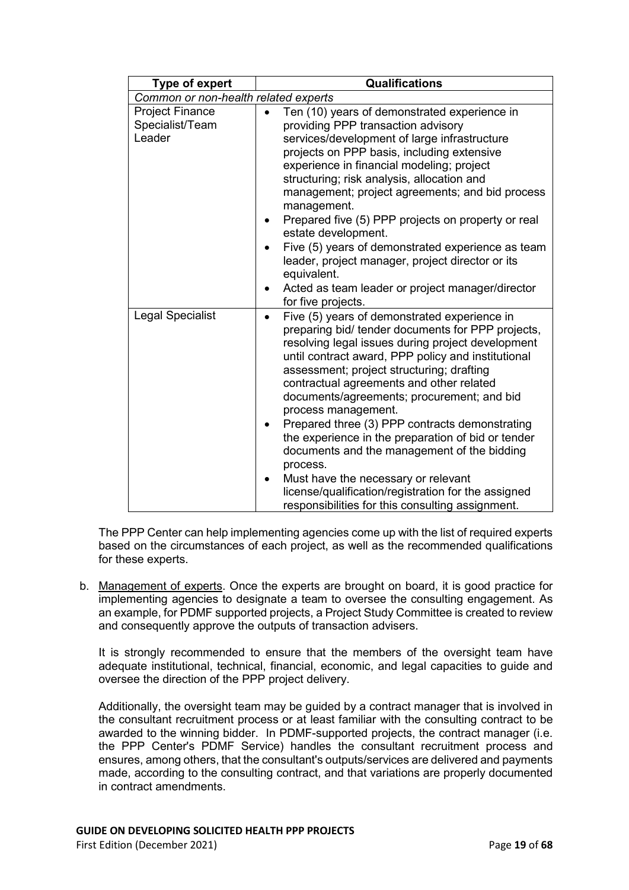| Type of expert | Qualifications |
|---|---|
| *Common or non-health related experts* | |
| Project Finance Specialist/Team Leader | • Ten (10) years of demonstrated experience in providing PPP transaction advisory services/development of large infrastructure projects on PPP basis, including extensive experience in financial modeling; project structuring; risk analysis, allocation and management; project agreements; and bid process management.<br>• Prepared five (5) PPP projects on property or real estate development.<br>• Five (5) years of demonstrated experience as team leader, project manager, project director or its equivalent.<br>• Acted as team leader or project manager/director for five projects. |
| Legal Specialist | • Five (5) years of demonstrated experience in preparing bid/ tender documents for PPP projects, resolving legal issues during project development until contract award, PPP policy and institutional assessment; project structuring; drafting contractual agreements and other related documents/agreements; procurement; and bid process management.<br>• Prepared three (3) PPP contracts demonstrating the experience in the preparation of bid or tender documents and the management of the bidding process.<br>• Must have the necessary or relevant license/qualification/registration for the assigned responsibilities for this consulting assignment. |

The PPP Center can help implementing agencies come up with the list of required experts based on the circumstances of each project, as well as the recommended qualifications for these experts.

b. <u>Management of experts</u>. Once the experts are brought on board, it is good practice for implementing agencies to designate a team to oversee the consulting engagement. As an example, for PDMF supported projects, a Project Study Committee is created to review and consequently approve the outputs of transaction advisers.

   It is strongly recommended to ensure that the members of the oversight team have adequate institutional, technical, financial, economic, and legal capacities to guide and oversee the direction of the PPP project delivery.

   Additionally, the oversight team may be guided by a contract manager that is involved in the consultant recruitment process or at least familiar with the consulting contract to be awarded to the winning bidder. In PDMF-supported projects, the contract manager (i.e. the PPP Center's PDMF Service) handles the consultant recruitment process and ensures, among others, that the consultant's outputs/services are delivered and payments made, according to the consulting contract, and that variations are properly documented in contract amendments.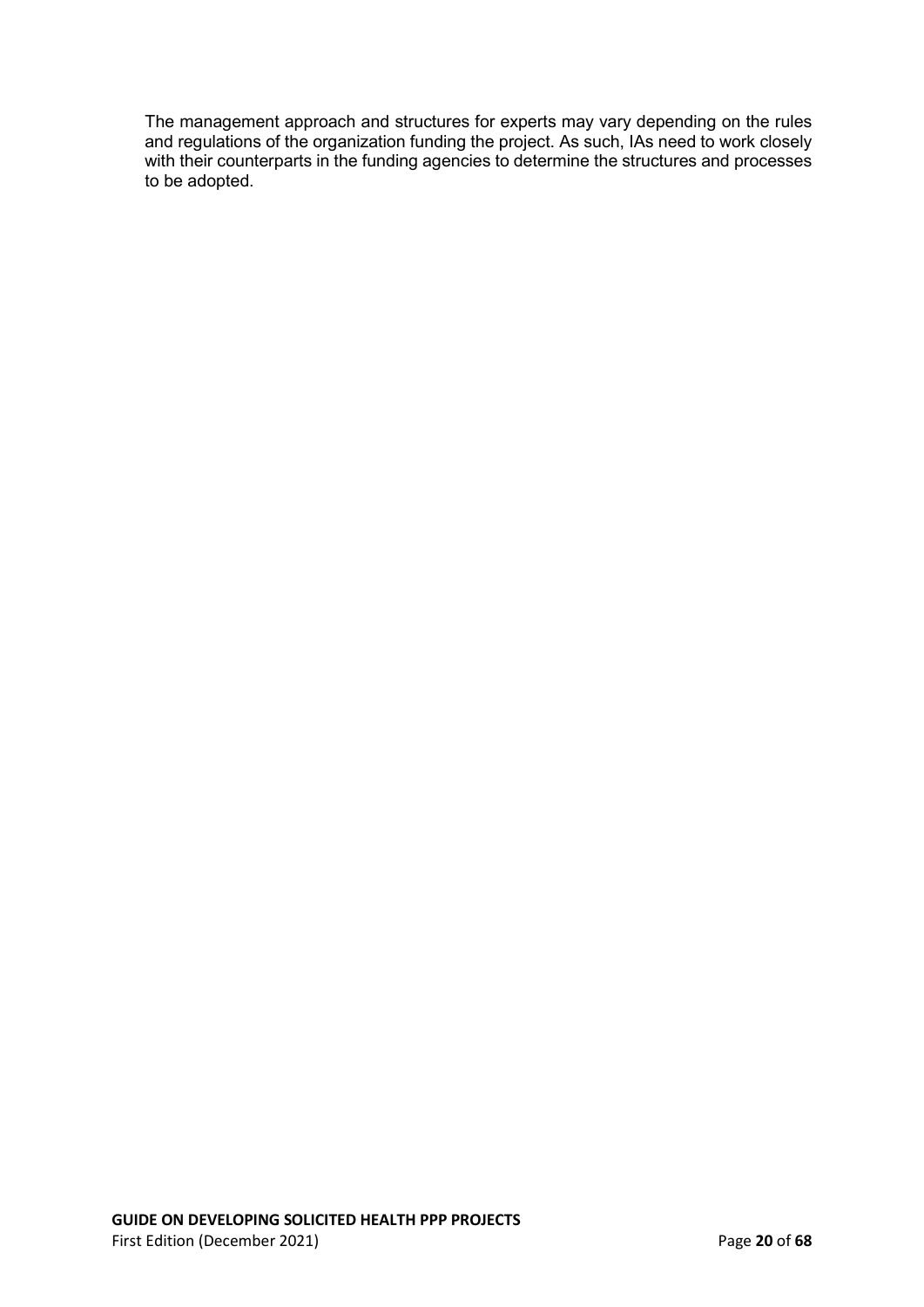The management approach and structures for experts may vary depending on the rules and regulations of the organization funding the project. As such, IAs need to work closely with their counterparts in the funding agencies to determine the structures and processes to be adopted.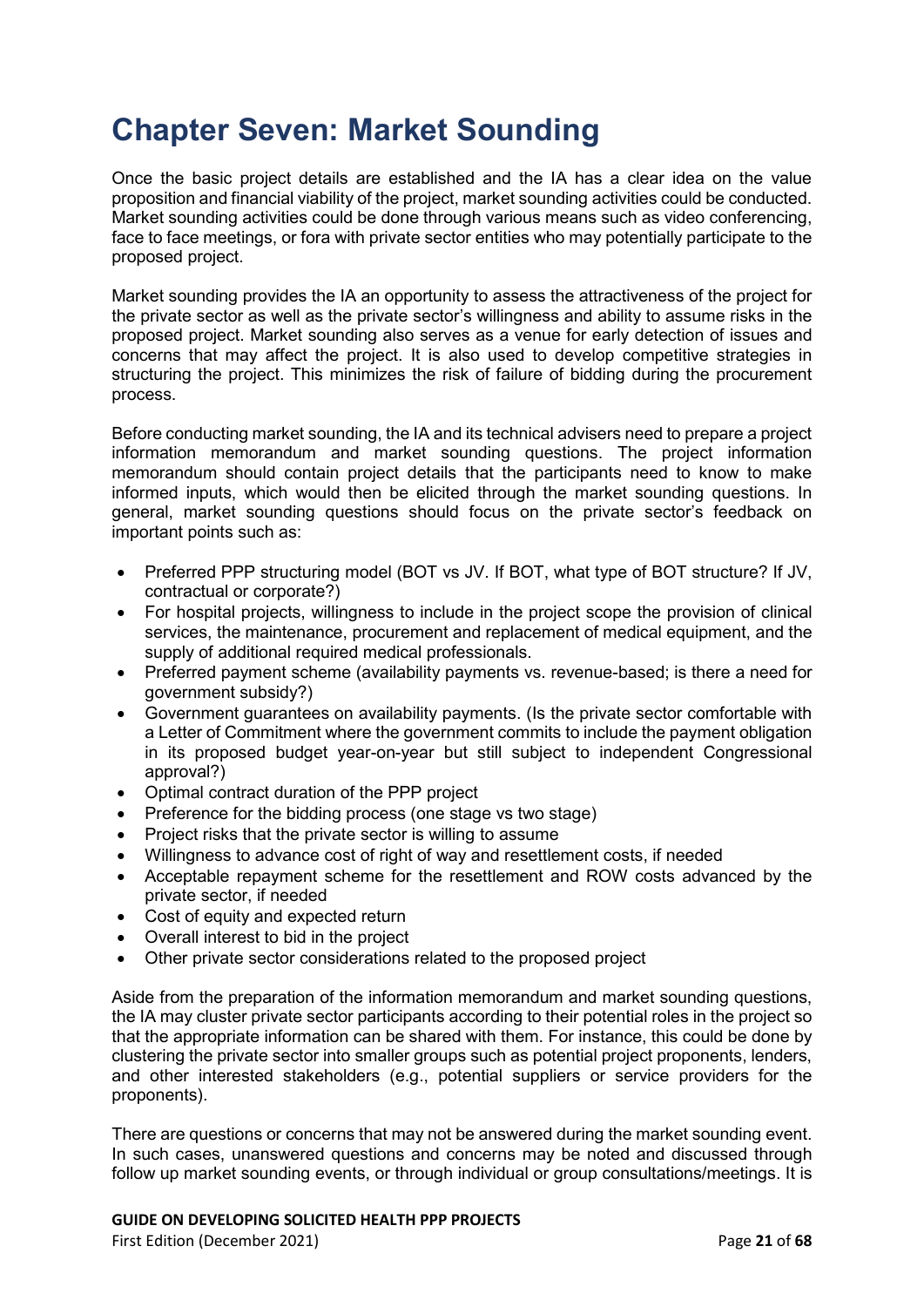# Chapter Seven: Market Sounding

Once the basic project details are established and the IA has a clear idea on the value proposition and financial viability of the project, market sounding activities could be conducted. Market sounding activities could be done through various means such as video conferencing, face to face meetings, or fora with private sector entities who may potentially participate to the proposed project.

Market sounding provides the IA an opportunity to assess the attractiveness of the project for the private sector as well as the private sector's willingness and ability to assume risks in the proposed project. Market sounding also serves as a venue for early detection of issues and concerns that may affect the project. It is also used to develop competitive strategies in structuring the project. This minimizes the risk of failure of bidding during the procurement process.

Before conducting market sounding, the IA and its technical advisers need to prepare a project information memorandum and market sounding questions. The project information memorandum should contain project details that the participants need to know to make informed inputs, which would then be elicited through the market sounding questions. In general, market sounding questions should focus on the private sector's feedback on important points such as:

- Preferred PPP structuring model (BOT vs JV. If BOT, what type of BOT structure? If JV, contractual or corporate?)
- For hospital projects, willingness to include in the project scope the provision of clinical services, the maintenance, procurement and replacement of medical equipment, and the supply of additional required medical professionals.
- Preferred payment scheme (availability payments vs. revenue-based; is there a need for government subsidy?)
- Government guarantees on availability payments. (Is the private sector comfortable with a Letter of Commitment where the government commits to include the payment obligation in its proposed budget year-on-year but still subject to independent Congressional approval?)
- Optimal contract duration of the PPP project
- Preference for the bidding process (one stage vs two stage)
- Project risks that the private sector is willing to assume
- Willingness to advance cost of right of way and resettlement costs, if needed
- Acceptable repayment scheme for the resettlement and ROW costs advanced by the private sector, if needed
- Cost of equity and expected return
- Overall interest to bid in the project
- Other private sector considerations related to the proposed project

Aside from the preparation of the information memorandum and market sounding questions, the IA may cluster private sector participants according to their potential roles in the project so that the appropriate information can be shared with them. For instance, this could be done by clustering the private sector into smaller groups such as potential project proponents, lenders, and other interested stakeholders (e.g., potential suppliers or service providers for the proponents).

There are questions or concerns that may not be answered during the market sounding event. In such cases, unanswered questions and concerns may be noted and discussed through follow up market sounding events, or through individual or group consultations/meetings. It is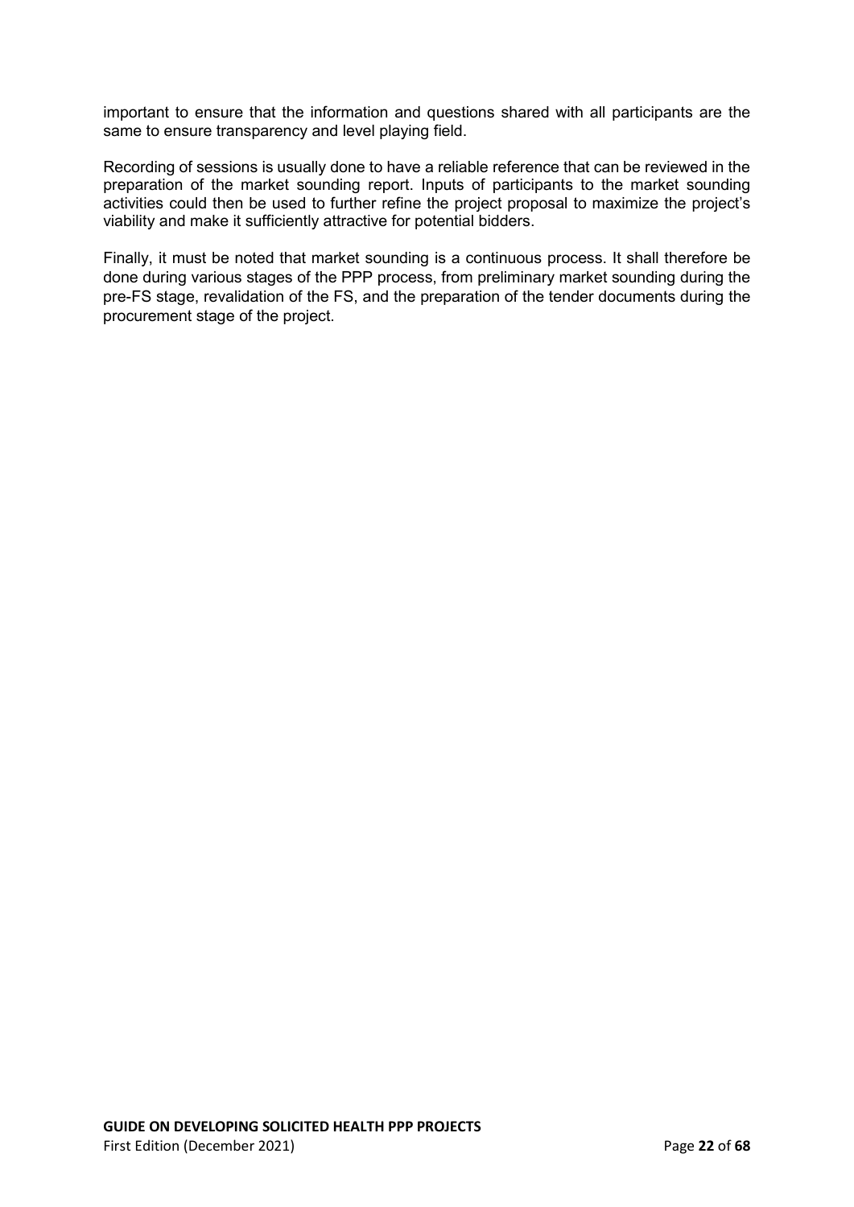important to ensure that the information and questions shared with all participants are the same to ensure transparency and level playing field.

Recording of sessions is usually done to have a reliable reference that can be reviewed in the preparation of the market sounding report. Inputs of participants to the market sounding activities could then be used to further refine the project proposal to maximize the project's viability and make it sufficiently attractive for potential bidders.

Finally, it must be noted that market sounding is a continuous process. It shall therefore be done during various stages of the PPP process, from preliminary market sounding during the pre-FS stage, revalidation of the FS, and the preparation of the tender documents during the procurement stage of the project.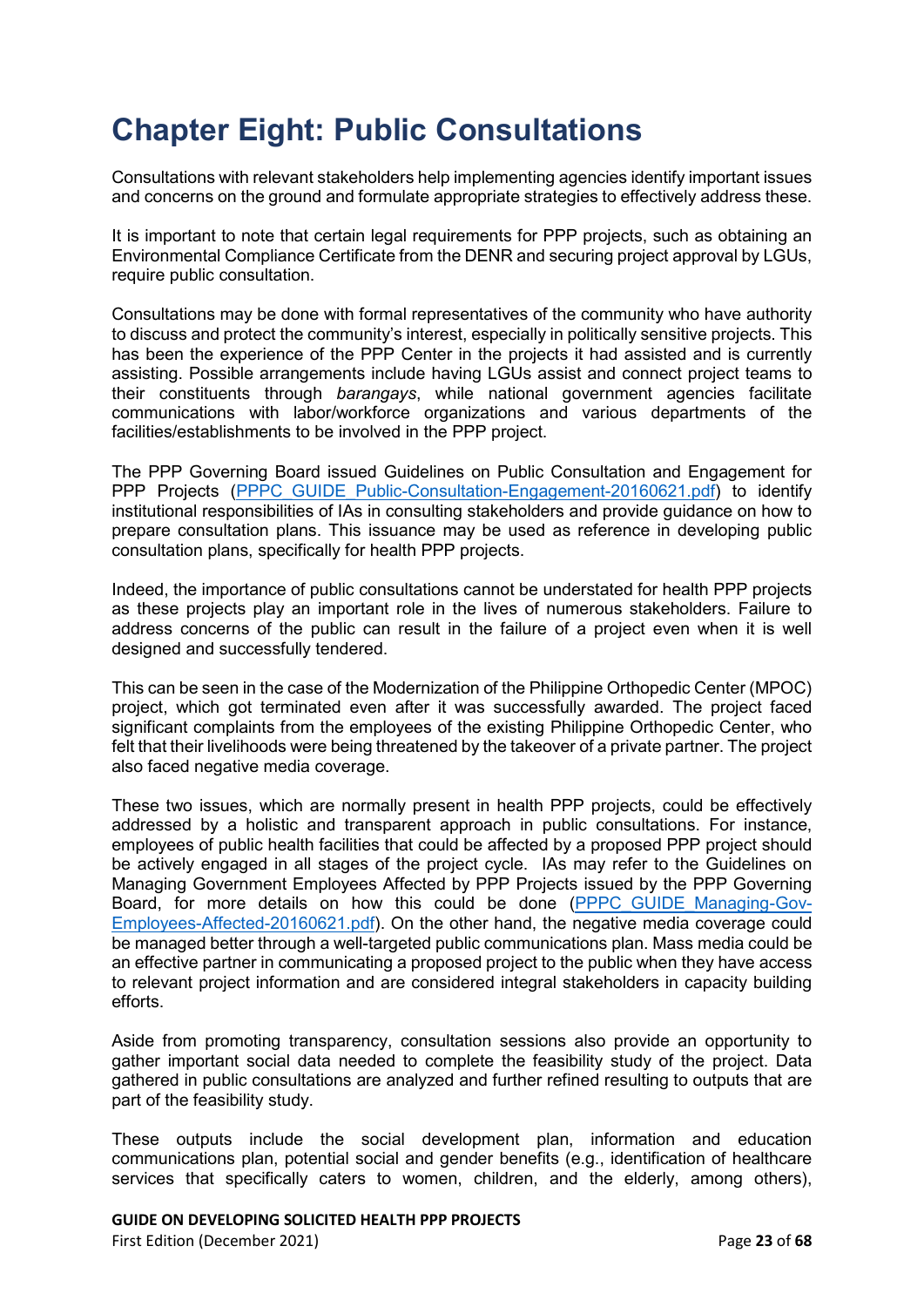# Chapter Eight: Public Consultations

Consultations with relevant stakeholders help implementing agencies identify important issues and concerns on the ground and formulate appropriate strategies to effectively address these.

It is important to note that certain legal requirements for PPP projects, such as obtaining an Environmental Compliance Certificate from the DENR and securing project approval by LGUs, require public consultation.

Consultations may be done with formal representatives of the community who have authority to discuss and protect the community's interest, especially in politically sensitive projects. This has been the experience of the PPP Center in the projects it had assisted and is currently assisting. Possible arrangements include having LGUs assist and connect project teams to their constituents through *barangays*, while national government agencies facilitate communications with labor/workforce organizations and various departments of the facilities/establishments to be involved in the PPP project.

The PPP Governing Board issued Guidelines on Public Consultation and Engagement for PPP Projects (PPPC_GUIDE_Public-Consultation-Engagement-20160621.pdf) to identify institutional responsibilities of IAs in consulting stakeholders and provide guidance on how to prepare consultation plans. This issuance may be used as reference in developing public consultation plans, specifically for health PPP projects.

Indeed, the importance of public consultations cannot be understated for health PPP projects as these projects play an important role in the lives of numerous stakeholders. Failure to address concerns of the public can result in the failure of a project even when it is well designed and successfully tendered.

This can be seen in the case of the Modernization of the Philippine Orthopedic Center (MPOC) project, which got terminated even after it was successfully awarded. The project faced significant complaints from the employees of the existing Philippine Orthopedic Center, who felt that their livelihoods were being threatened by the takeover of a private partner. The project also faced negative media coverage.

These two issues, which are normally present in health PPP projects, could be effectively addressed by a holistic and transparent approach in public consultations. For instance, employees of public health facilities that could be affected by a proposed PPP project should be actively engaged in all stages of the project cycle. IAs may refer to the Guidelines on Managing Government Employees Affected by PPP Projects issued by the PPP Governing Board, for more details on how this could be done (PPPC_GUIDE_Managing-Gov-Employees-Affected-20160621.pdf). On the other hand, the negative media coverage could be managed better through a well-targeted public communications plan. Mass media could be an effective partner in communicating a proposed project to the public when they have access to relevant project information and are considered integral stakeholders in capacity building efforts.

Aside from promoting transparency, consultation sessions also provide an opportunity to gather important social data needed to complete the feasibility study of the project. Data gathered in public consultations are analyzed and further refined resulting to outputs that are part of the feasibility study.

These outputs include the social development plan, information and education communications plan, potential social and gender benefits (e.g., identification of healthcare services that specifically caters to women, children, and the elderly, among others),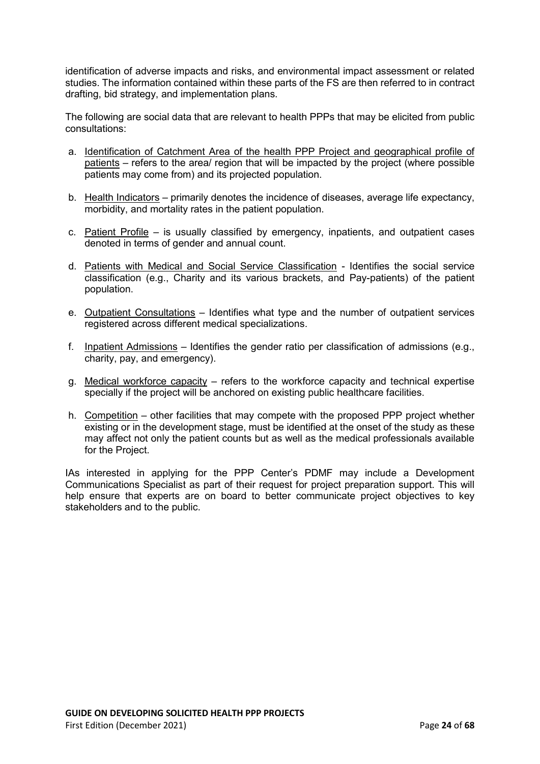identification of adverse impacts and risks, and environmental impact assessment or related studies. The information contained within these parts of the FS are then referred to in contract drafting, bid strategy, and implementation plans.

The following are social data that are relevant to health PPPs that may be elicited from public consultations:

a. Identification of Catchment Area of the health PPP Project and geographical profile of patients – refers to the area/ region that will be impacted by the project (where possible patients may come from) and its projected population.

b. Health Indicators – primarily denotes the incidence of diseases, average life expectancy, morbidity, and mortality rates in the patient population.

c. Patient Profile – is usually classified by emergency, inpatients, and outpatient cases denoted in terms of gender and annual count.

d. Patients with Medical and Social Service Classification - Identifies the social service classification (e.g., Charity and its various brackets, and Pay-patients) of the patient population.

e. Outpatient Consultations – Identifies what type and the number of outpatient services registered across different medical specializations.

f. Inpatient Admissions – Identifies the gender ratio per classification of admissions (e.g., charity, pay, and emergency).

g. Medical workforce capacity – refers to the workforce capacity and technical expertise specially if the project will be anchored on existing public healthcare facilities.

h. Competition – other facilities that may compete with the proposed PPP project whether existing or in the development stage, must be identified at the onset of the study as these may affect not only the patient counts but as well as the medical professionals available for the Project.

IAs interested in applying for the PPP Center's PDMF may include a Development Communications Specialist as part of their request for project preparation support. This will help ensure that experts are on board to better communicate project objectives to key stakeholders and to the public.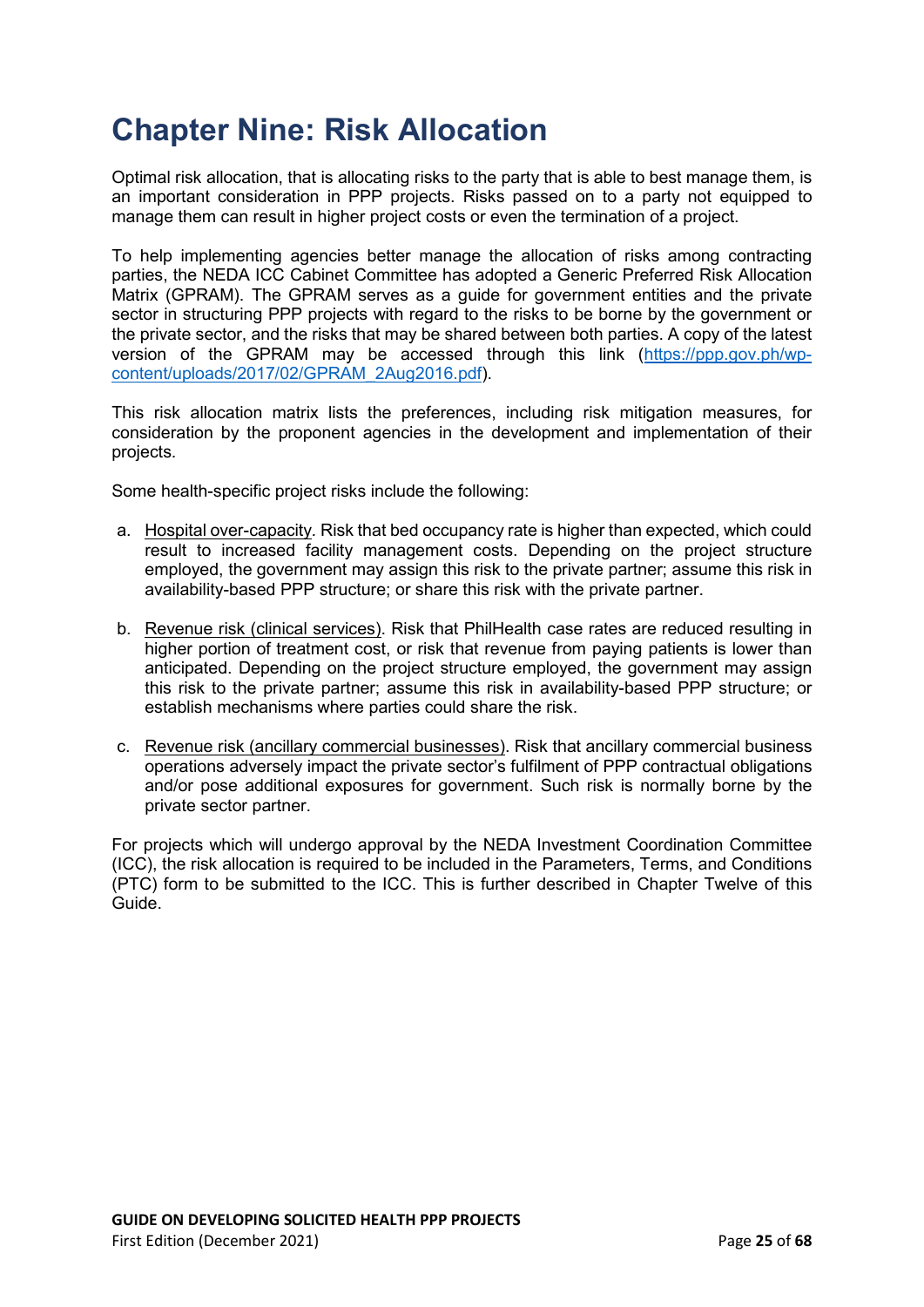# Chapter Nine: Risk Allocation

Optimal risk allocation, that is allocating risks to the party that is able to best manage them, is an important consideration in PPP projects. Risks passed on to a party not equipped to manage them can result in higher project costs or even the termination of a project.

To help implementing agencies better manage the allocation of risks among contracting parties, the NEDA ICC Cabinet Committee has adopted a Generic Preferred Risk Allocation Matrix (GPRAM). The GPRAM serves as a guide for government entities and the private sector in structuring PPP projects with regard to the risks to be borne by the government or the private sector, and the risks that may be shared between both parties. A copy of the latest version of the GPRAM may be accessed through this link ([https://ppp.gov.ph/wp-content/uploads/2017/02/GPRAM_2Aug2016.pdf](https://ppp.gov.ph/wp-content/uploads/2017/02/GPRAM_2Aug2016.pdf)).

This risk allocation matrix lists the preferences, including risk mitigation measures, for consideration by the proponent agencies in the development and implementation of their projects.

Some health-specific project risks include the following:

a. <u>Hospital over-capacity</u>. Risk that bed occupancy rate is higher than expected, which could result to increased facility management costs. Depending on the project structure employed, the government may assign this risk to the private partner; assume this risk in availability-based PPP structure; or share this risk with the private partner.

b. <u>Revenue risk (clinical services)</u>. Risk that PhilHealth case rates are reduced resulting in higher portion of treatment cost, or risk that revenue from paying patients is lower than anticipated. Depending on the project structure employed, the government may assign this risk to the private partner; assume this risk in availability-based PPP structure; or establish mechanisms where parties could share the risk.

c. <u>Revenue risk (ancillary commercial businesses)</u>. Risk that ancillary commercial business operations adversely impact the private sector's fulfilment of PPP contractual obligations and/or pose additional exposures for government. Such risk is normally borne by the private sector partner.

For projects which will undergo approval by the NEDA Investment Coordination Committee (ICC), the risk allocation is required to be included in the Parameters, Terms, and Conditions (PTC) form to be submitted to the ICC. This is further described in Chapter Twelve of this Guide.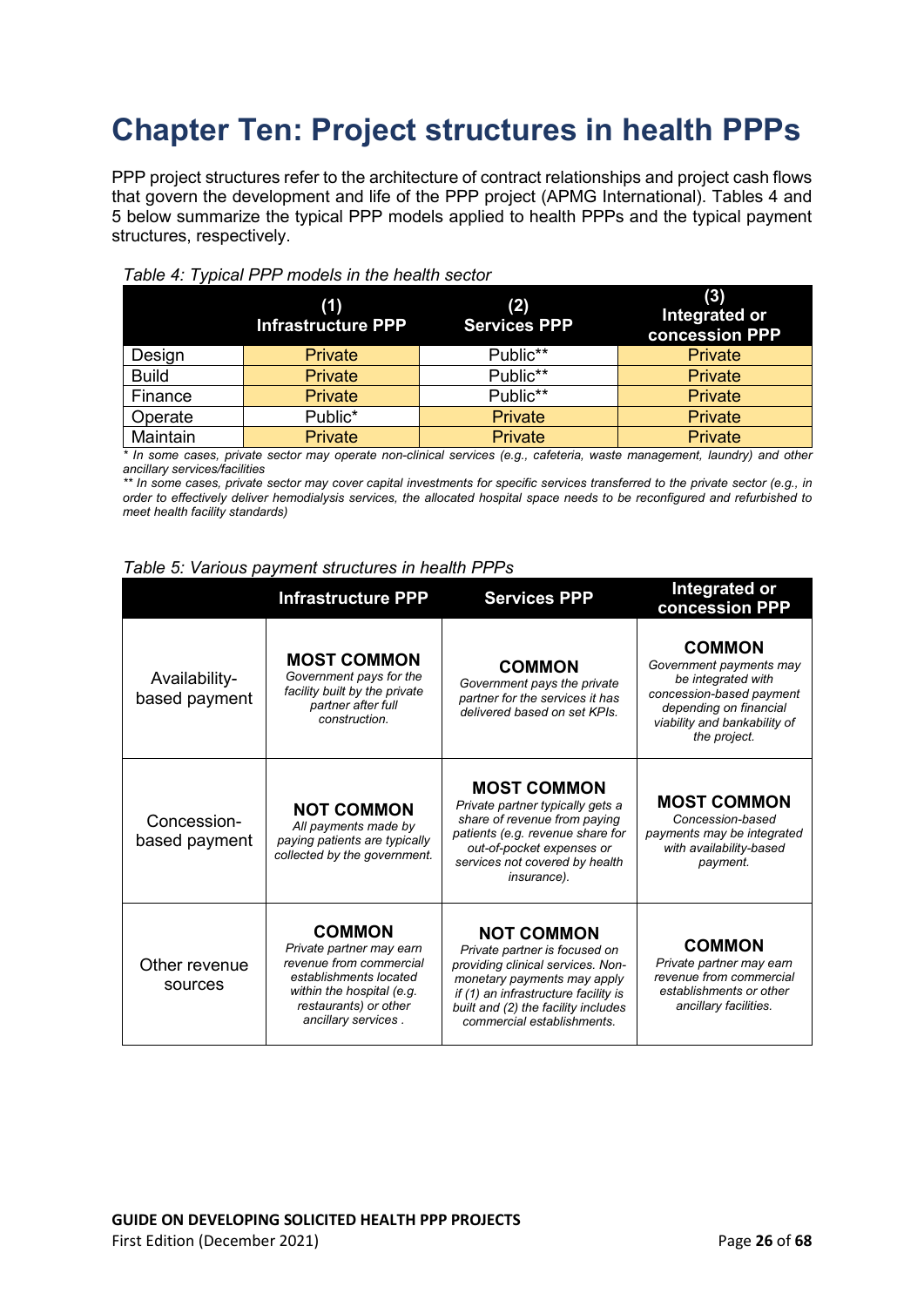# Chapter Ten: Project structures in health PPPs

PPP project structures refer to the architecture of contract relationships and project cash flows that govern the development and life of the PPP project (APMG International). Tables 4 and 5 below summarize the typical PPP models applied to health PPPs and the typical payment structures, respectively.

*Table 4: Typical PPP models in the health sector*

| | (1) Infrastructure PPP | (2) Services PPP | (3) Integrated or concession PPP |
|---|---|---|---|
| Design | Private | Public** | Private |
| Build | Private | Public** | Private |
| Finance | Private | Public** | Private |
| Operate | Public* | Private | Private |
| Maintain | Private | Private | Private |

*\* In some cases, private sector may operate non-clinical services (e.g., cafeteria, waste management, laundry) and other ancillary services/facilities*

*\*\* In some cases, private sector may cover capital investments for specific services transferred to the private sector (e.g., in order to effectively deliver hemodialysis services, the allocated hospital space needs to be reconfigured and refurbished to meet health facility standards)*

*Table 5: Various payment structures in health PPPs*

| | Infrastructure PPP | Services PPP | Integrated or concession PPP |
|---|---|---|---|
| Availability-based payment | **MOST COMMON** *Government pays for the facility built by the private partner after full construction.* | **COMMON** *Government pays the private partner for the services it has delivered based on set KPIs.* | **COMMON** *Government payments may be integrated with concession-based payment depending on financial viability and bankability of the project.* |
| Concession-based payment | **NOT COMMON** *All payments made by paying patients are typically collected by the government.* | **MOST COMMON** *Private partner typically gets a share of revenue from paying patients (e.g. revenue share for out-of-pocket expenses or services not covered by health insurance).* | **MOST COMMON** *Concession-based payments may be integrated with availability-based payment.* |
| Other revenue sources | **COMMON** *Private partner may earn revenue from commercial establishments located within the hospital (e.g. restaurants) or other ancillary services .* | **NOT COMMON** *Private partner is focused on providing clinical services. Non-monetary payments may apply if (1) an infrastructure facility is built and (2) the facility includes commercial establishments.* | **COMMON** *Private partner may earn revenue from commercial establishments or other ancillary facilities.* |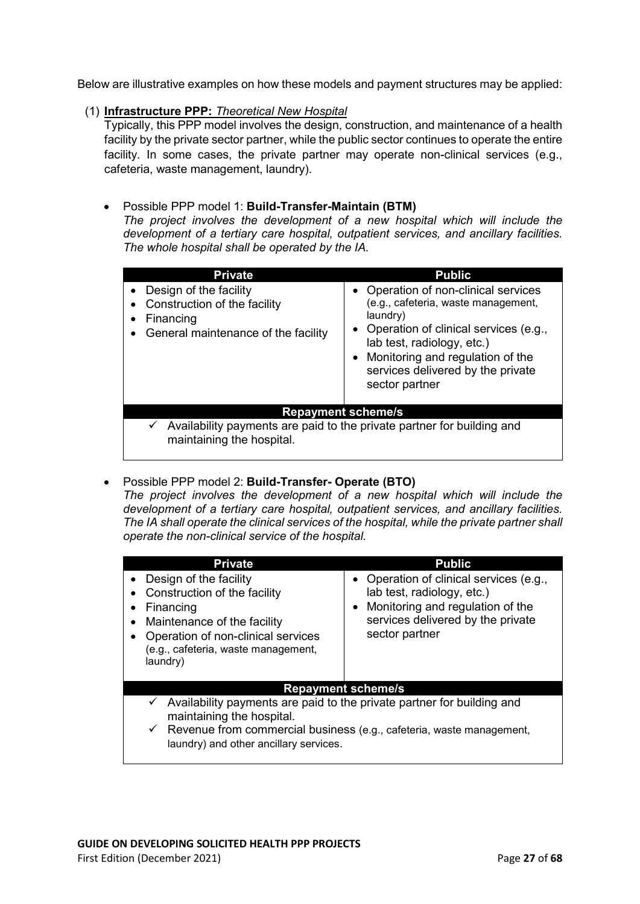Below are illustrative examples on how these models and payment structures may be applied:

(1) **Infrastructure PPP:** *Theoretical New Hospital*

Typically, this PPP model involves the design, construction, and maintenance of a health facility by the private sector partner, while the public sector continues to operate the entire facility. In some cases, the private partner may operate non-clinical services (e.g., cafeteria, waste management, laundry).

- Possible PPP model 1: **Build-Transfer-Maintain (BTM)**

  *The project involves the development of a new hospital which will include the development of a tertiary care hospital, outpatient services, and ancillary facilities. The whole hospital shall be operated by the IA.*

| Private | Public |
| --- | --- |
| • Design of the facility<br>• Construction of the facility<br>• Financing<br>• General maintenance of the facility | • Operation of non-clinical services (e.g., cafeteria, waste management, laundry)<br>• Operation of clinical services (e.g., lab test, radiology, etc.)<br>• Monitoring and regulation of the services delivered by the private sector partner |
| **Repayment scheme/s** | |
| ✓ Availability payments are paid to the private partner for building and maintaining the hospital. | |

- Possible PPP model 2: **Build-Transfer- Operate (BTO)**

  *The project involves the development of a new hospital which will include the development of a tertiary care hospital, outpatient services, and ancillary facilities. The IA shall operate the clinical services of the hospital, while the private partner shall operate the non-clinical service of the hospital.*

| Private | Public |
| --- | --- |
| • Design of the facility<br>• Construction of the facility<br>• Financing<br>• Maintenance of the facility<br>• Operation of non-clinical services (e.g., cafeteria, waste management, laundry) | • Operation of clinical services (e.g., lab test, radiology, etc.)<br>• Monitoring and regulation of the services delivered by the private sector partner |
| **Repayment scheme/s** | |
| ✓ Availability payments are paid to the private partner for building and maintaining the hospital.<br>✓ Revenue from commercial business (e.g., cafeteria, waste management, laundry) and other ancillary services. | |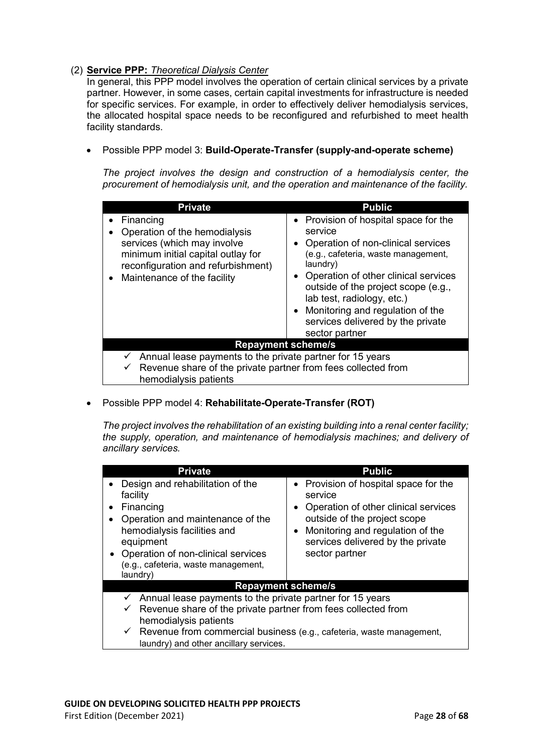(2) **Service PPP:** *Theoretical Dialysis Center*

In general, this PPP model involves the operation of certain clinical services by a private partner. However, in some cases, certain capital investments for infrastructure is needed for specific services. For example, in order to effectively deliver hemodialysis services, the allocated hospital space needs to be reconfigured and refurbished to meet health facility standards.

- Possible PPP model 3: **Build-Operate-Transfer (supply-and-operate scheme)**

*The project involves the design and construction of a hemodialysis center, the procurement of hemodialysis unit, and the operation and maintenance of the facility.*

| Private | Public |
|---|---|
| • Financing<br>• Operation of the hemodialysis services (which may involve minimum initial capital outlay for reconfiguration and refurbishment)<br>• Maintenance of the facility | • Provision of hospital space for the service<br>• Operation of non-clinical services (e.g., cafeteria, waste management, laundry)<br>• Operation of other clinical services outside of the project scope (e.g., lab test, radiology, etc.)<br>• Monitoring and regulation of the services delivered by the private sector partner |
| **Repayment scheme/s** | |
| ✓ Annual lease payments to the private partner for 15 years<br>✓ Revenue share of the private partner from fees collected from hemodialysis patients | |

- Possible PPP model 4: **Rehabilitate-Operate-Transfer (ROT)**

*The project involves the rehabilitation of an existing building into a renal center facility; the supply, operation, and maintenance of hemodialysis machines; and delivery of ancillary services.*

| Private | Public |
|---|---|
| • Design and rehabilitation of the facility<br>• Financing<br>• Operation and maintenance of the hemodialysis facilities and equipment<br>• Operation of non-clinical services (e.g., cafeteria, waste management, laundry) | • Provision of hospital space for the service<br>• Operation of other clinical services outside of the project scope<br>• Monitoring and regulation of the services delivered by the private sector partner |
| **Repayment scheme/s** | |
| ✓ Annual lease payments to the private partner for 15 years<br>✓ Revenue share of the private partner from fees collected from hemodialysis patients<br>✓ Revenue from commercial business (e.g., cafeteria, waste management, laundry) and other ancillary services. | |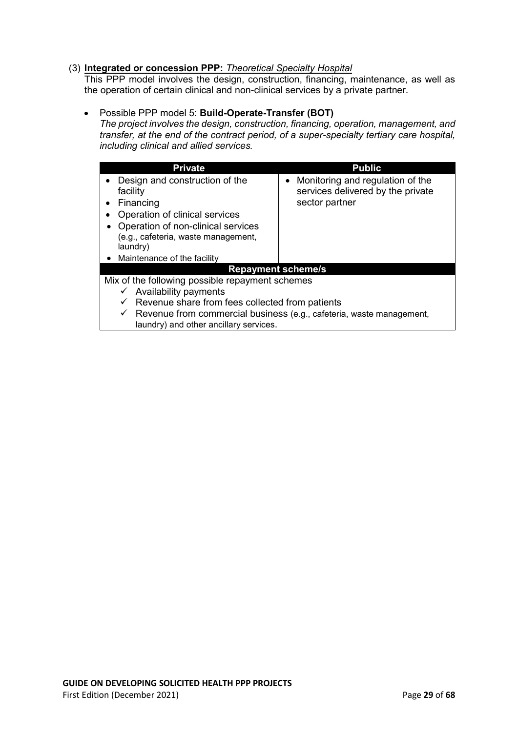(3) **<u>Integrated or concession PPP:</u>** *<u>Theoretical Specialty Hospital</u>*

This PPP model involves the design, construction, financing, maintenance, as well as the operation of certain clinical and non-clinical services by a private partner.

- Possible PPP model 5: **Build-Operate-Transfer (BOT)**

  *The project involves the design, construction, financing, operation, management, and transfer, at the end of the contract period, of a super-specialty tertiary care hospital, including clinical and allied services.*

| Private | Public |
|---|---|
| • Design and construction of the facility<br>• Financing<br>• Operation of clinical services<br>• Operation of non-clinical services (e.g., cafeteria, waste management, laundry)<br>• Maintenance of the facility | • Monitoring and regulation of the services delivered by the private sector partner |
| **Repayment scheme/s** | |
| Mix of the following possible repayment schemes<br>✓ Availability payments<br>✓ Revenue share from fees collected from patients<br>✓ Revenue from commercial business (e.g., cafeteria, waste management, laundry) and other ancillary services. | |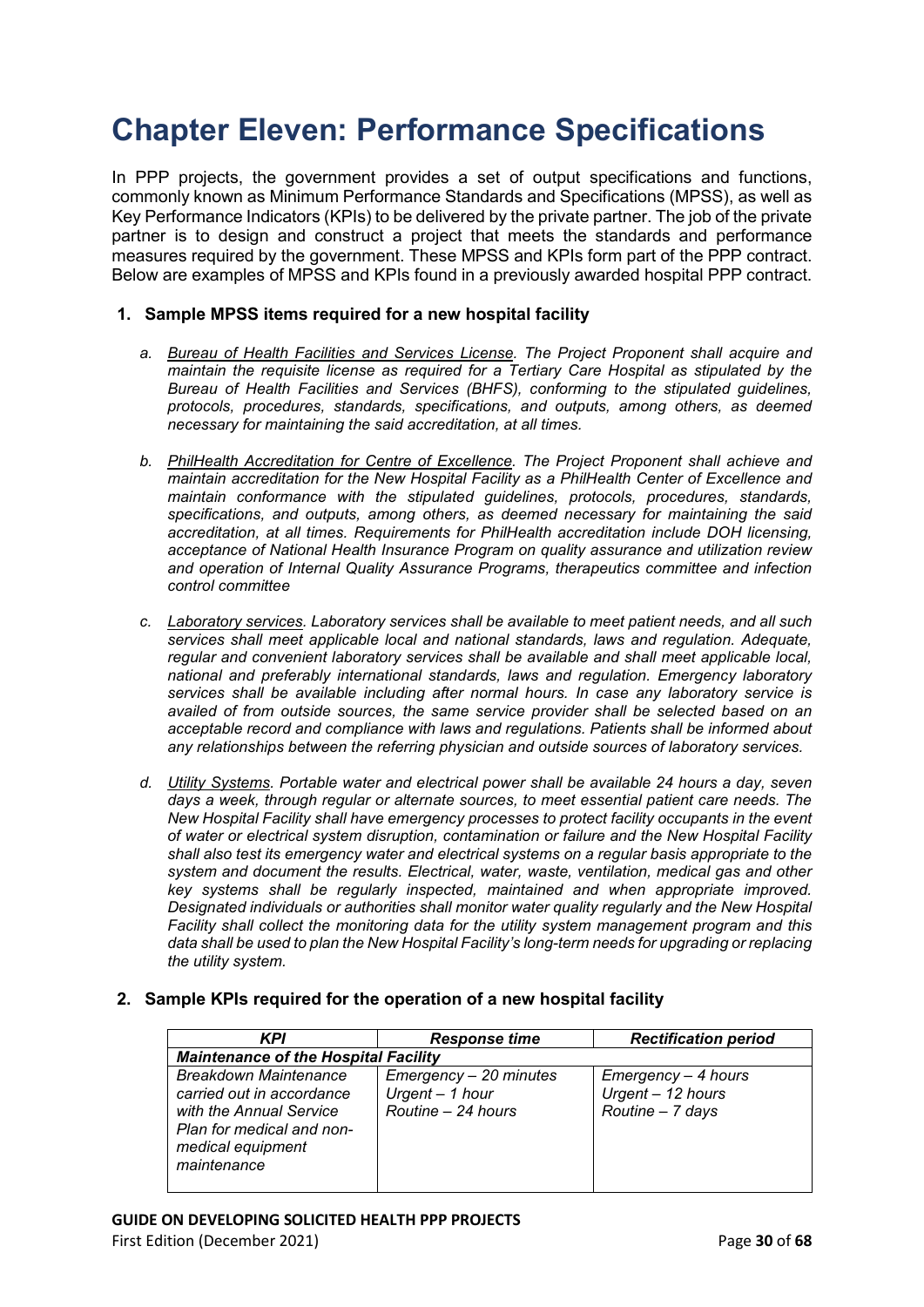# Chapter Eleven: Performance Specifications

In PPP projects, the government provides a set of output specifications and functions, commonly known as Minimum Performance Standards and Specifications (MPSS), as well as Key Performance Indicators (KPIs) to be delivered by the private partner. The job of the private partner is to design and construct a project that meets the standards and performance measures required by the government. These MPSS and KPIs form part of the PPP contract. Below are examples of MPSS and KPIs found in a previously awarded hospital PPP contract.

## 1. Sample MPSS items required for a new hospital facility

a. *<u>Bureau of Health Facilities and Services License</u>. The Project Proponent shall acquire and maintain the requisite license as required for a Tertiary Care Hospital as stipulated by the Bureau of Health Facilities and Services (BHFS), conforming to the stipulated guidelines, protocols, procedures, standards, specifications, and outputs, among others, as deemed necessary for maintaining the said accreditation, at all times.*

b. *<u>PhilHealth Accreditation for Centre of Excellence</u>. The Project Proponent shall achieve and maintain accreditation for the New Hospital Facility as a PhilHealth Center of Excellence and maintain conformance with the stipulated guidelines, protocols, procedures, standards, specifications, and outputs, among others, as deemed necessary for maintaining the said accreditation, at all times. Requirements for PhilHealth accreditation include DOH licensing, acceptance of National Health Insurance Program on quality assurance and utilization review and operation of Internal Quality Assurance Programs, therapeutics committee and infection control committee*

c. *<u>Laboratory services</u>. Laboratory services shall be available to meet patient needs, and all such services shall meet applicable local and national standards, laws and regulation. Adequate, regular and convenient laboratory services shall be available and shall meet applicable local, national and preferably international standards, laws and regulation. Emergency laboratory services shall be available including after normal hours. In case any laboratory service is availed of from outside sources, the same service provider shall be selected based on an acceptable record and compliance with laws and regulations. Patients shall be informed about any relationships between the referring physician and outside sources of laboratory services.*

d. *<u>Utility Systems</u>. Portable water and electrical power shall be available 24 hours a day, seven days a week, through regular or alternate sources, to meet essential patient care needs. The New Hospital Facility shall have emergency processes to protect facility occupants in the event of water or electrical system disruption, contamination or failure and the New Hospital Facility shall also test its emergency water and electrical systems on a regular basis appropriate to the system and document the results. Electrical, water, waste, ventilation, medical gas and other key systems shall be regularly inspected, maintained and when appropriate improved. Designated individuals or authorities shall monitor water quality regularly and the New Hospital Facility shall collect the monitoring data for the utility system management program and this data shall be used to plan the New Hospital Facility's long-term needs for upgrading or replacing the utility system.*

## 2. Sample KPIs required for the operation of a new hospital facility

| ***KPI*** | ***Response time*** | ***Rectification period*** |
|---|---|---|
| ***Maintenance of the Hospital Facility*** | | |
| *Breakdown Maintenance carried out in accordance with the Annual Service Plan for medical and non-medical equipment maintenance* | *Emergency – 20 minutes*<br>*Urgent – 1 hour*<br>*Routine – 24 hours* | *Emergency – 4 hours*<br>*Urgent – 12 hours*<br>*Routine – 7 days* |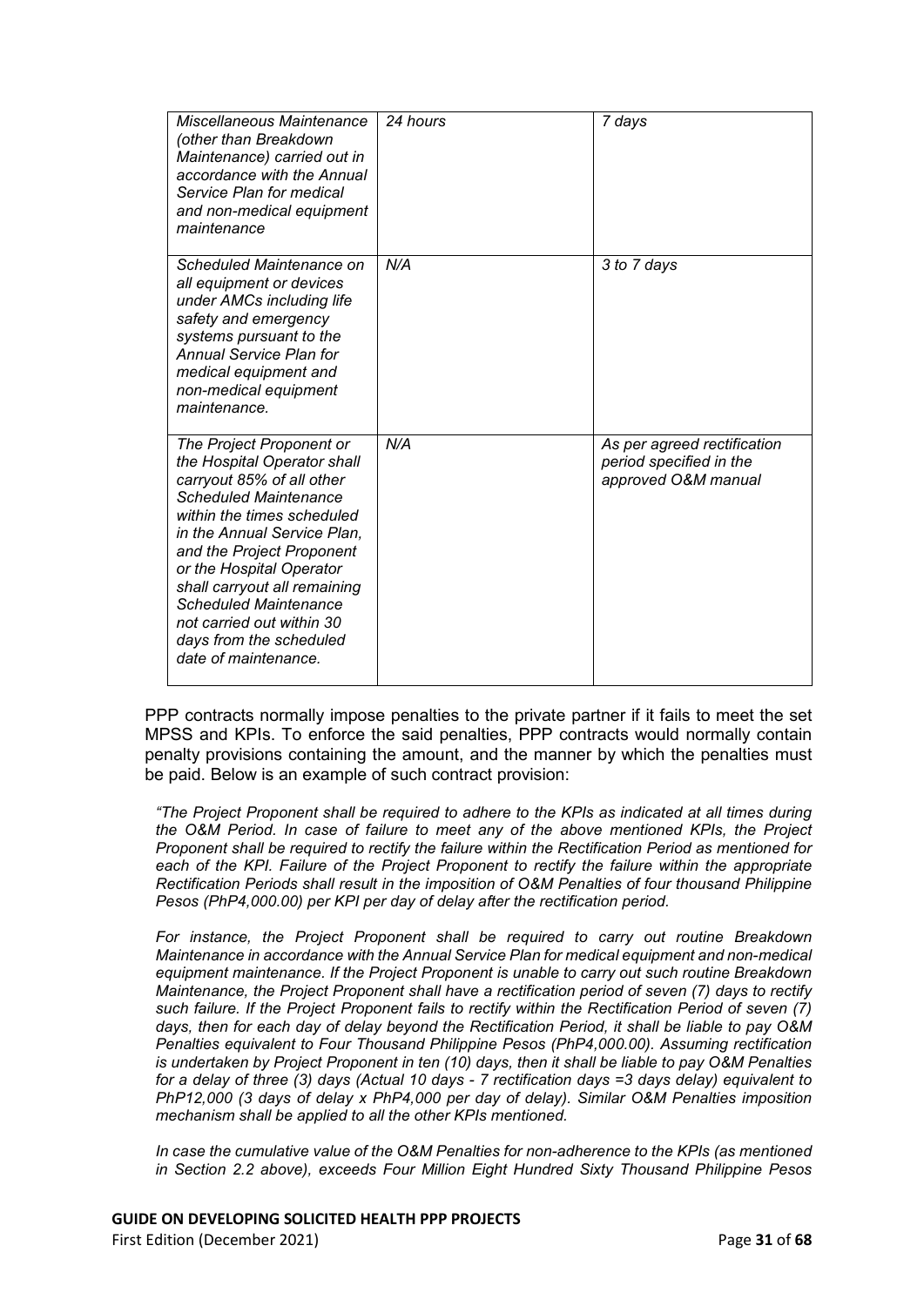| | | |
|---|---|---|
| *Miscellaneous Maintenance (other than Breakdown Maintenance) carried out in accordance with the Annual Service Plan for medical and non-medical equipment maintenance* | *24 hours* | *7 days* |
| *Scheduled Maintenance on all equipment or devices under AMCs including life safety and emergency systems pursuant to the Annual Service Plan for medical equipment and non-medical equipment maintenance.* | *N/A* | *3 to 7 days* |
| *The Project Proponent or the Hospital Operator shall carryout 85% of all other Scheduled Maintenance within the times scheduled in the Annual Service Plan, and the Project Proponent or the Hospital Operator shall carryout all remaining Scheduled Maintenance not carried out within 30 days from the scheduled date of maintenance.* | *N/A* | *As per agreed rectification period specified in the approved O&M manual* |

PPP contracts normally impose penalties to the private partner if it fails to meet the set MPSS and KPIs. To enforce the said penalties, PPP contracts would normally contain penalty provisions containing the amount, and the manner by which the penalties must be paid. Below is an example of such contract provision:

*"The Project Proponent shall be required to adhere to the KPIs as indicated at all times during the O&M Period. In case of failure to meet any of the above mentioned KPIs, the Project Proponent shall be required to rectify the failure within the Rectification Period as mentioned for each of the KPI. Failure of the Project Proponent to rectify the failure within the appropriate Rectification Periods shall result in the imposition of O&M Penalties of four thousand Philippine Pesos (PhP4,000.00) per KPI per day of delay after the rectification period.*

*For instance, the Project Proponent shall be required to carry out routine Breakdown Maintenance in accordance with the Annual Service Plan for medical equipment and non-medical equipment maintenance. If the Project Proponent is unable to carry out such routine Breakdown Maintenance, the Project Proponent shall have a rectification period of seven (7) days to rectify such failure. If the Project Proponent fails to rectify within the Rectification Period of seven (7) days, then for each day of delay beyond the Rectification Period, it shall be liable to pay O&M Penalties equivalent to Four Thousand Philippine Pesos (PhP4,000.00). Assuming rectification is undertaken by Project Proponent in ten (10) days, then it shall be liable to pay O&M Penalties for a delay of three (3) days (Actual 10 days - 7 rectification days =3 days delay) equivalent to PhP12,000 (3 days of delay x PhP4,000 per day of delay). Similar O&M Penalties imposition mechanism shall be applied to all the other KPIs mentioned.*

*In case the cumulative value of the O&M Penalties for non-adherence to the KPIs (as mentioned in Section 2.2 above), exceeds Four Million Eight Hundred Sixty Thousand Philippine Pesos*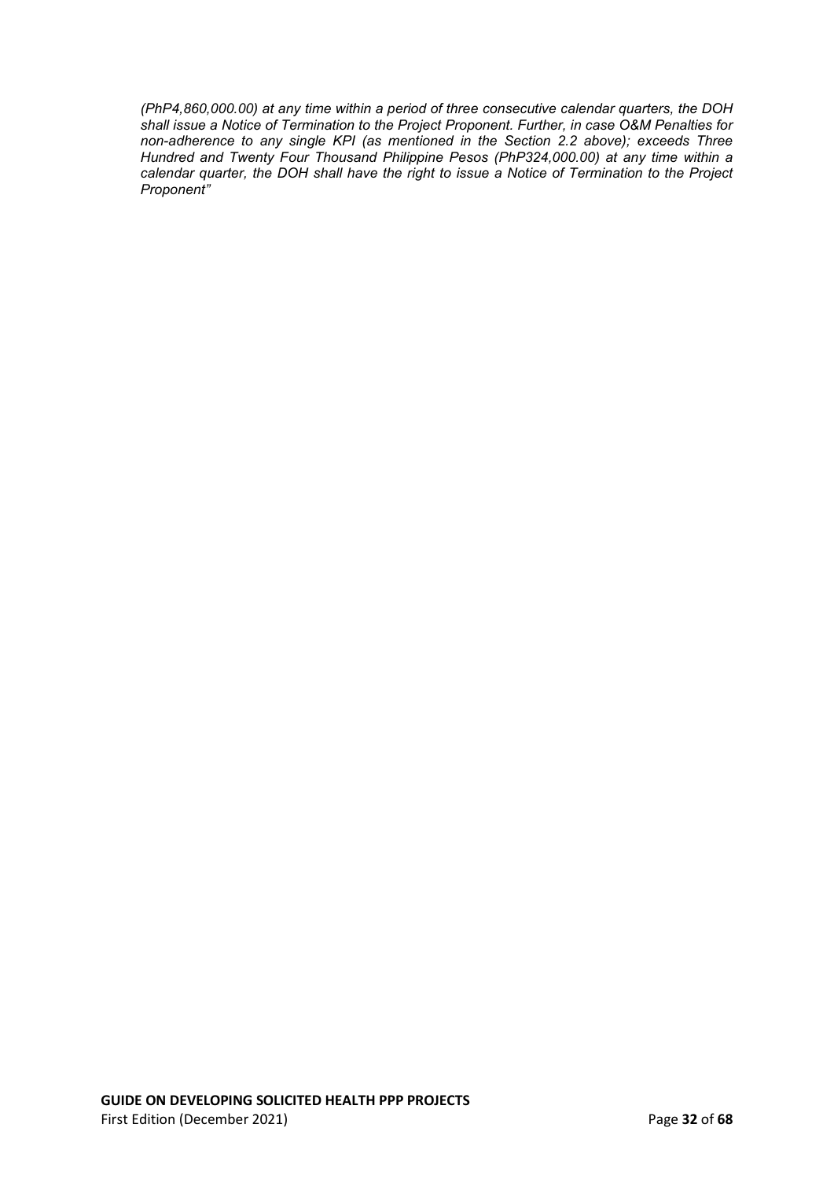*(PhP4,860,000.00) at any time within a period of three consecutive calendar quarters, the DOH shall issue a Notice of Termination to the Project Proponent. Further, in case O&M Penalties for non-adherence to any single KPI (as mentioned in the Section 2.2 above); exceeds Three Hundred and Twenty Four Thousand Philippine Pesos (PhP324,000.00) at any time within a calendar quarter, the DOH shall have the right to issue a Notice of Termination to the Project Proponent"*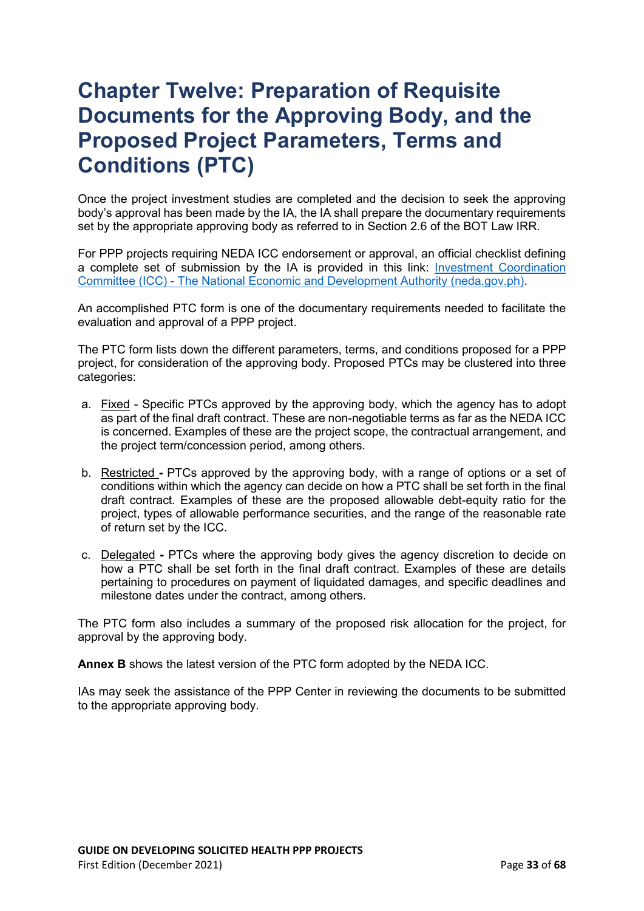# Chapter Twelve: Preparation of Requisite Documents for the Approving Body, and the Proposed Project Parameters, Terms and Conditions (PTC)

Once the project investment studies are completed and the decision to seek the approving body's approval has been made by the IA, the IA shall prepare the documentary requirements set by the appropriate approving body as referred to in Section 2.6 of the BOT Law IRR.

For PPP projects requiring NEDA ICC endorsement or approval, an official checklist defining a complete set of submission by the IA is provided in this link: [Investment Coordination Committee (ICC) - The National Economic and Development Authority (neda.gov.ph)](neda.gov.ph).

An accomplished PTC form is one of the documentary requirements needed to facilitate the evaluation and approval of a PPP project.

The PTC form lists down the different parameters, terms, and conditions proposed for a PPP project, for consideration of the approving body. Proposed PTCs may be clustered into three categories:

a. Fixed - Specific PTCs approved by the approving body, which the agency has to adopt as part of the final draft contract. These are non-negotiable terms as far as the NEDA ICC is concerned. Examples of these are the project scope, the contractual arrangement, and the project term/concession period, among others.

b. Restricted **-** PTCs approved by the approving body, with a range of options or a set of conditions within which the agency can decide on how a PTC shall be set forth in the final draft contract. Examples of these are the proposed allowable debt-equity ratio for the project, types of allowable performance securities, and the range of the reasonable rate of return set by the ICC.

c. Delegated **-** PTCs where the approving body gives the agency discretion to decide on how a PTC shall be set forth in the final draft contract. Examples of these are details pertaining to procedures on payment of liquidated damages, and specific deadlines and milestone dates under the contract, among others.

The PTC form also includes a summary of the proposed risk allocation for the project, for approval by the approving body.

**Annex B** shows the latest version of the PTC form adopted by the NEDA ICC.

IAs may seek the assistance of the PPP Center in reviewing the documents to be submitted to the appropriate approving body.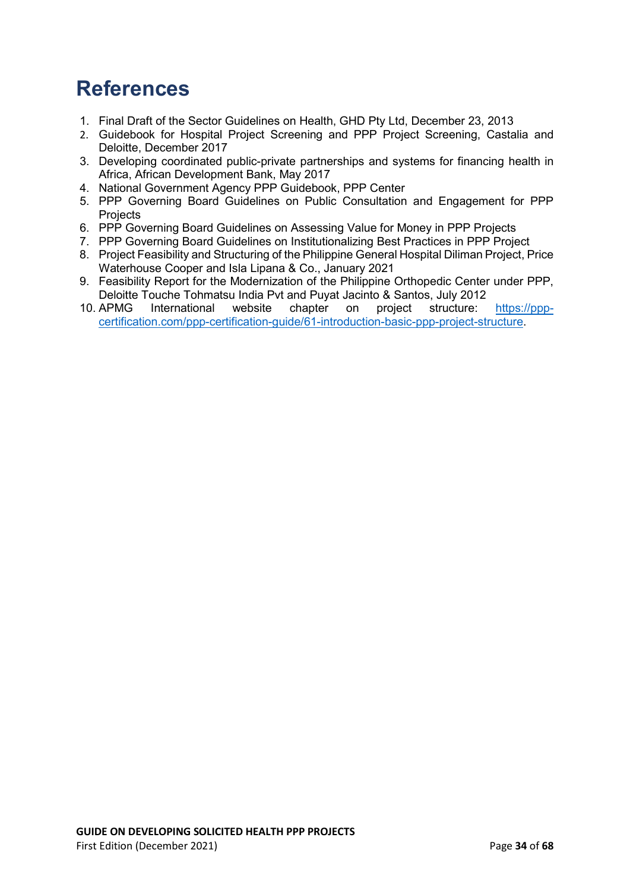# References

1. Final Draft of the Sector Guidelines on Health, GHD Pty Ltd, December 23, 2013
2. Guidebook for Hospital Project Screening and PPP Project Screening, Castalia and Deloitte, December 2017
3. Developing coordinated public-private partnerships and systems for financing health in Africa, African Development Bank, May 2017
4. National Government Agency PPP Guidebook, PPP Center
5. PPP Governing Board Guidelines on Public Consultation and Engagement for PPP Projects
6. PPP Governing Board Guidelines on Assessing Value for Money in PPP Projects
7. PPP Governing Board Guidelines on Institutionalizing Best Practices in PPP Project
8. Project Feasibility and Structuring of the Philippine General Hospital Diliman Project, Price Waterhouse Cooper and Isla Lipana & Co., January 2021
9. Feasibility Report for the Modernization of the Philippine Orthopedic Center under PPP, Deloitte Touche Tohmatsu India Pvt and Puyat Jacinto & Santos, July 2012
10. APMG International website chapter on project structure: [https://ppp-certification.com/ppp-certification-guide/61-introduction-basic-ppp-project-structure](https://ppp-certification.com/ppp-certification-guide/61-introduction-basic-ppp-project-structure).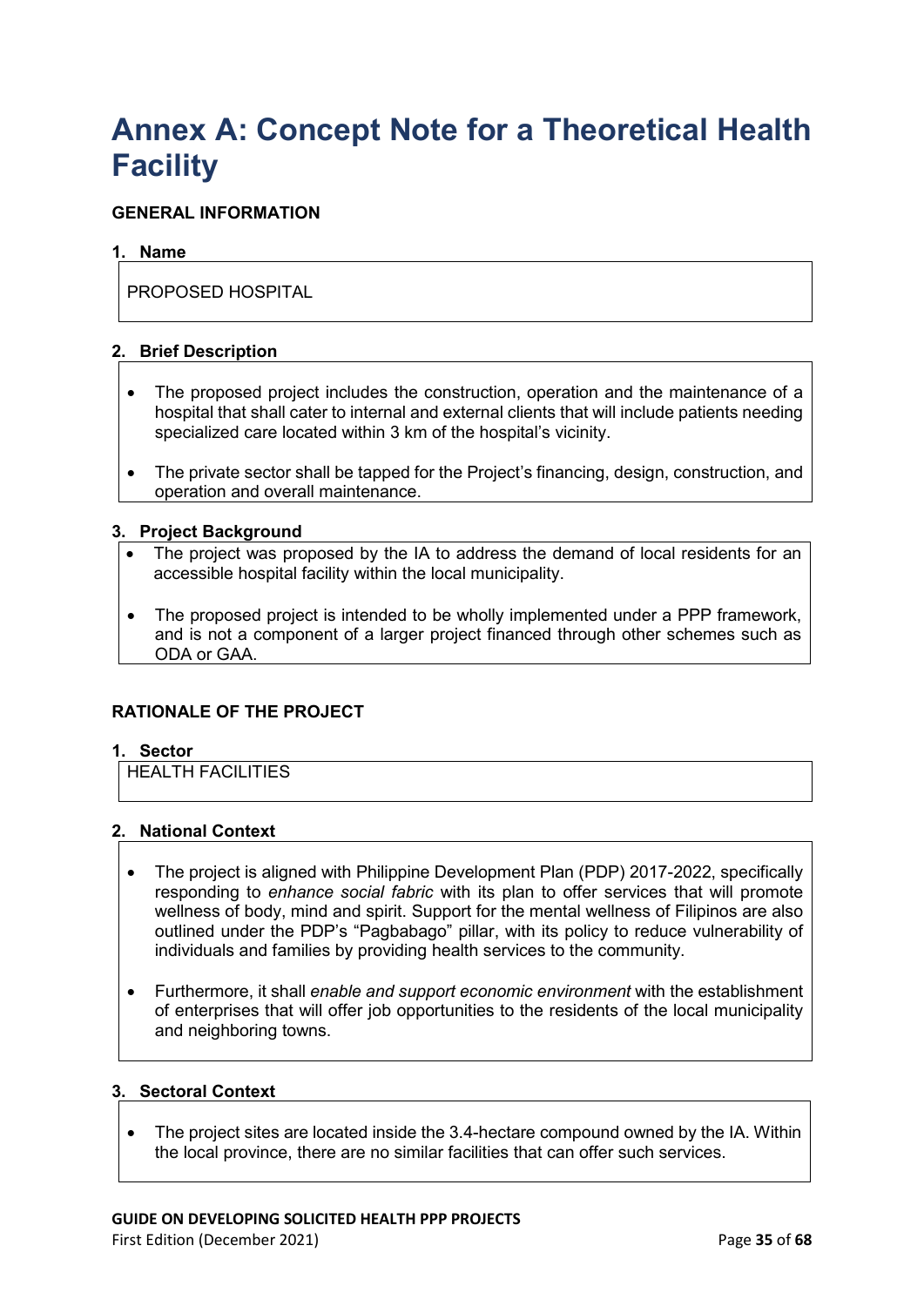# Annex A: Concept Note for a Theoretical Health Facility

## GENERAL INFORMATION

### 1. Name

PROPOSED HOSPITAL

### 2. Brief Description

- The proposed project includes the construction, operation and the maintenance of a hospital that shall cater to internal and external clients that will include patients needing specialized care located within 3 km of the hospital's vicinity.
- The private sector shall be tapped for the Project's financing, design, construction, and operation and overall maintenance.

### 3. Project Background

- The project was proposed by the IA to address the demand of local residents for an accessible hospital facility within the local municipality.
- The proposed project is intended to be wholly implemented under a PPP framework, and is not a component of a larger project financed through other schemes such as ODA or GAA.

## RATIONALE OF THE PROJECT

### 1. Sector

HEALTH FACILITIES

### 2. National Context

- The project is aligned with Philippine Development Plan (PDP) 2017-2022, specifically responding to *enhance social fabric* with its plan to offer services that will promote wellness of body, mind and spirit. Support for the mental wellness of Filipinos are also outlined under the PDP's "Pagbabago" pillar, with its policy to reduce vulnerability of individuals and families by providing health services to the community.
- Furthermore, it shall *enable and support economic environment* with the establishment of enterprises that will offer job opportunities to the residents of the local municipality and neighboring towns.

### 3. Sectoral Context

- The project sites are located inside the 3.4-hectare compound owned by the IA. Within the local province, there are no similar facilities that can offer such services.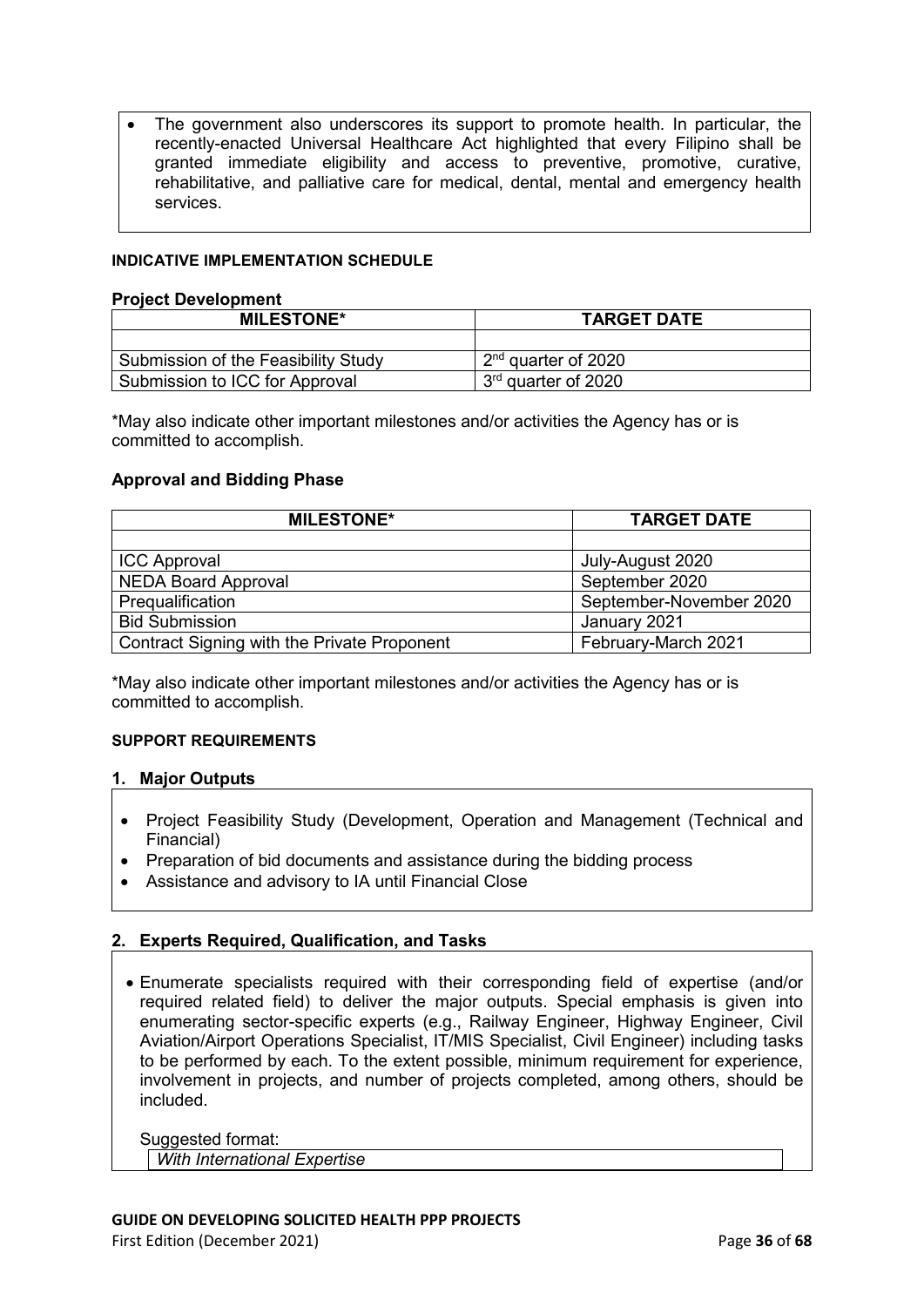- The government also underscores its support to promote health. In particular, the recently-enacted Universal Healthcare Act highlighted that every Filipino shall be granted immediate eligibility and access to preventive, promotive, curative, rehabilitative, and palliative care for medical, dental, mental and emergency health services.

#### INDICATIVE IMPLEMENTATION SCHEDULE

**Project Development**

| MILESTONE* | TARGET DATE |
|---|---|
| | |
| Submission of the Feasibility Study | 2nd quarter of 2020 |
| Submission to ICC for Approval | 3rd quarter of 2020 |

*May also indicate other important milestones and/or activities the Agency has or is committed to accomplish.

**Approval and Bidding Phase**

| MILESTONE* | TARGET DATE |
|---|---|
| | |
| ICC Approval | July-August 2020 |
| NEDA Board Approval | September 2020 |
| Prequalification | September-November 2020 |
| Bid Submission | January 2021 |
| Contract Signing with the Private Proponent | February-March 2021 |

*May also indicate other important milestones and/or activities the Agency has or is committed to accomplish.

#### SUPPORT REQUIREMENTS

**1. Major Outputs**

- Project Feasibility Study (Development, Operation and Management (Technical and Financial)
- Preparation of bid documents and assistance during the bidding process
- Assistance and advisory to IA until Financial Close

**2. Experts Required, Qualification, and Tasks**

- Enumerate specialists required with their corresponding field of expertise (and/or required related field) to deliver the major outputs. Special emphasis is given into enumerating sector-specific experts (e.g., Railway Engineer, Highway Engineer, Civil Aviation/Airport Operations Specialist, IT/MIS Specialist, Civil Engineer) including tasks to be performed by each. To the extent possible, minimum requirement for experience, involvement in projects, and number of projects completed, among others, should be included.

Suggested format:

| *With International Expertise* |
|---|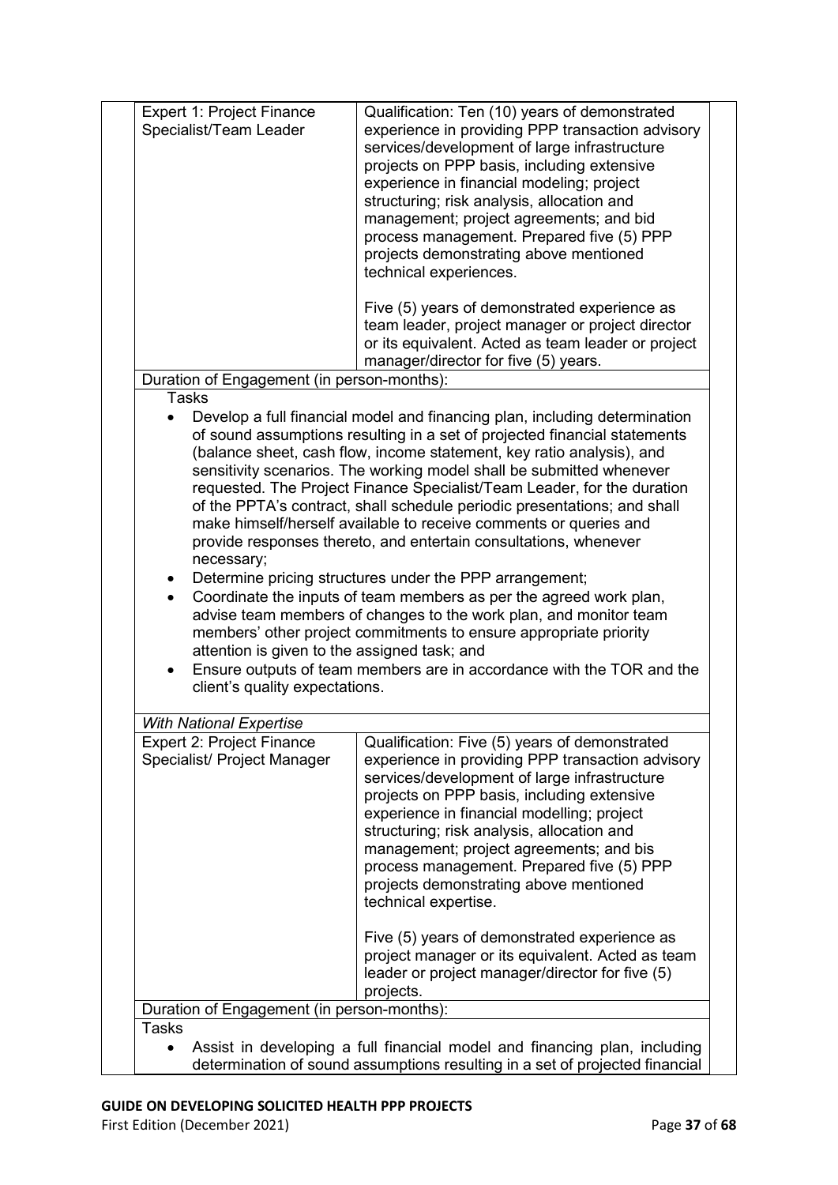| Expert 1: Project Finance Specialist/Team Leader | Qualification: Ten (10) years of demonstrated experience in providing PPP transaction advisory services/development of large infrastructure projects on PPP basis, including extensive experience in financial modeling; project structuring; risk analysis, allocation and management; project agreements; and bid process management. Prepared five (5) PPP projects demonstrating above mentioned technical experiences.<br><br>Five (5) years of demonstrated experience as team leader, project manager or project director or its equivalent. Acted as team leader or project manager/director for five (5) years. |
|---|---|
| Duration of Engagement (in person-months): | |

Tasks

- Develop a full financial model and financing plan, including determination of sound assumptions resulting in a set of projected financial statements (balance sheet, cash flow, income statement, key ratio analysis), and sensitivity scenarios. The working model shall be submitted whenever requested. The Project Finance Specialist/Team Leader, for the duration of the PPTA's contract, shall schedule periodic presentations; and shall make himself/herself available to receive comments or queries and provide responses thereto, and entertain consultations, whenever necessary;
- Determine pricing structures under the PPP arrangement;
- Coordinate the inputs of team members as per the agreed work plan, advise team members of changes to the work plan, and monitor team members' other project commitments to ensure appropriate priority attention is given to the assigned task; and
- Ensure outputs of team members are in accordance with the TOR and the client's quality expectations.

*With National Expertise*

| Expert 2: Project Finance Specialist/ Project Manager | Qualification: Five (5) years of demonstrated experience in providing PPP transaction advisory services/development of large infrastructure projects on PPP basis, including extensive experience in financial modelling; project structuring; risk analysis, allocation and management; project agreements; and bis process management. Prepared five (5) PPP projects demonstrating above mentioned technical expertise.<br><br>Five (5) years of demonstrated experience as project manager or its equivalent. Acted as team leader or project manager/director for five (5) projects. |
|---|---|
| Duration of Engagement (in person-months): | |

Tasks

- Assist in developing a full financial model and financing plan, including determination of sound assumptions resulting in a set of projected financial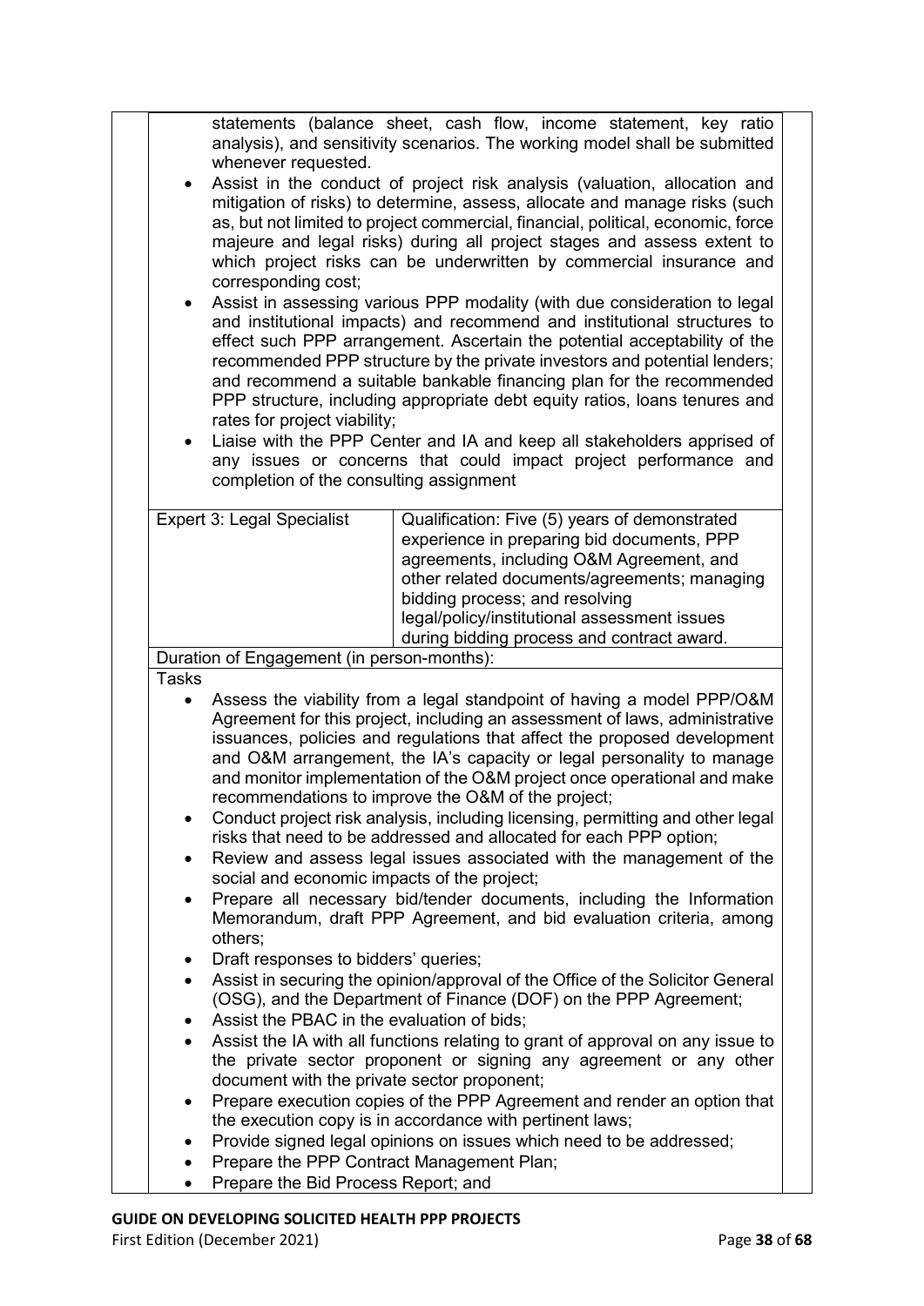statements (balance sheet, cash flow, income statement, key ratio analysis), and sensitivity scenarios. The working model shall be submitted whenever requested.

- Assist in the conduct of project risk analysis (valuation, allocation and mitigation of risks) to determine, assess, allocate and manage risks (such as, but not limited to project commercial, financial, political, economic, force majeure and legal risks) during all project stages and assess extent to which project risks can be underwritten by commercial insurance and corresponding cost;
- Assist in assessing various PPP modality (with due consideration to legal and institutional impacts) and recommend and institutional structures to effect such PPP arrangement. Ascertain the potential acceptability of the recommended PPP structure by the private investors and potential lenders; and recommend a suitable bankable financing plan for the recommended PPP structure, including appropriate debt equity ratios, loans tenures and rates for project viability;
- Liaise with the PPP Center and IA and keep all stakeholders apprised of any issues or concerns that could impact project performance and completion of the consulting assignment

| Expert 3: Legal Specialist | Qualification: Five (5) years of demonstrated experience in preparing bid documents, PPP agreements, including O&M Agreement, and other related documents/agreements; managing bidding process; and resolving legal/policy/institutional assessment issues during bidding process and contract award. |
|---|---|
| Duration of Engagement (in person-months): | |

Tasks

- Assess the viability from a legal standpoint of having a model PPP/O&M Agreement for this project, including an assessment of laws, administrative issuances, policies and regulations that affect the proposed development and O&M arrangement, the IA's capacity or legal personality to manage and monitor implementation of the O&M project once operational and make recommendations to improve the O&M of the project;
- Conduct project risk analysis, including licensing, permitting and other legal risks that need to be addressed and allocated for each PPP option;
- Review and assess legal issues associated with the management of the social and economic impacts of the project;
- Prepare all necessary bid/tender documents, including the Information Memorandum, draft PPP Agreement, and bid evaluation criteria, among others;
- Draft responses to bidders' queries;
- Assist in securing the opinion/approval of the Office of the Solicitor General (OSG), and the Department of Finance (DOF) on the PPP Agreement;
- Assist the PBAC in the evaluation of bids;
- Assist the IA with all functions relating to grant of approval on any issue to the private sector proponent or signing any agreement or any other document with the private sector proponent;
- Prepare execution copies of the PPP Agreement and render an option that the execution copy is in accordance with pertinent laws;
- Provide signed legal opinions on issues which need to be addressed;
- Prepare the PPP Contract Management Plan;
- Prepare the Bid Process Report; and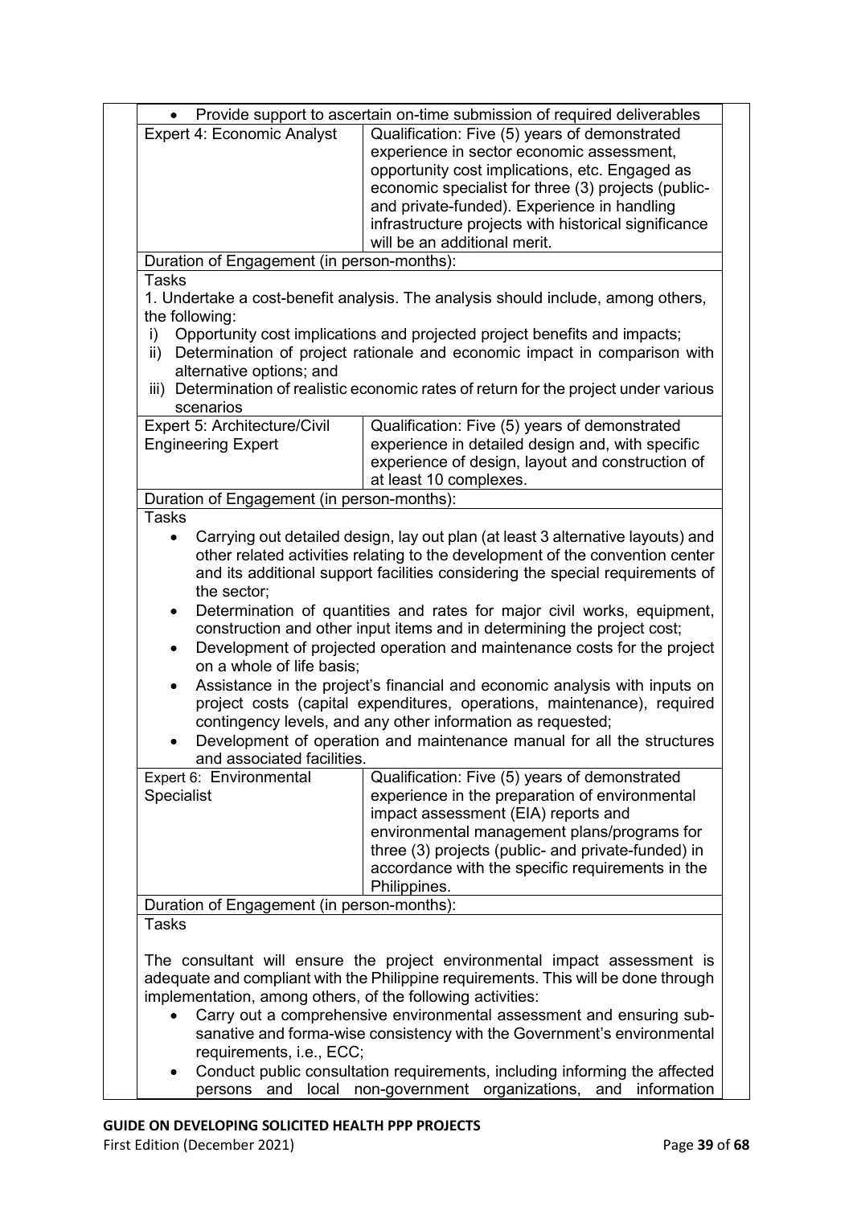| | |
|---|---|
| • Provide support to ascertain on-time submission of required deliverables | |
| Expert 4: Economic Analyst | Qualification: Five (5) years of demonstrated experience in sector economic assessment, opportunity cost implications, etc. Engaged as economic specialist for three (3) projects (public- and private-funded). Experience in handling infrastructure projects with historical significance will be an additional merit. |
| Duration of Engagement (in person-months): | |
| Tasks<br>1. Undertake a cost-benefit analysis. The analysis should include, among others, the following:<br>i) Opportunity cost implications and projected project benefits and impacts;<br>ii) Determination of project rationale and economic impact in comparison with alternative options; and<br>iii) Determination of realistic economic rates of return for the project under various scenarios | |
| Expert 5: Architecture/Civil Engineering Expert | Qualification: Five (5) years of demonstrated experience in detailed design and, with specific experience of design, layout and construction of at least 10 complexes. |
| Duration of Engagement (in person-months): | |
| Tasks<br>• Carrying out detailed design, lay out plan (at least 3 alternative layouts) and other related activities relating to the development of the convention center and its additional support facilities considering the special requirements of the sector;<br>• Determination of quantities and rates for major civil works, equipment, construction and other input items and in determining the project cost;<br>• Development of projected operation and maintenance costs for the project on a whole of life basis;<br>• Assistance in the project's financial and economic analysis with inputs on project costs (capital expenditures, operations, maintenance), required contingency levels, and any other information as requested;<br>• Development of operation and maintenance manual for all the structures and associated facilities. | |
| Expert 6: Environmental Specialist | Qualification: Five (5) years of demonstrated experience in the preparation of environmental impact assessment (EIA) reports and environmental management plans/programs for three (3) projects (public- and private-funded) in accordance with the specific requirements in the Philippines. |
| Duration of Engagement (in person-months): | |
| Tasks<br><br>The consultant will ensure the project environmental impact assessment is adequate and compliant with the Philippine requirements. This will be done through implementation, among others, of the following activities:<br>• Carry out a comprehensive environmental assessment and ensuring sub-sanative and forma-wise consistency with the Government's environmental requirements, i.e., ECC;<br>• Conduct public consultation requirements, including informing the affected persons and local non-government organizations, and information | |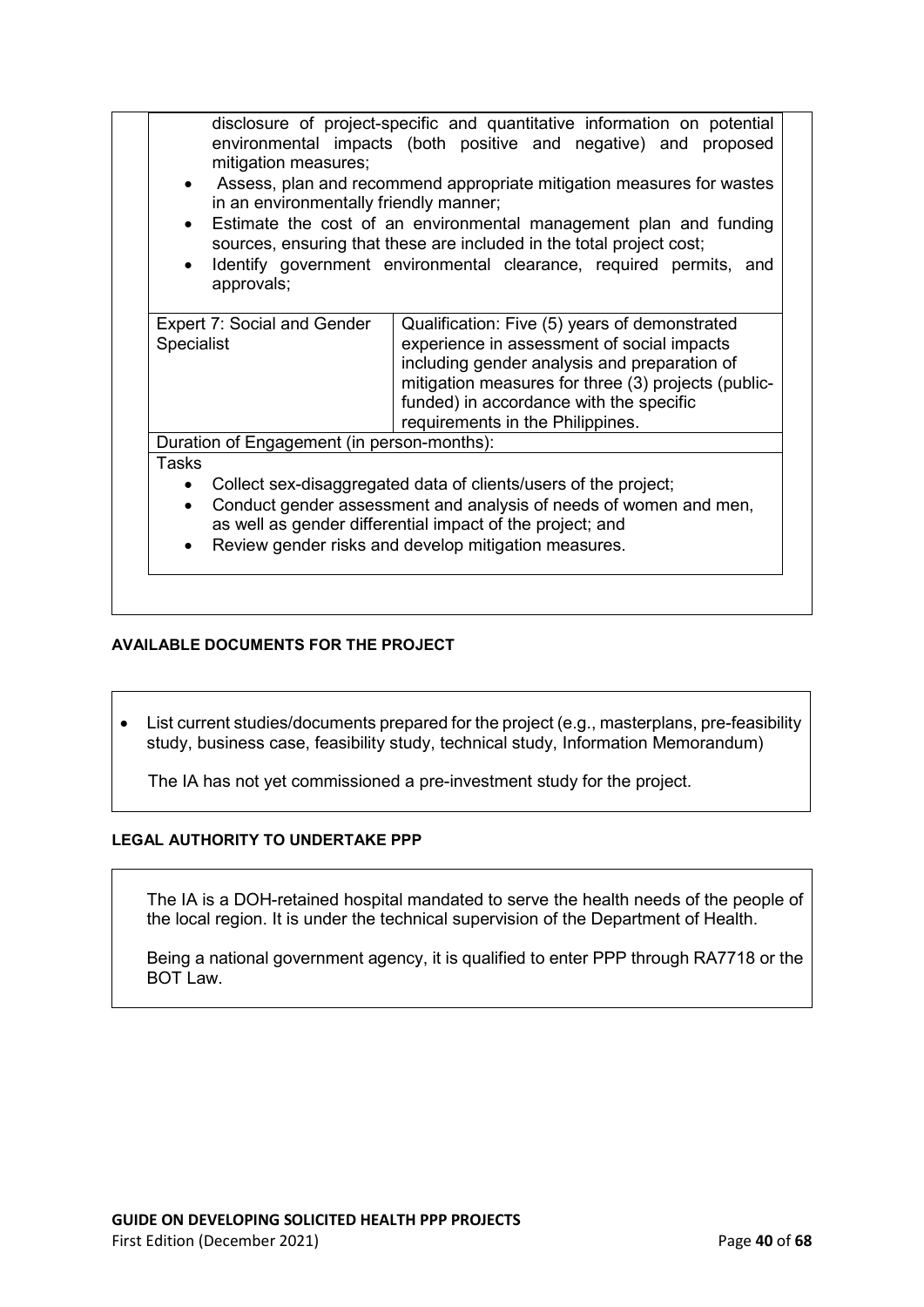disclosure of project-specific and quantitative information on potential environmental impacts (both positive and negative) and proposed mitigation measures;

- Assess, plan and recommend appropriate mitigation measures for wastes in an environmentally friendly manner;
- Estimate the cost of an environmental management plan and funding sources, ensuring that these are included in the total project cost;
- Identify government environmental clearance, required permits, and approvals;

| Expert 7: Social and Gender Specialist | Qualification: Five (5) years of demonstrated experience in assessment of social impacts including gender analysis and preparation of mitigation measures for three (3) projects (public-funded) in accordance with the specific requirements in the Philippines. |
|---|---|
| Duration of Engagement (in person-months): | |
| Tasks<br>• Collect sex-disaggregated data of clients/users of the project;<br>• Conduct gender assessment and analysis of needs of women and men, as well as gender differential impact of the project; and<br>• Review gender risks and develop mitigation measures. | |

#### AVAILABLE DOCUMENTS FOR THE PROJECT

- List current studies/documents prepared for the project (e.g., masterplans, pre-feasibility study, business case, feasibility study, technical study, Information Memorandum)

The IA has not yet commissioned a pre-investment study for the project.

#### LEGAL AUTHORITY TO UNDERTAKE PPP

The IA is a DOH-retained hospital mandated to serve the health needs of the people of the local region. It is under the technical supervision of the Department of Health.

Being a national government agency, it is qualified to enter PPP through RA7718 or the BOT Law.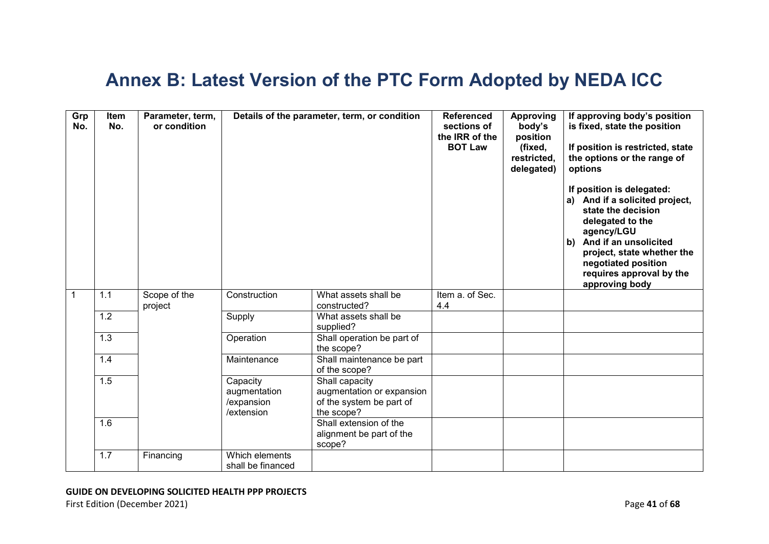# Annex B: Latest Version of the PTC Form Adopted by NEDA ICC

| Grp No. | Item No. | Parameter, term, or condition | Details of the parameter, term, or condition | | Referenced sections of the IRR of the BOT Law | Approving body's position (fixed, restricted, delegated) | If approving body's position is fixed, state the position<br><br>If position is restricted, state the options or the range of options<br><br>If position is delegated:<br>a) And if a solicited project, state the decision delegated to the agency/LGU<br>b) And if an unsolicited project, state whether the negotiated position requires approval by the approving body |
|---|---|---|---|---|---|---|---|
| 1 | 1.1 | Scope of the project | Construction | What assets shall be constructed? | Item a. of Sec. 4.4 | | |
| | 1.2 | | Supply | What assets shall be supplied? | | | |
| | 1.3 | | Operation | Shall operation be part of the scope? | | | |
| | 1.4 | | Maintenance | Shall maintenance be part of the scope? | | | |
| | 1.5 | | Capacity augmentation /expansion /extension | Shall capacity augmentation or expansion of the system be part of the scope? | | | |
| | 1.6 | | | Shall extension of the alignment be part of the scope? | | | |
| | 1.7 | Financing | Which elements shall be financed | | | | |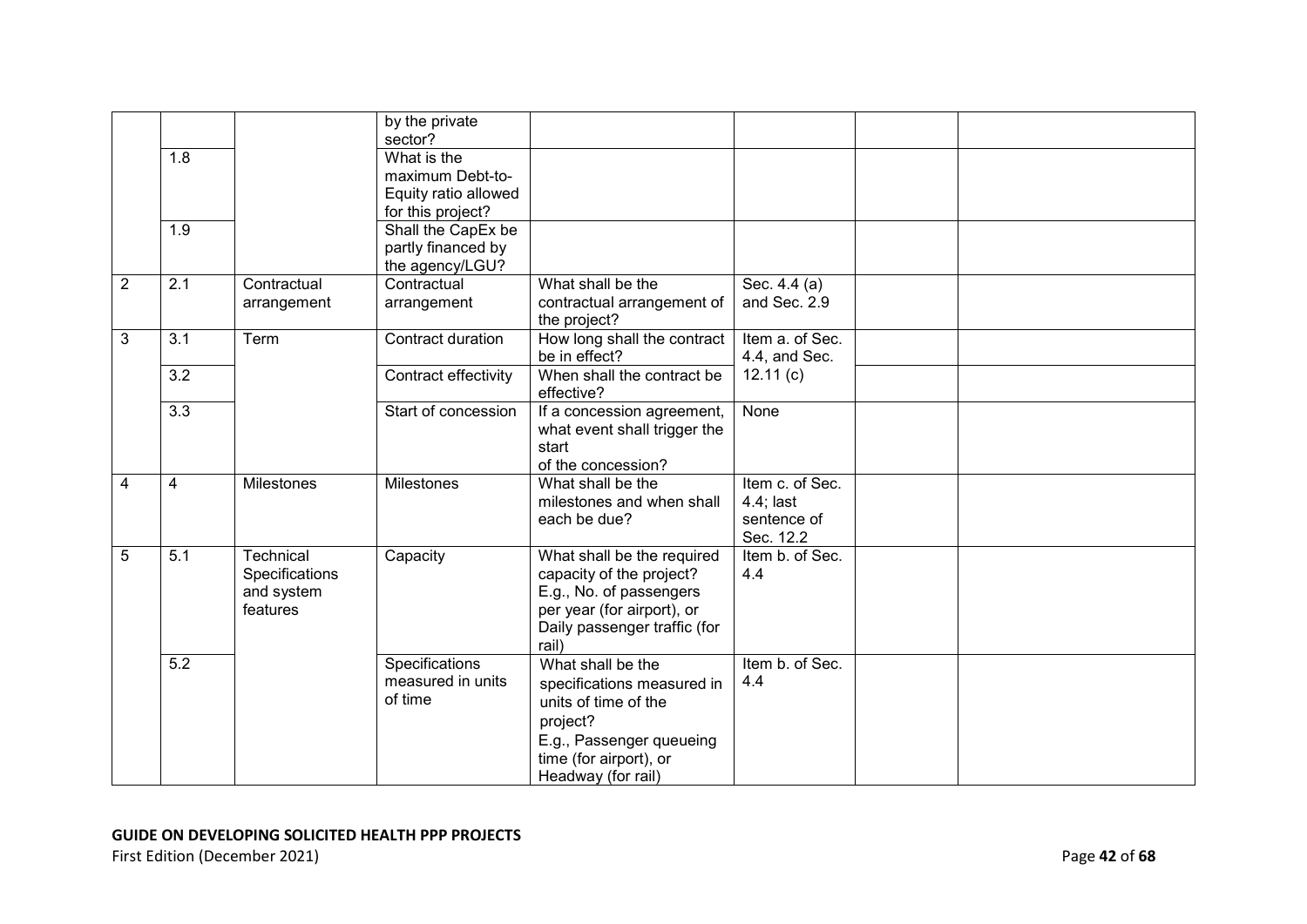|  |  |  | by the private sector? |  |  |  |  |
|---|---|---|---|---|---|---|---|
|  | 1.8 |  | What is the maximum Debt-to-Equity ratio allowed for this project? |  |  |  |  |
|  | 1.9 |  | Shall the CapEx be partly financed by the agency/LGU? |  |  |  |  |
| 2 | 2.1 | Contractual arrangement | Contractual arrangement | What shall be the contractual arrangement of the project? | Sec. 4.4 (a) and Sec. 2.9 |  |  |
| 3 | 3.1 | Term | Contract duration | How long shall the contract be in effect? | Item a. of Sec. 4.4, and Sec. 12.11 (c) |  |  |
|  | 3.2 |  | Contract effectivity | When shall the contract be effective? |  |  |  |
|  | 3.3 |  | Start of concession | If a concession agreement, what event shall trigger the start of the concession? | None |  |  |
| 4 | 4 | Milestones | Milestones | What shall be the milestones and when shall each be due? | Item c. of Sec. 4.4; last sentence of Sec. 12.2 |  |  |
| 5 | 5.1 | Technical Specifications and system features | Capacity | What shall be the required capacity of the project? E.g., No. of passengers per year (for airport), or Daily passenger traffic (for rail) | Item b. of Sec. 4.4 |  |  |
|  | 5.2 |  | Specifications measured in units of time | What shall be the specifications measured in units of time of the project? E.g., Passenger queueing time (for airport), or Headway (for rail) | Item b. of Sec. 4.4 |  |  |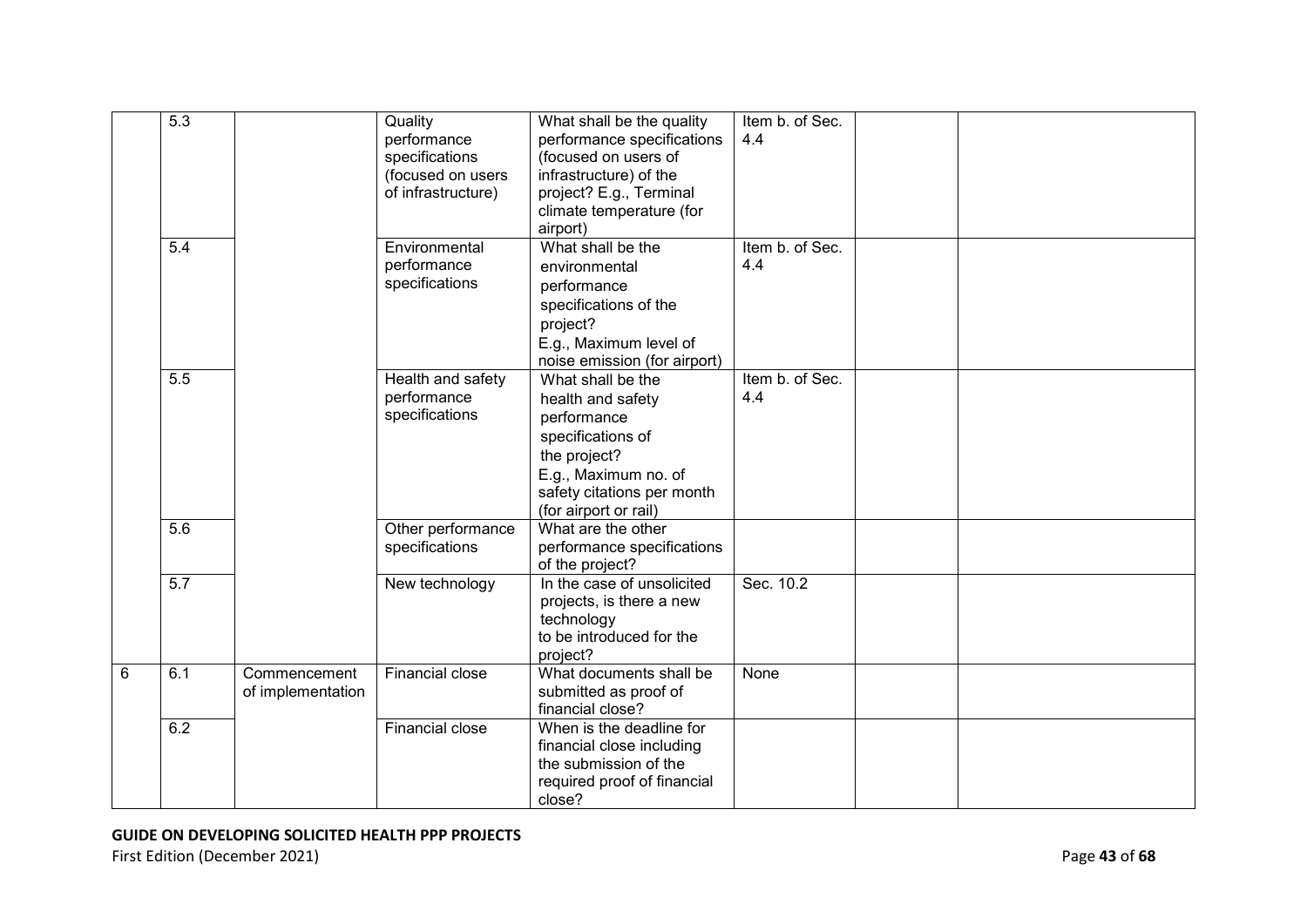|  |  |  |  |  |  |  |  |
|---|---|---|---|---|---|---|---|
|  | 5.3 |  | Quality performance specifications (focused on users of infrastructure) | What shall be the quality performance specifications (focused on users of infrastructure) of the project? E.g., Terminal climate temperature (for airport) | Item b. of Sec. 4.4 |  |  |
|  | 5.4 |  | Environmental performance specifications | What shall be the environmental performance specifications of the project? E.g., Maximum level of noise emission (for airport) | Item b. of Sec. 4.4 |  |  |
|  | 5.5 |  | Health and safety performance specifications | What shall be the health and safety performance specifications of the project? E.g., Maximum no. of safety citations per month (for airport or rail) | Item b. of Sec. 4.4 |  |  |
|  | 5.6 |  | Other performance specifications | What are the other performance specifications of the project? |  |  |  |
|  | 5.7 |  | New technology | In the case of unsolicited projects, is there a new technology to be introduced for the project? | Sec. 10.2 |  |  |
| 6 | 6.1 | Commencement of implementation | Financial close | What documents shall be submitted as proof of financial close? | None |  |  |
|  | 6.2 |  | Financial close | When is the deadline for financial close including the submission of the required proof of financial close? |  |  |  |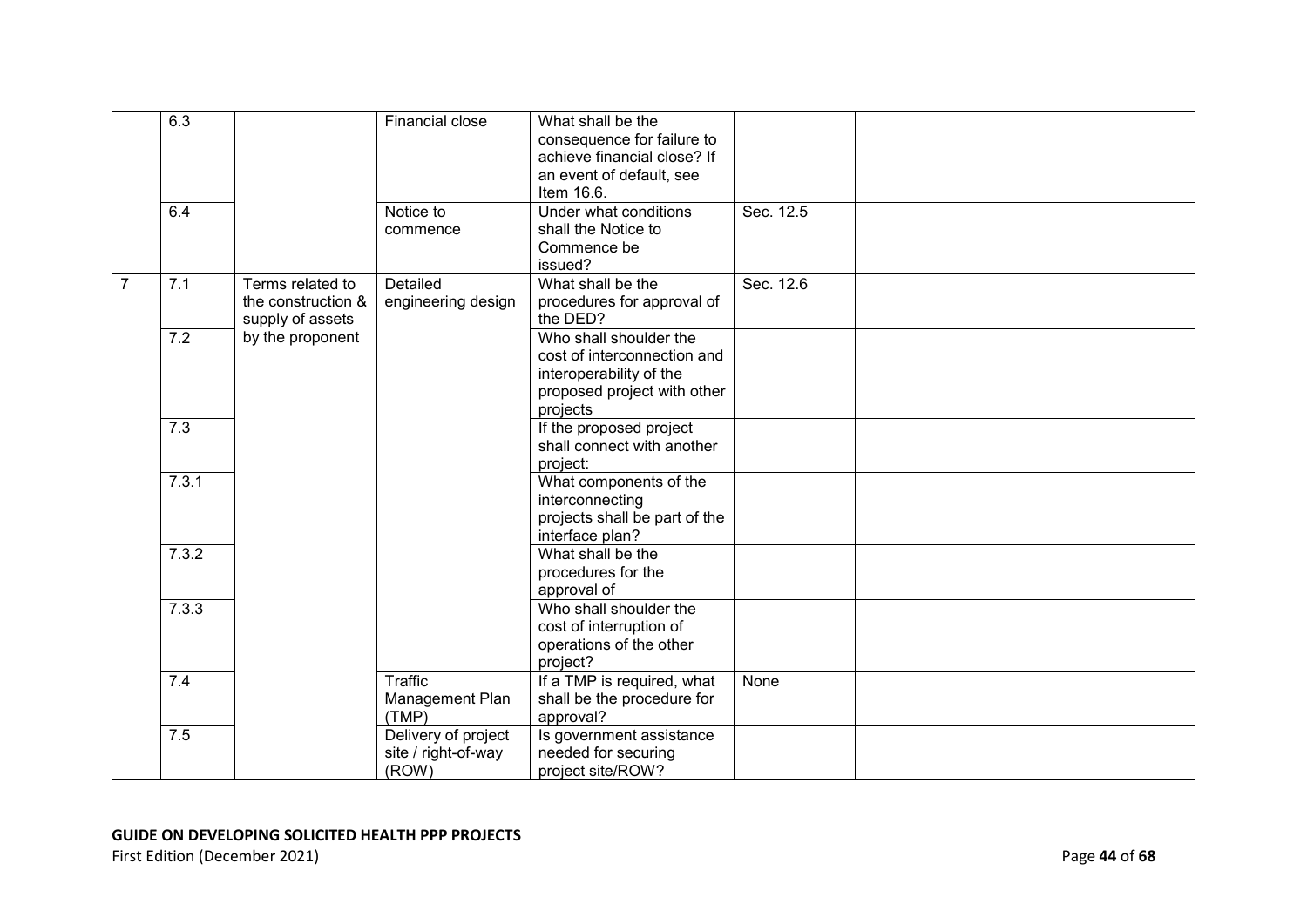|  | 6.3 |  | Financial close | What shall be the consequence for failure to achieve financial close? If an event of default, see Item 16.6. |  |  |  |
|---|---|---|---|---|---|---|---|
|  | 6.4 |  | Notice to commence | Under what conditions shall the Notice to Commence be issued? | Sec. 12.5 |  |  |
| 7 | 7.1 | Terms related to the construction & supply of assets by the proponent | Detailed engineering design | What shall be the procedures for approval of the DED? | Sec. 12.6 |  |  |
|  | 7.2 |  |  | Who shall shoulder the cost of interconnection and interoperability of the proposed project with other projects |  |  |  |
|  | 7.3 |  |  | If the proposed project shall connect with another project: |  |  |  |
|  | 7.3.1 |  |  | What components of the interconnecting projects shall be part of the interface plan? |  |  |  |
|  | 7.3.2 |  |  | What shall be the procedures for the approval of |  |  |  |
|  | 7.3.3 |  |  | Who shall shoulder the cost of interruption of operations of the other project? |  |  |  |
|  | 7.4 |  | Traffic Management Plan (TMP) | If a TMP is required, what shall be the procedure for approval? | None |  |  |
|  | 7.5 |  | Delivery of project site / right-of-way (ROW) | Is government assistance needed for securing project site/ROW? |  |  |  |

**GUIDE ON DEVELOPING SOLICITED HEALTH PPP PROJECTS**
First Edition (December 2021)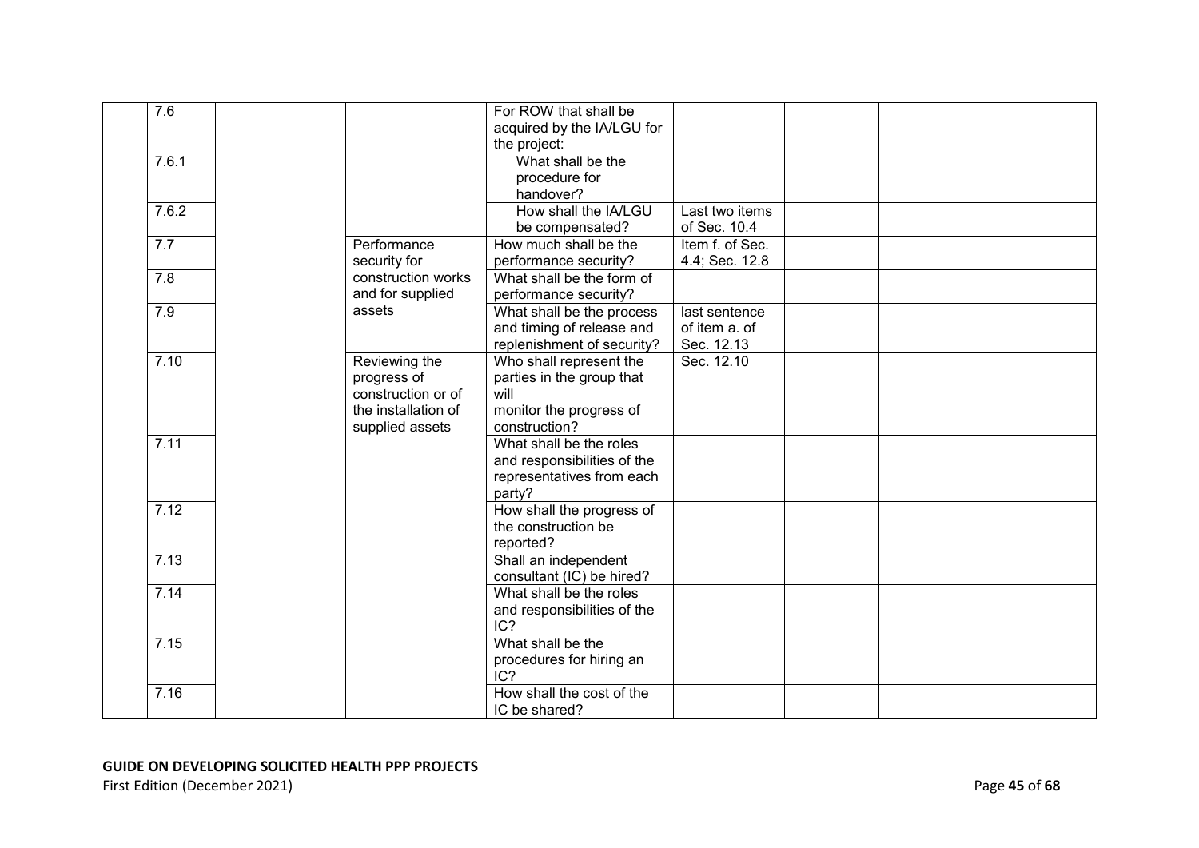|  | 7.6 |  |  | For ROW that shall be acquired by the IA/LGU for the project: |  |  |  |
|---|---|---|---|---|---|---|---|
|  | 7.6.1 |  |  | What shall be the procedure for handover? |  |  |  |
|  | 7.6.2 |  |  | How shall the IA/LGU be compensated? | Last two items of Sec. 10.4 |  |  |
|  | 7.7 |  | Performance security for construction works and for supplied assets | How much shall be the performance security? | Item f. of Sec. 4.4; Sec. 12.8 |  |  |
|  | 7.8 |  |  | What shall be the form of performance security? |  |  |  |
|  | 7.9 |  |  | What shall be the process and timing of release and replenishment of security? | last sentence of item a. of Sec. 12.13 |  |  |
|  | 7.10 |  | Reviewing the progress of construction or of the installation of supplied assets | Who shall represent the parties in the group that will monitor the progress of construction? | Sec. 12.10 |  |  |
|  | 7.11 |  |  | What shall be the roles and responsibilities of the representatives from each party? |  |  |  |
|  | 7.12 |  |  | How shall the progress of the construction be reported? |  |  |  |
|  | 7.13 |  |  | Shall an independent consultant (IC) be hired? |  |  |  |
|  | 7.14 |  |  | What shall be the roles and responsibilities of the IC? |  |  |  |
|  | 7.15 |  |  | What shall be the procedures for hiring an IC? |  |  |  |
|  | 7.16 |  |  | How shall the cost of the IC be shared? |  |  |  |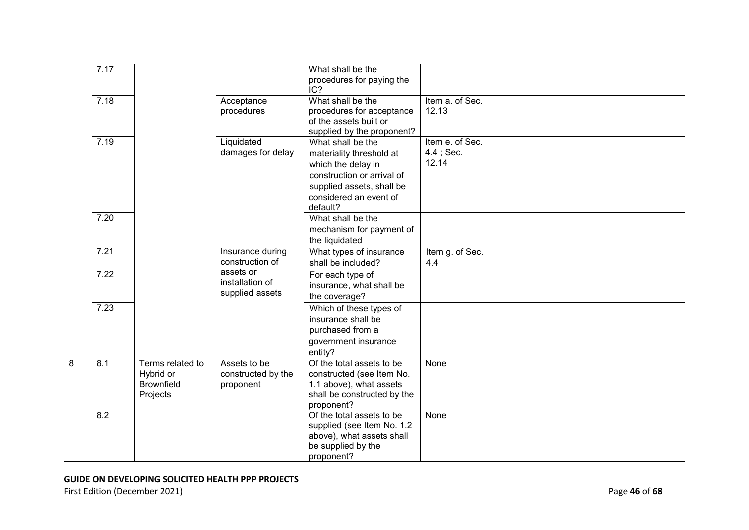| | 7.17 | | | What shall be the procedures for paying the IC? | | | |
|---|---|---|---|---|---|---|---|
| | 7.18 | | Acceptance procedures | What shall be the procedures for acceptance of the assets built or supplied by the proponent? | Item a. of Sec. 12.13 | | |
| | 7.19 | | Liquidated damages for delay | What shall be the materiality threshold at which the delay in construction or arrival of supplied assets, shall be considered an event of default? | Item e. of Sec. 4.4 ; Sec. 12.14 | | |
| | 7.20 | | | What shall be the mechanism for payment of the liquidated | | | |
| | 7.21 | | Insurance during construction of assets or installation of supplied assets | What types of insurance shall be included? | Item g. of Sec. 4.4 | | |
| | 7.22 | | | For each type of insurance, what shall be the coverage? | | | |
| | 7.23 | | | Which of these types of insurance shall be purchased from a government insurance entity? | | | |
| 8 | 8.1 | Terms related to Hybrid or Brownfield Projects | Assets to be constructed by the proponent | Of the total assets to be constructed (see Item No. 1.1 above), what assets shall be constructed by the proponent? | None | | |
| | 8.2 | | | Of the total assets to be supplied (see Item No. 1.2 above), what assets shall be supplied by the proponent? | None | | |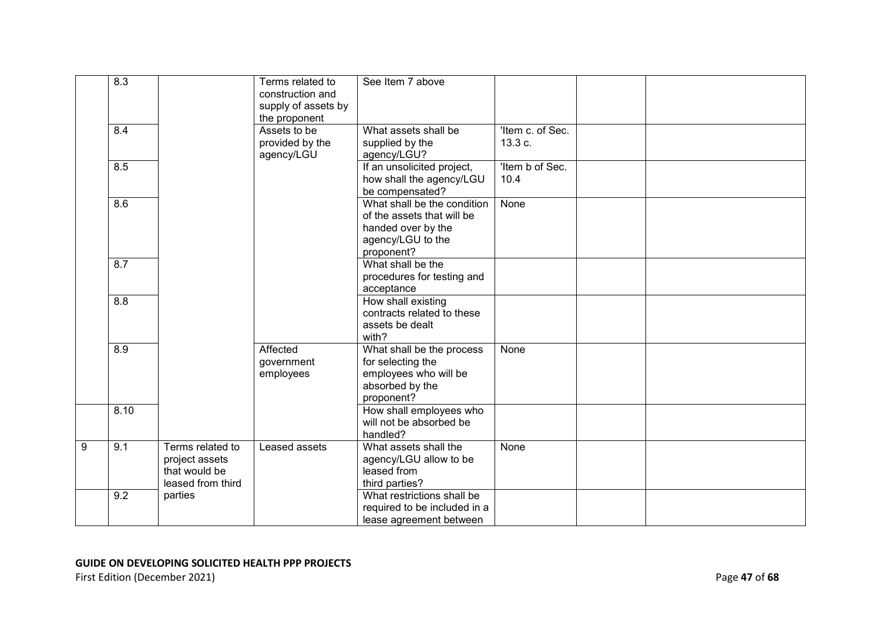| | | | | | | | |
|---|---|---|---|---|---|---|---|
| | 8.3 | | Terms related to construction and supply of assets by the proponent | See Item 7 above | | | |
| | 8.4 | | Assets to be provided by the agency/LGU | What assets shall be supplied by the agency/LGU? | 'Item c. of Sec. 13.3 c. | | |
| | 8.5 | | | If an unsolicited project, how shall the agency/LGU be compensated? | 'Item b of Sec. 10.4 | | |
| | 8.6 | | | What shall be the condition of the assets that will be handed over by the agency/LGU to the proponent? | None | | |
| | 8.7 | | | What shall be the procedures for testing and acceptance | | | |
| | 8.8 | | | How shall existing contracts related to these assets be dealt with? | | | |
| | 8.9 | | Affected government employees | What shall be the process for selecting the employees who will be absorbed by the proponent? | None | | |
| | 8.10 | | | How shall employees who will not be absorbed be handled? | | | |
| 9 | 9.1 | Terms related to project assets that would be leased from third parties | Leased assets | What assets shall the agency/LGU allow to be leased from third parties? | None | | |
| | 9.2 | | | What restrictions shall be required to be included in a lease agreement between | | | |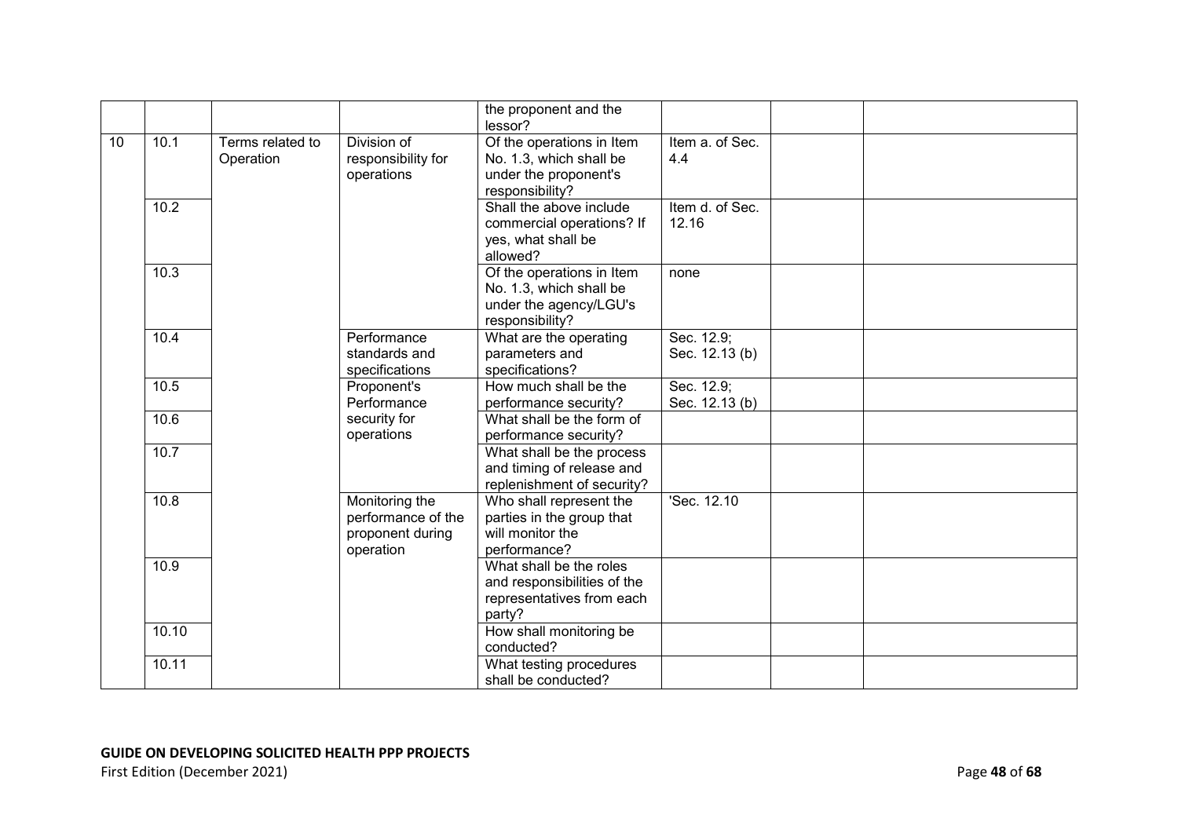| | | | | the proponent and the lessor? | | | |
|---|---|---|---|---|---|---|---|
| 10 | 10.1 | Terms related to Operation | Division of responsibility for operations | Of the operations in Item No. 1.3, which shall be under the proponent's responsibility? | Item a. of Sec. 4.4 | | |
| | 10.2 | | | Shall the above include commercial operations? If yes, what shall be allowed? | Item d. of Sec. 12.16 | | |
| | 10.3 | | | Of the operations in Item No. 1.3, which shall be under the agency/LGU's responsibility? | none | | |
| | 10.4 | | Performance standards and specifications | What are the operating parameters and specifications? | Sec. 12.9; Sec. 12.13 (b) | | |
| | 10.5 | | Proponent's Performance security for operations | How much shall be the performance security? | Sec. 12.9; Sec. 12.13 (b) | | |
| | 10.6 | | | What shall be the form of performance security? | | | |
| | 10.7 | | | What shall be the process and timing of release and replenishment of security? | | | |
| | 10.8 | | Monitoring the performance of the proponent during operation | Who shall represent the parties in the group that will monitor the performance? | 'Sec. 12.10 | | |
| | 10.9 | | | What shall be the roles and responsibilities of the representatives from each party? | | | |
| | 10.10 | | | How shall monitoring be conducted? | | | |
| | 10.11 | | | What testing procedures shall be conducted? | | | |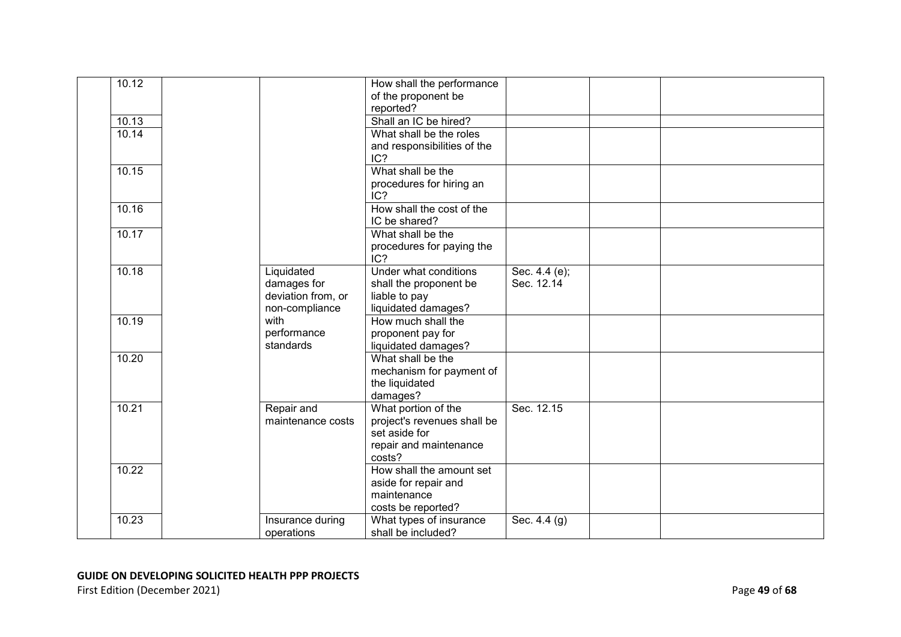| | | | | | | |
|---|---|---|---|---|---|---|
| 10.12 | | | How shall the performance of the proponent be reported? | | | |
| 10.13 | | | Shall an IC be hired? | | | |
| 10.14 | | | What shall be the roles and responsibilities of the IC? | | | |
| 10.15 | | | What shall be the procedures for hiring an IC? | | | |
| 10.16 | | | How shall the cost of the IC be shared? | | | |
| 10.17 | | | What shall be the procedures for paying the IC? | | | |
| 10.18 | | Liquidated damages for deviation from, or non-compliance with performance standards | Under what conditions shall the proponent be liable to pay liquidated damages? | Sec. 4.4 (e); Sec. 12.14 | | |
| 10.19 | | | How much shall the proponent pay for liquidated damages? | | | |
| 10.20 | | | What shall be the mechanism for payment of the liquidated damages? | | | |
| 10.21 | | Repair and maintenance costs | What portion of the project's revenues shall be set aside for repair and maintenance costs? | Sec. 12.15 | | |
| 10.22 | | | How shall the amount set aside for repair and maintenance costs be reported? | | | |
| 10.23 | | Insurance during operations | What types of insurance shall be included? | Sec. 4.4 (g) | | |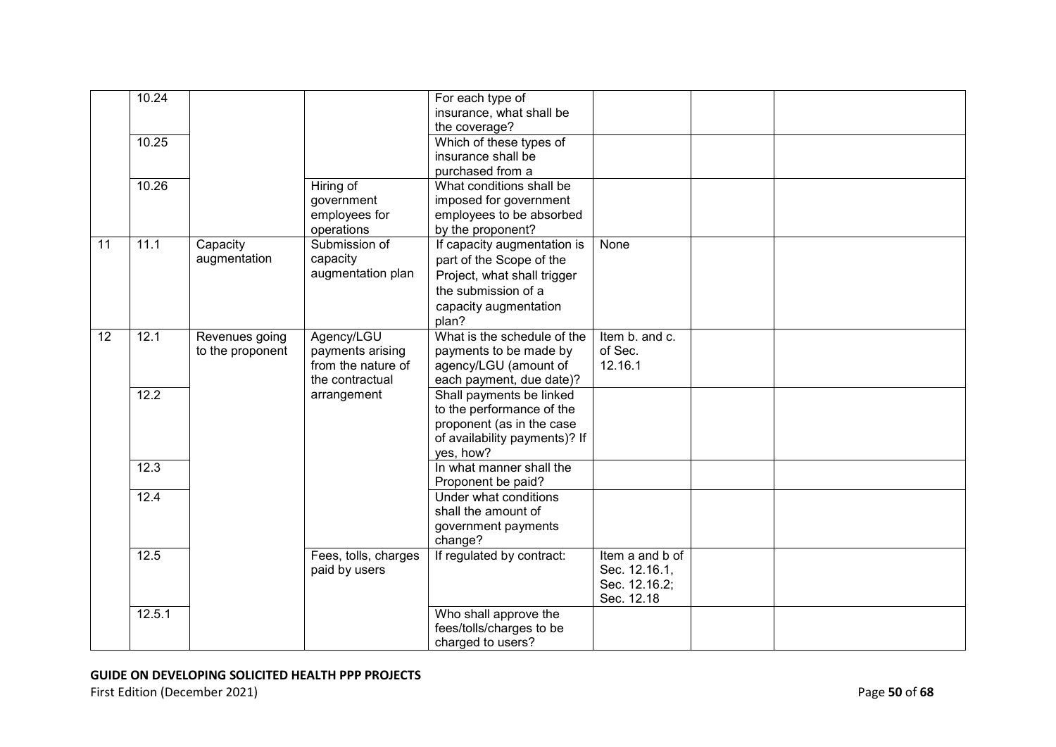| | | | | | | | |
|---|---|---|---|---|---|---|---|
| | 10.24 | | | For each type of insurance, what shall be the coverage? | | | |
| | 10.25 | | | Which of these types of insurance shall be purchased from a | | | |
| | 10.26 | | Hiring of government employees for operations | What conditions shall be imposed for government employees to be absorbed by the proponent? | | | |
| 11 | 11.1 | Capacity augmentation | Submission of capacity augmentation plan | If capacity augmentation is part of the Scope of the Project, what shall trigger the submission of a capacity augmentation plan? | None | | |
| 12 | 12.1 | Revenues going to the proponent | Agency/LGU payments arising from the nature of the contractual arrangement | What is the schedule of the payments to be made by agency/LGU (amount of each payment, due date)? | Item b. and c. of Sec. 12.16.1 | | |
| | 12.2 | | | Shall payments be linked to the performance of the proponent (as in the case of availability payments)? If yes, how? | | | |
| | 12.3 | | | In what manner shall the Proponent be paid? | | | |
| | 12.4 | | | Under what conditions shall the amount of government payments change? | | | |
| | 12.5 | | Fees, tolls, charges paid by users | If regulated by contract: | Item a and b of Sec. 12.16.1, Sec. 12.16.2; Sec. 12.18 | | |
| | 12.5.1 | | | Who shall approve the fees/tolls/charges to be charged to users? | | | |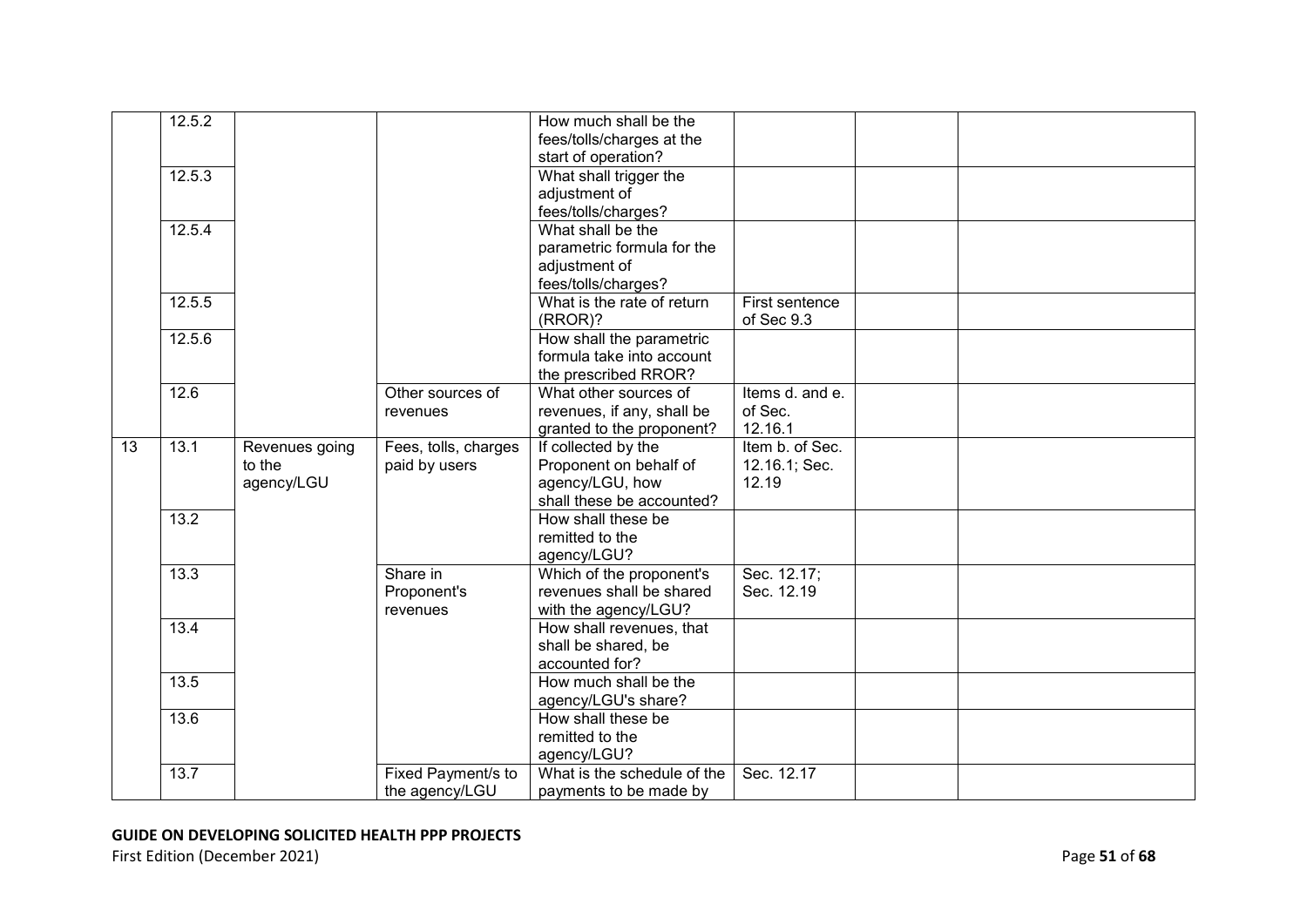| | | | | | | | |
|---|---|---|---|---|---|---|---|
| | 12.5.2 | | | How much shall be the fees/tolls/charges at the start of operation? | | | |
| | 12.5.3 | | | What shall trigger the adjustment of fees/tolls/charges? | | | |
| | 12.5.4 | | | What shall be the parametric formula for the adjustment of fees/tolls/charges? | | | |
| | 12.5.5 | | | What is the rate of return (RROR)? | First sentence of Sec 9.3 | | |
| | 12.5.6 | | | How shall the parametric formula take into account the prescribed RROR? | | | |
| | 12.6 | | Other sources of revenues | What other sources of revenues, if any, shall be granted to the proponent? | Items d. and e. of Sec. 12.16.1 | | |
| 13 | 13.1 | Revenues going to the agency/LGU | Fees, tolls, charges paid by users | If collected by the Proponent on behalf of agency/LGU, how shall these be accounted? | Item b. of Sec. 12.16.1; Sec. 12.19 | | |
| | 13.2 | | | How shall these be remitted to the agency/LGU? | | | |
| | 13.3 | | Share in Proponent's revenues | Which of the proponent's revenues shall be shared with the agency/LGU? | Sec. 12.17; Sec. 12.19 | | |
| | 13.4 | | | How shall revenues, that shall be shared, be accounted for? | | | |
| | 13.5 | | | How much shall be the agency/LGU's share? | | | |
| | 13.6 | | | How shall these be remitted to the agency/LGU? | | | |
| | 13.7 | | Fixed Payment/s to the agency/LGU | What is the schedule of the payments to be made by | Sec. 12.17 | | |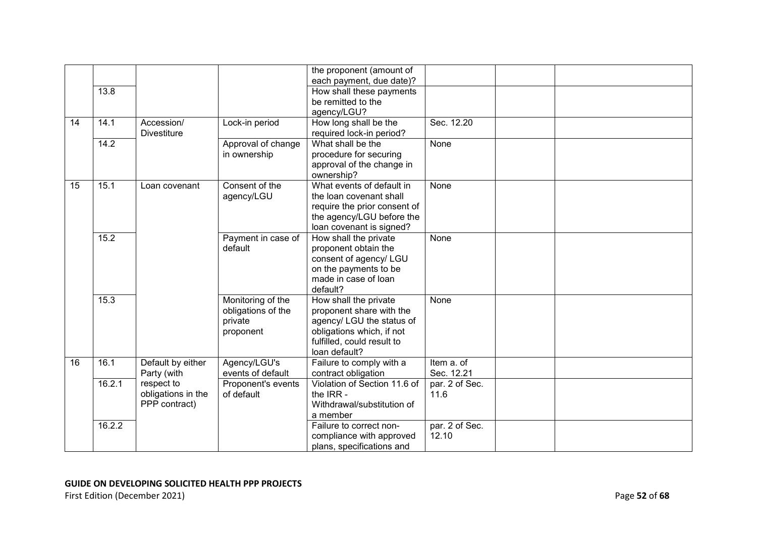| | | | | the proponent (amount of each payment, due date)? | | | |
|---|---|---|---|---|---|---|---|
| | 13.8 | | | How shall these payments be remitted to the agency/LGU? | | | |
| 14 | 14.1 | Accession/ Divestiture | Lock-in period | How long shall be the required lock-in period? | Sec. 12.20 | | |
| | 14.2 | | Approval of change in ownership | What shall be the procedure for securing approval of the change in ownership? | None | | |
| 15 | 15.1 | Loan covenant | Consent of the agency/LGU | What events of default in the loan covenant shall require the prior consent of the agency/LGU before the loan covenant is signed? | None | | |
| | 15.2 | | Payment in case of default | How shall the private proponent obtain the consent of agency/ LGU on the payments to be made in case of loan default? | None | | |
| | 15.3 | | Monitoring of the obligations of the private proponent | How shall the private proponent share with the agency/ LGU the status of obligations which, if not fulfilled, could result to loan default? | None | | |
| 16 | 16.1 | Default by either Party (with respect to obligations in the PPP contract) | Agency/LGU's events of default | Failure to comply with a contract obligation | Item a. of Sec. 12.21 | | |
| | 16.2.1 | | Proponent's events of default | Violation of Section 11.6 of the IRR - Withdrawal/substitution of a member | par. 2 of Sec. 11.6 | | |
| | 16.2.2 | | | Failure to correct non-compliance with approved plans, specifications and | par. 2 of Sec. 12.10 | | |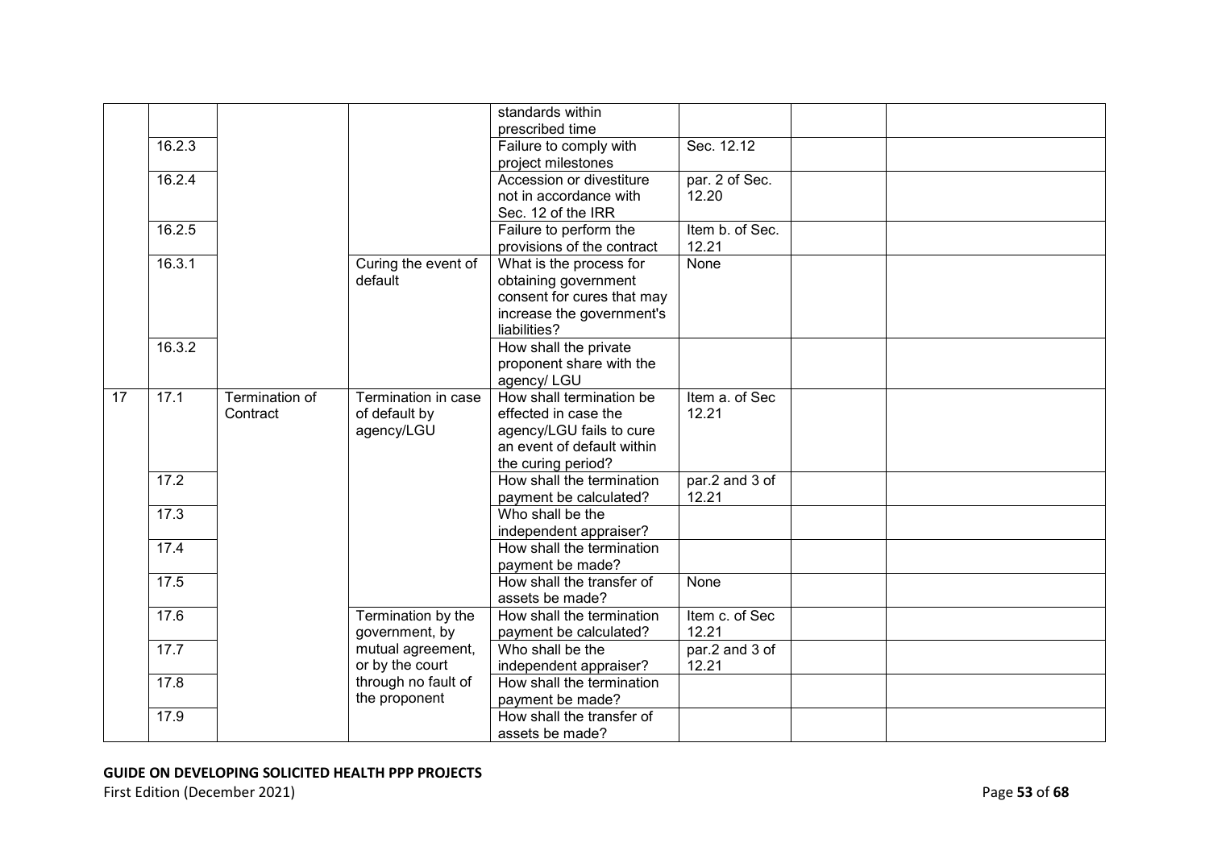| | | | | standards within prescribed time | | | |
|---|---|---|---|---|---|---|---|
| | 16.2.3 | | | Failure to comply with project milestones | Sec. 12.12 | | |
| | 16.2.4 | | | Accession or divestiture not in accordance with Sec. 12 of the IRR | par. 2 of Sec. 12.20 | | |
| | 16.2.5 | | | Failure to perform the provisions of the contract | Item b. of Sec. 12.21 | | |
| | 16.3.1 | | Curing the event of default | What is the process for obtaining government consent for cures that may increase the government's liabilities? | None | | |
| | 16.3.2 | | | How shall the private proponent share with the agency/ LGU | | | |
| 17 | 17.1 | Termination of Contract | Termination in case of default by agency/LGU | How shall termination be effected in case the agency/LGU fails to cure an event of default within the curing period? | Item a. of Sec 12.21 | | |
| | 17.2 | | | How shall the termination payment be calculated? | par.2 and 3 of 12.21 | | |
| | 17.3 | | | Who shall be the independent appraiser? | | | |
| | 17.4 | | | How shall the termination payment be made? | | | |
| | 17.5 | | | How shall the transfer of assets be made? | None | | |
| | 17.6 | | Termination by the government, by mutual agreement, or by the court through no fault of the proponent | How shall the termination payment be calculated? | Item c. of Sec 12.21 | | |
| | 17.7 | | | Who shall be the independent appraiser? | par.2 and 3 of 12.21 | | |
| | 17.8 | | | How shall the termination payment be made? | | | |
| | 17.9 | | | How shall the transfer of assets be made? | | | |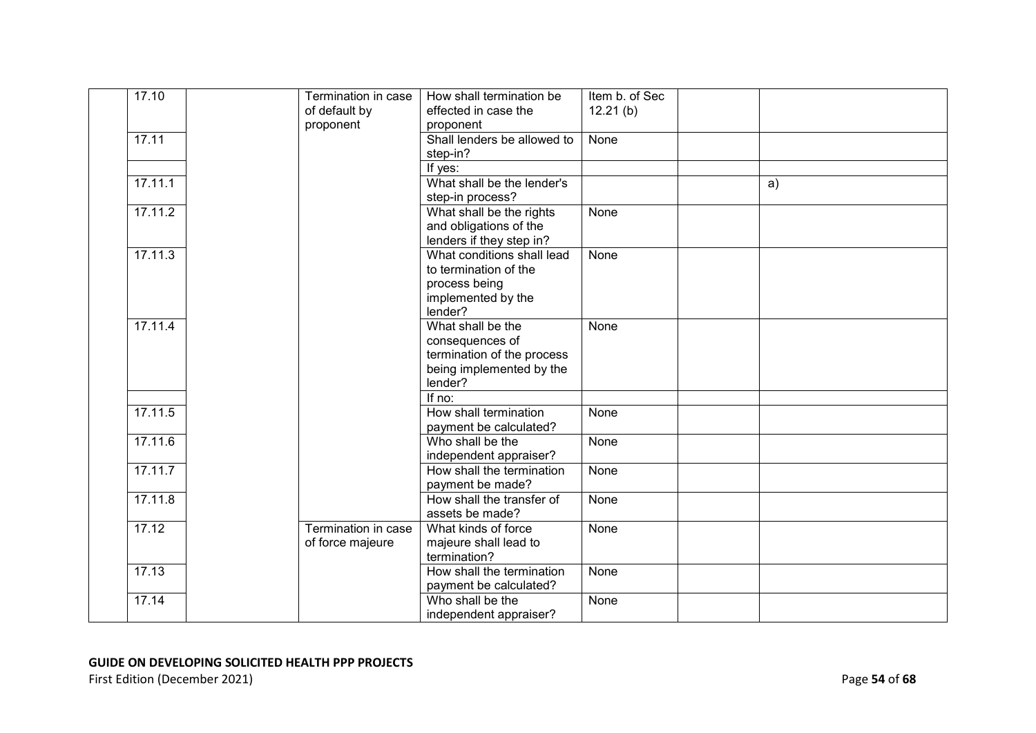| | | | | | | |
|---|---|---|---|---|---|---|
| | 17.10 | | Termination in case of default by proponent | How shall termination be effected in case the proponent | Item b. of Sec 12.21 (b) | | |
| | 17.11 | | | Shall lenders be allowed to step-in? | None | | |
| | | | | If yes: | | | |
| | 17.11.1 | | | What shall be the lender's step-in process? | | | a) |
| | 17.11.2 | | | What shall be the rights and obligations of the lenders if they step in? | None | | |
| | 17.11.3 | | | What conditions shall lead to termination of the process being implemented by the lender? | None | | |
| | 17.11.4 | | | What shall be the consequences of termination of the process being implemented by the lender? | None | | |
| | | | | If no: | | | |
| | 17.11.5 | | | How shall termination payment be calculated? | None | | |
| | 17.11.6 | | | Who shall be the independent appraiser? | None | | |
| | 17.11.7 | | | How shall the termination payment be made? | None | | |
| | 17.11.8 | | | How shall the transfer of assets be made? | None | | |
| | 17.12 | | Termination in case of force majeure | What kinds of force majeure shall lead to termination? | None | | |
| | 17.13 | | | How shall the termination payment be calculated? | None | | |
| | 17.14 | | | Who shall be the independent appraiser? | None | | |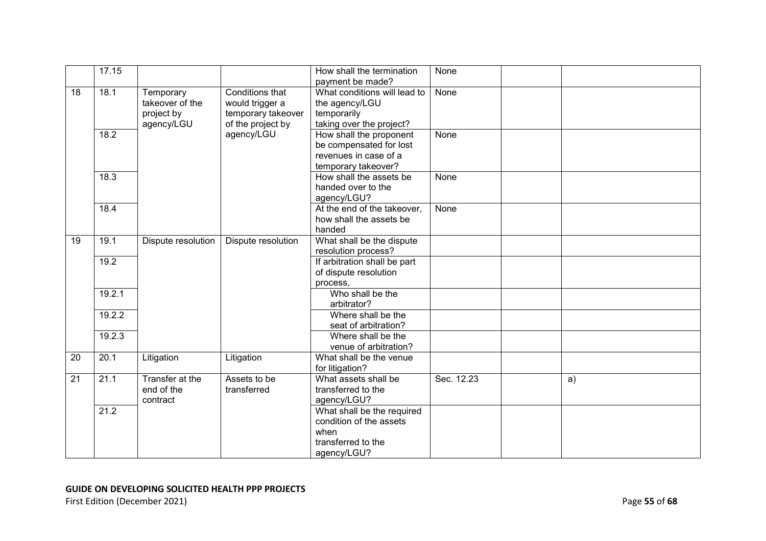|  | 17.15 |  |  | How shall the termination payment be made? | None |  |  |
|---|---|---|---|---|---|---|---|
| 18 | 18.1 | Temporary takeover of the project by agency/LGU | Conditions that would trigger a temporary takeover of the project by agency/LGU | What conditions will lead to the agency/LGU temporarily taking over the project? | None |  |  |
|  | 18.2 |  |  | How shall the proponent be compensated for lost revenues in case of a temporary takeover? | None |  |  |
|  | 18.3 |  |  | How shall the assets be handed over to the agency/LGU? | None |  |  |
|  | 18.4 |  |  | At the end of the takeover, how shall the assets be handed | None |  |  |
| 19 | 19.1 | Dispute resolution | Dispute resolution | What shall be the dispute resolution process? |  |  |  |
|  | 19.2 |  |  | If arbitration shall be part of dispute resolution process, |  |  |  |
|  | 19.2.1 |  |  | Who shall be the arbitrator? |  |  |  |
|  | 19.2.2 |  |  | Where shall be the seat of arbitration? |  |  |  |
|  | 19.2.3 |  |  | Where shall be the venue of arbitration? |  |  |  |
| 20 | 20.1 | Litigation | Litigation | What shall be the venue for litigation? |  |  |  |
| 21 | 21.1 | Transfer at the end of the contract | Assets to be transferred | What assets shall be transferred to the agency/LGU? | Sec. 12.23 |  | a) |
|  | 21.2 |  |  | What shall be the required condition of the assets when transferred to the agency/LGU? |  |  |  |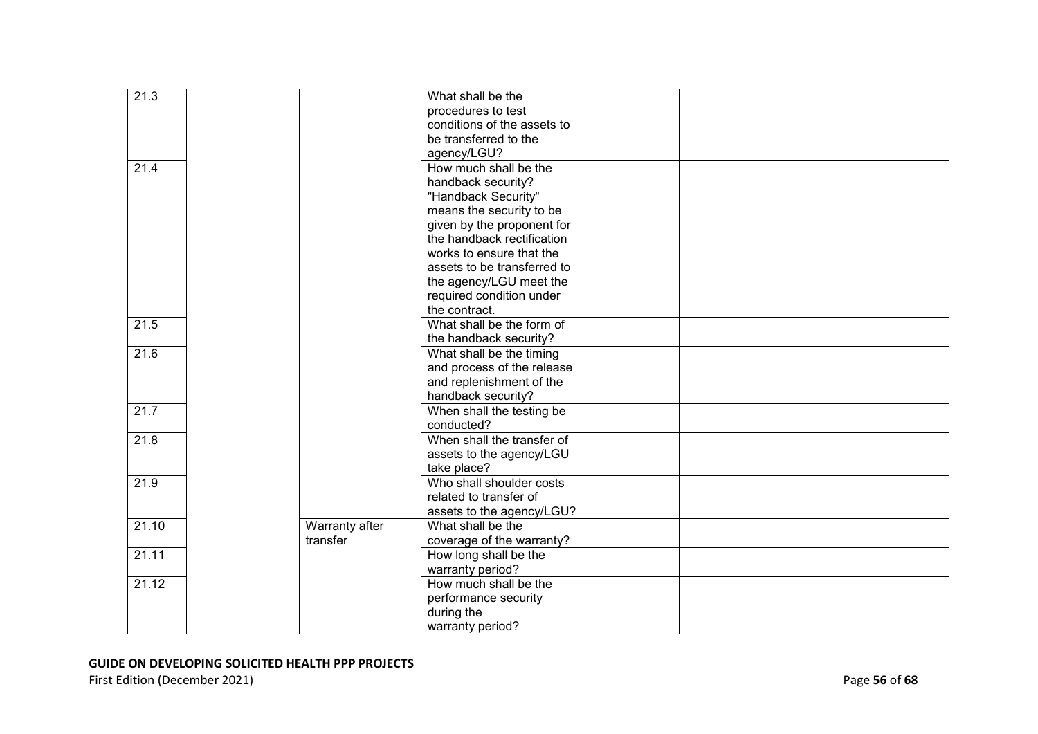| | | | | | | | |
|---|---|---|---|---|---|---|---|
| | 21.3 | | | What shall be the procedures to test conditions of the assets to be transferred to the agency/LGU? | | | |
| | 21.4 | | | How much shall be the handback security? "Handback Security" means the security to be given by the proponent for the handback rectification works to ensure that the assets to be transferred to the agency/LGU meet the required condition under the contract. | | | |
| | 21.5 | | | What shall be the form of the handback security? | | | |
| | 21.6 | | | What shall be the timing and process of the release and replenishment of the handback security? | | | |
| | 21.7 | | | When shall the testing be conducted? | | | |
| | 21.8 | | | When shall the transfer of assets to the agency/LGU take place? | | | |
| | 21.9 | | | Who shall shoulder costs related to transfer of assets to the agency/LGU? | | | |
| | 21.10 | | Warranty after transfer | What shall be the coverage of the warranty? | | | |
| | 21.11 | | | How long shall be the warranty period? | | | |
| | 21.12 | | | How much shall be the performance security during the warranty period? | | | |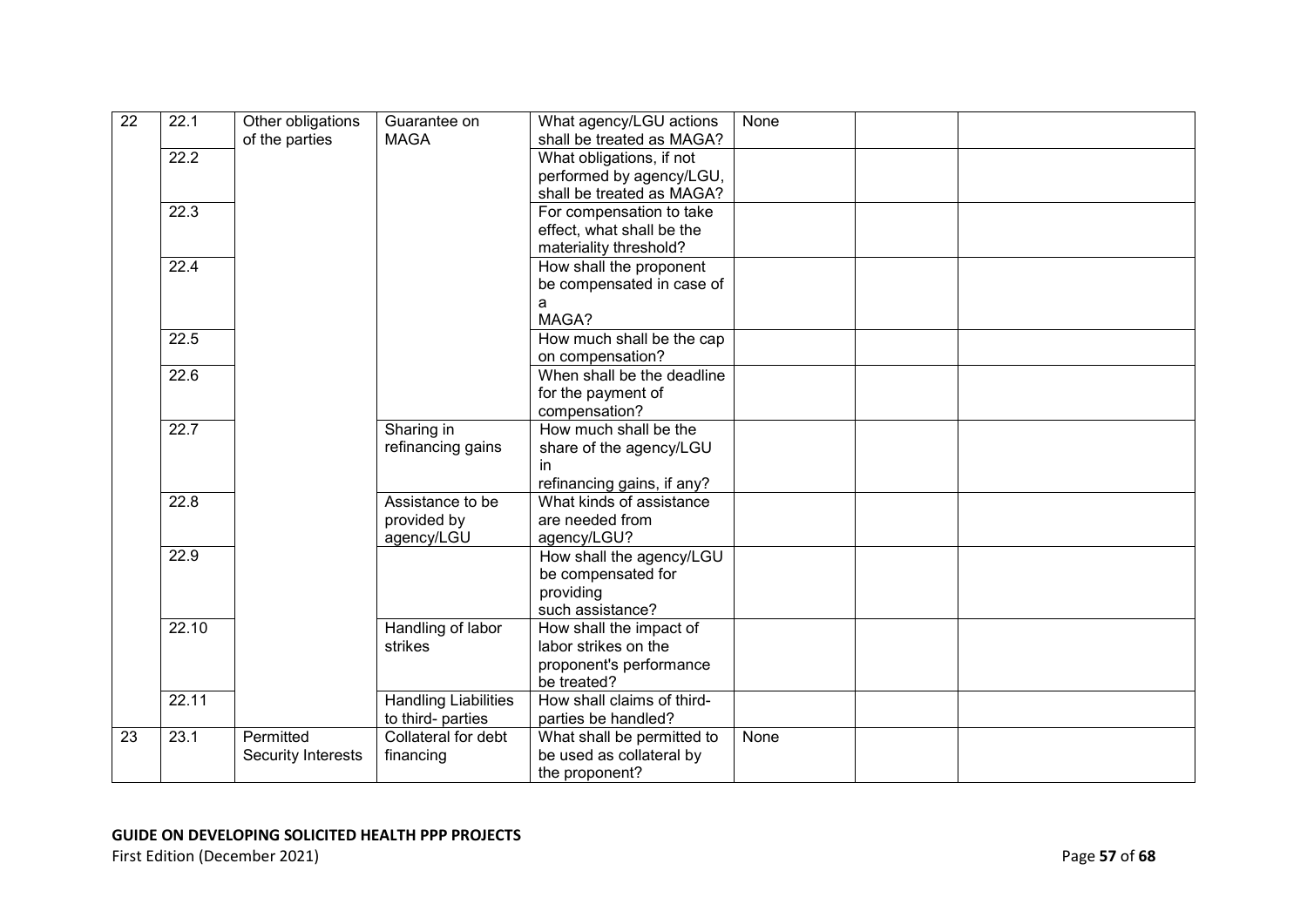| 22 | 22.1 | Other obligations of the parties | Guarantee on MAGA | What agency/LGU actions shall be treated as MAGA? | None | | |
|---|---|---|---|---|---|---|---|
| | 22.2 | | | What obligations, if not performed by agency/LGU, shall be treated as MAGA? | | | |
| | 22.3 | | | For compensation to take effect, what shall be the materiality threshold? | | | |
| | 22.4 | | | How shall the proponent be compensated in case of a MAGA? | | | |
| | 22.5 | | | How much shall be the cap on compensation? | | | |
| | 22.6 | | | When shall be the deadline for the payment of compensation? | | | |
| | 22.7 | | Sharing in refinancing gains | How much shall be the share of the agency/LGU in refinancing gains, if any? | | | |
| | 22.8 | | Assistance to be provided by agency/LGU | What kinds of assistance are needed from agency/LGU? | | | |
| | 22.9 | | | How shall the agency/LGU be compensated for providing such assistance? | | | |
| | 22.10 | | Handling of labor strikes | How shall the impact of labor strikes on the proponent's performance be treated? | | | |
| | 22.11 | | Handling Liabilities to third- parties | How shall claims of third-parties be handled? | | | |
| 23 | 23.1 | Permitted Security Interests | Collateral for debt financing | What shall be permitted to be used as collateral by the proponent? | None | | |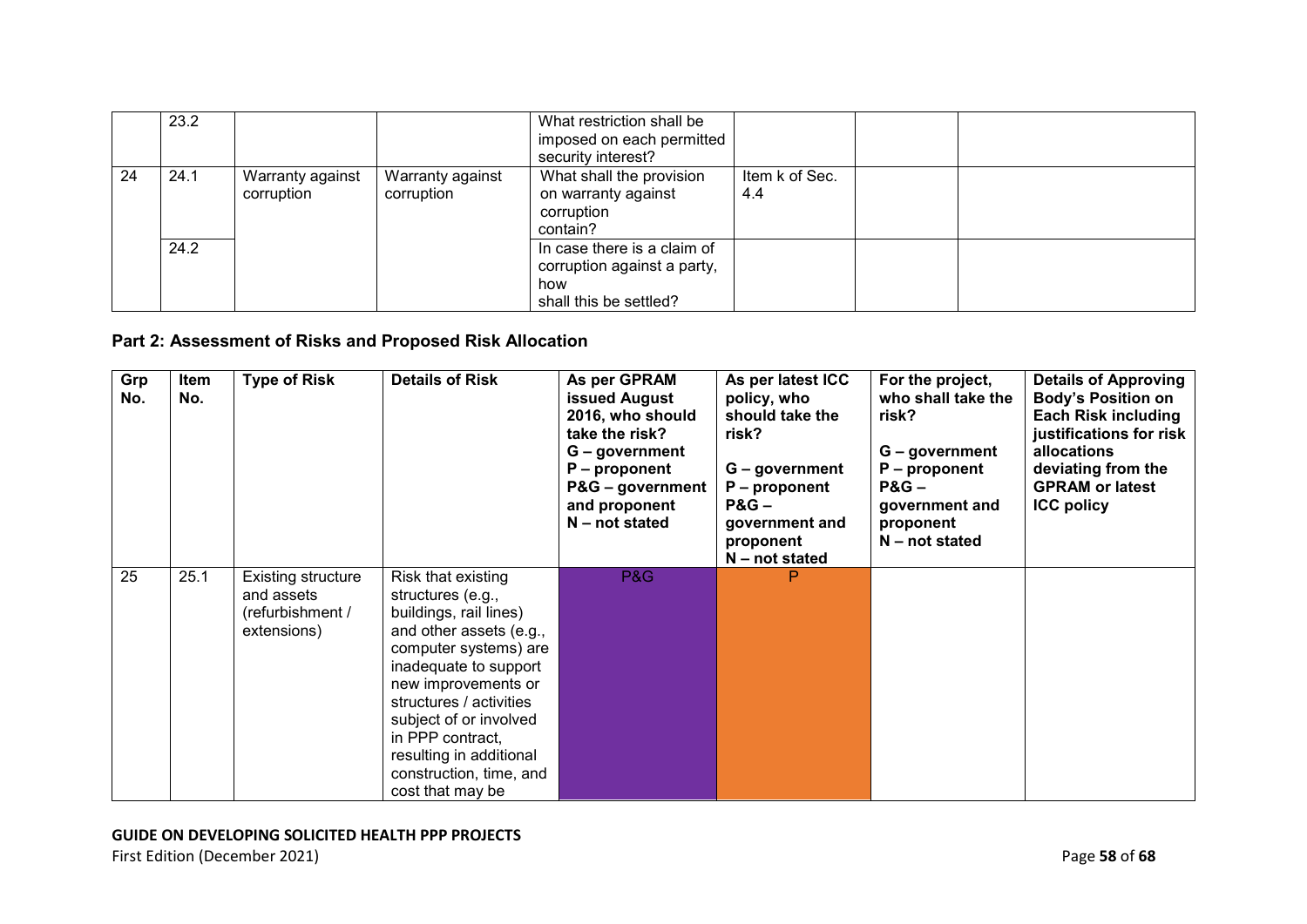| | 23.2 | | | What restriction shall be imposed on each permitted security interest? | | | |
|---|---|---|---|---|---|---|---|
| 24 | 24.1 | Warranty against corruption | Warranty against corruption | What shall the provision on warranty against corruption contain? | Item k of Sec. 4.4 | | |
| | 24.2 | | | In case there is a claim of corruption against a party, how shall this be settled? | | | |

## Part 2: Assessment of Risks and Proposed Risk Allocation

| Grp No. | Item No. | Type of Risk | Details of Risk | As per GPRAM issued August 2016, who should take the risk? G – government P – proponent P&G – government and proponent N – not stated | As per latest ICC policy, who should take the risk? G – government P – proponent P&G – government and proponent N – not stated | For the project, who shall take the risk? G – government P – proponent P&G – government and proponent N – not stated | Details of Approving Body's Position on Each Risk including justifications for risk allocations deviating from the GPRAM or latest ICC policy |
|---|---|---|---|---|---|---|---|
| 25 | 25.1 | Existing structure and assets (refurbishment / extensions) | Risk that existing structures (e.g., buildings, rail lines) and other assets (e.g., computer systems) are inadequate to support new improvements or structures / activities subject of or involved in PPP contract, resulting in additional construction, time, and cost that may be | P&G | P | | |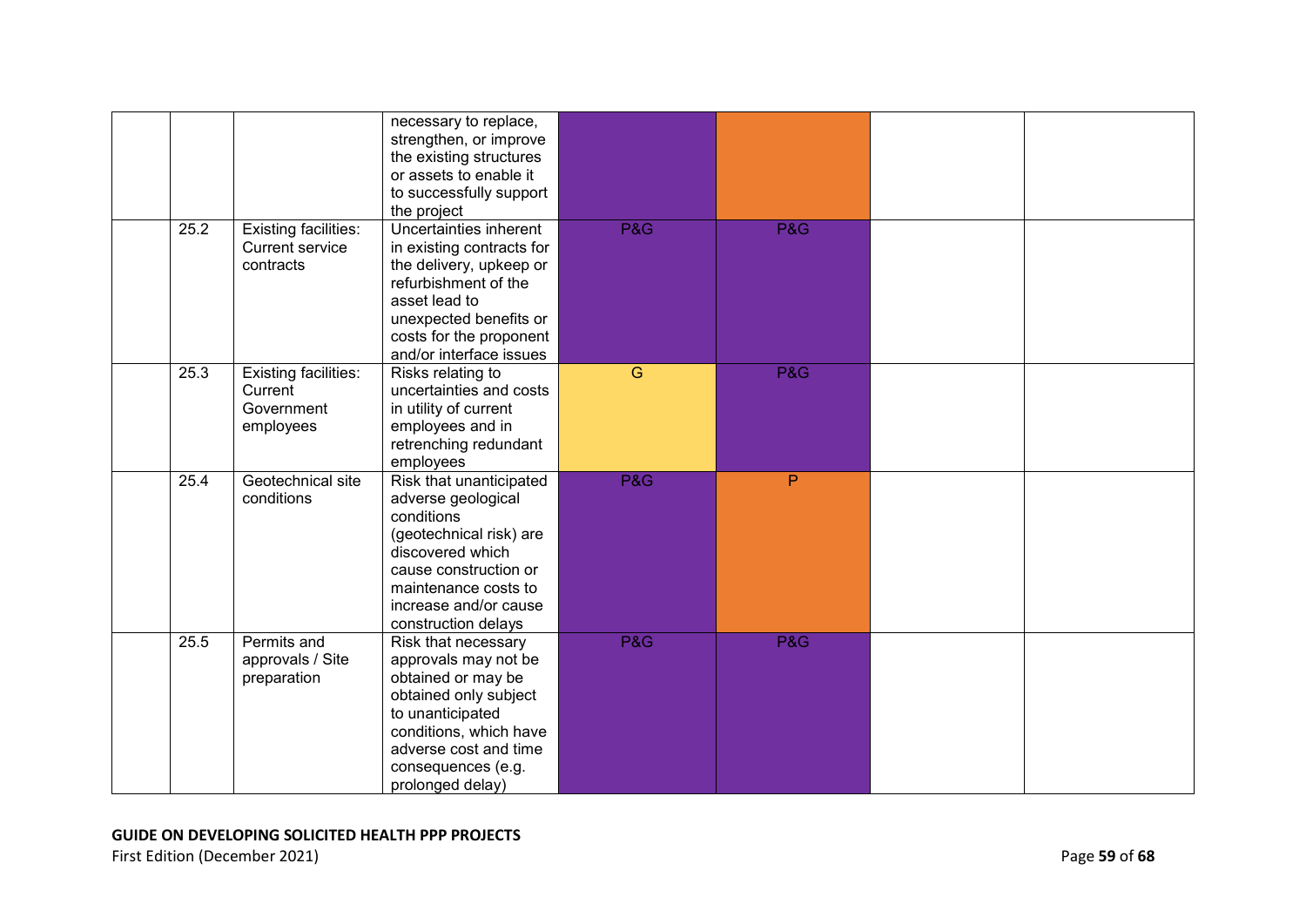| | | | | | | | |
|---|---|---|---|---|---|---|---|
| | | | necessary to replace, strengthen, or improve the existing structures or assets to enable it to successfully support the project | | | | |
| | 25.2 | Existing facilities: Current service contracts | Uncertainties inherent in existing contracts for the delivery, upkeep or refurbishment of the asset lead to unexpected benefits or costs for the proponent and/or interface issues | P&G | P&G | | |
| | 25.3 | Existing facilities: Current Government employees | Risks relating to uncertainties and costs in utility of current employees and in retrenching redundant employees | G | P&G | | |
| | 25.4 | Geotechnical site conditions | Risk that unanticipated adverse geological conditions (geotechnical risk) are discovered which cause construction or maintenance costs to increase and/or cause construction delays | P&G | P | | |
| | 25.5 | Permits and approvals / Site preparation | Risk that necessary approvals may not be obtained or may be obtained only subject to unanticipated conditions, which have adverse cost and time consequences (e.g. prolonged delay) | P&G | P&G | | |

**GUIDE ON DEVELOPING SOLICITED HEALTH PPP PROJECTS**
First Edition (December 2021)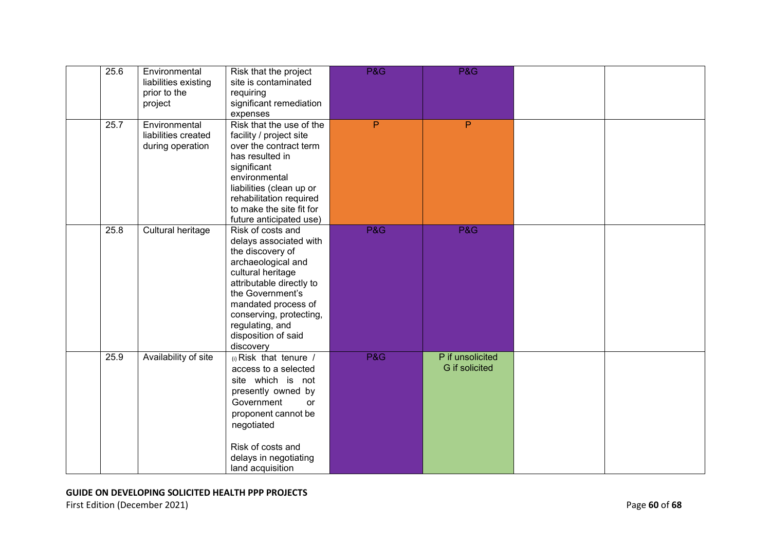| | | | | | | |
|---|---|---|---|---|---|---|
| | 25.6 | Environmental liabilities existing prior to the project | Risk that the project site is contaminated requiring significant remediation expenses | P&G | P&G | | |
| | 25.7 | Environmental liabilities created during operation | Risk that the use of the facility / project site over the contract term has resulted in significant environmental liabilities (clean up or rehabilitation required to make the site fit for future anticipated use) | P | P | | |
| | 25.8 | Cultural heritage | Risk of costs and delays associated with the discovery of archaeological and cultural heritage attributable directly to the Government's mandated process of conserving, protecting, regulating, and disposition of said discovery | P&G | P&G | | |
| | 25.9 | Availability of site | (i) Risk that tenure / access to a selected site which is not presently owned by Government or proponent cannot be negotiated<br><br>Risk of costs and delays in negotiating land acquisition | P&G | P if unsolicited<br>G if solicited | | |

**GUIDE ON DEVELOPING SOLICITED HEALTH PPP PROJECTS**
First Edition (December 2021)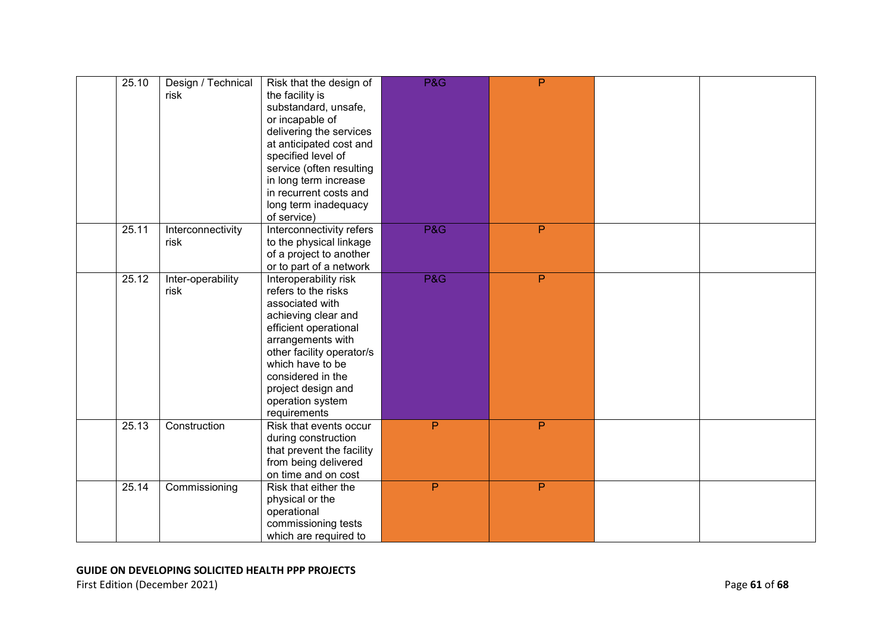| | | | | | | |
|---|---|---|---|---|---|---|
| | 25.10 | Design / Technical risk | Risk that the design of the facility is substandard, unsafe, or incapable of delivering the services at anticipated cost and specified level of service (often resulting in long term increase in recurrent costs and long term inadequacy of service) | P&G | P | | |
| | 25.11 | Interconnectivity risk | Interconnectivity refers to the physical linkage of a project to another or to part of a network | P&G | P | | |
| | 25.12 | Inter-operability risk | Interoperability risk refers to the risks associated with achieving clear and efficient operational arrangements with other facility operator/s which have to be considered in the project design and operation system requirements | P&G | P | | |
| | 25.13 | Construction | Risk that events occur during construction that prevent the facility from being delivered on time and on cost | P | P | | |
| | 25.14 | Commissioning | Risk that either the physical or the operational commissioning tests which are required to | P | P | | |

**GUIDE ON DEVELOPING SOLICITED HEALTH PPP PROJECTS**
First Edition (December 2021)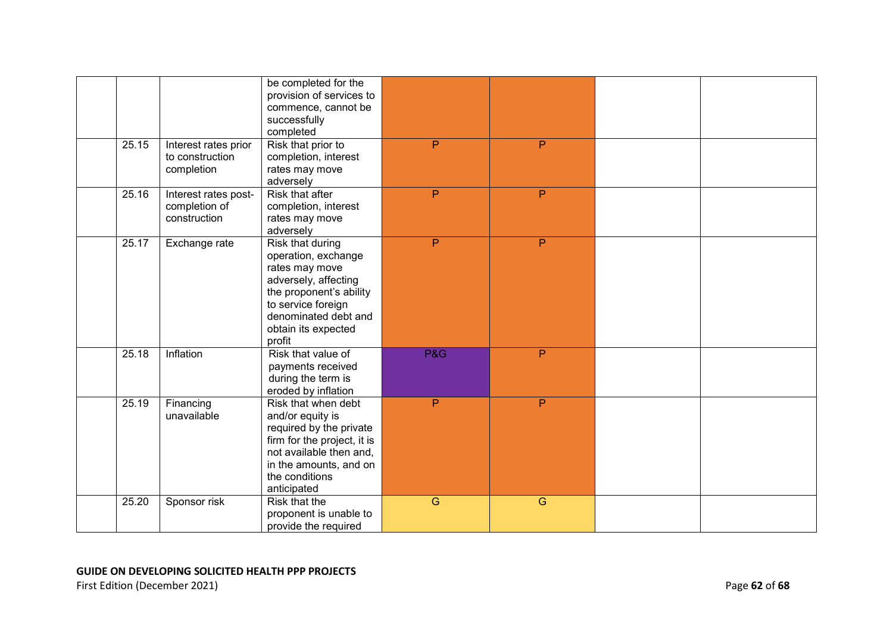| | | | | | | | |
|---|---|---|---|---|---|---|---|
| | | | be completed for the provision of services to commence, cannot be successfully completed | | | | |
| | 25.15 | Interest rates prior to construction completion | Risk that prior to completion, interest rates may move adversely | P | P | | |
| | 25.16 | Interest rates post-completion of construction | Risk that after completion, interest rates may move adversely | P | P | | |
| | 25.17 | Exchange rate | Risk that during operation, exchange rates may move adversely, affecting the proponent's ability to service foreign denominated debt and obtain its expected profit | P | P | | |
| | 25.18 | Inflation | Risk that value of payments received during the term is eroded by inflation | P&G | P | | |
| | 25.19 | Financing unavailable | Risk that when debt and/or equity is required by the private firm for the project, it is not available then and, in the amounts, and on the conditions anticipated | P | P | | |
| | 25.20 | Sponsor risk | Risk that the proponent is unable to provide the required | G | G | | |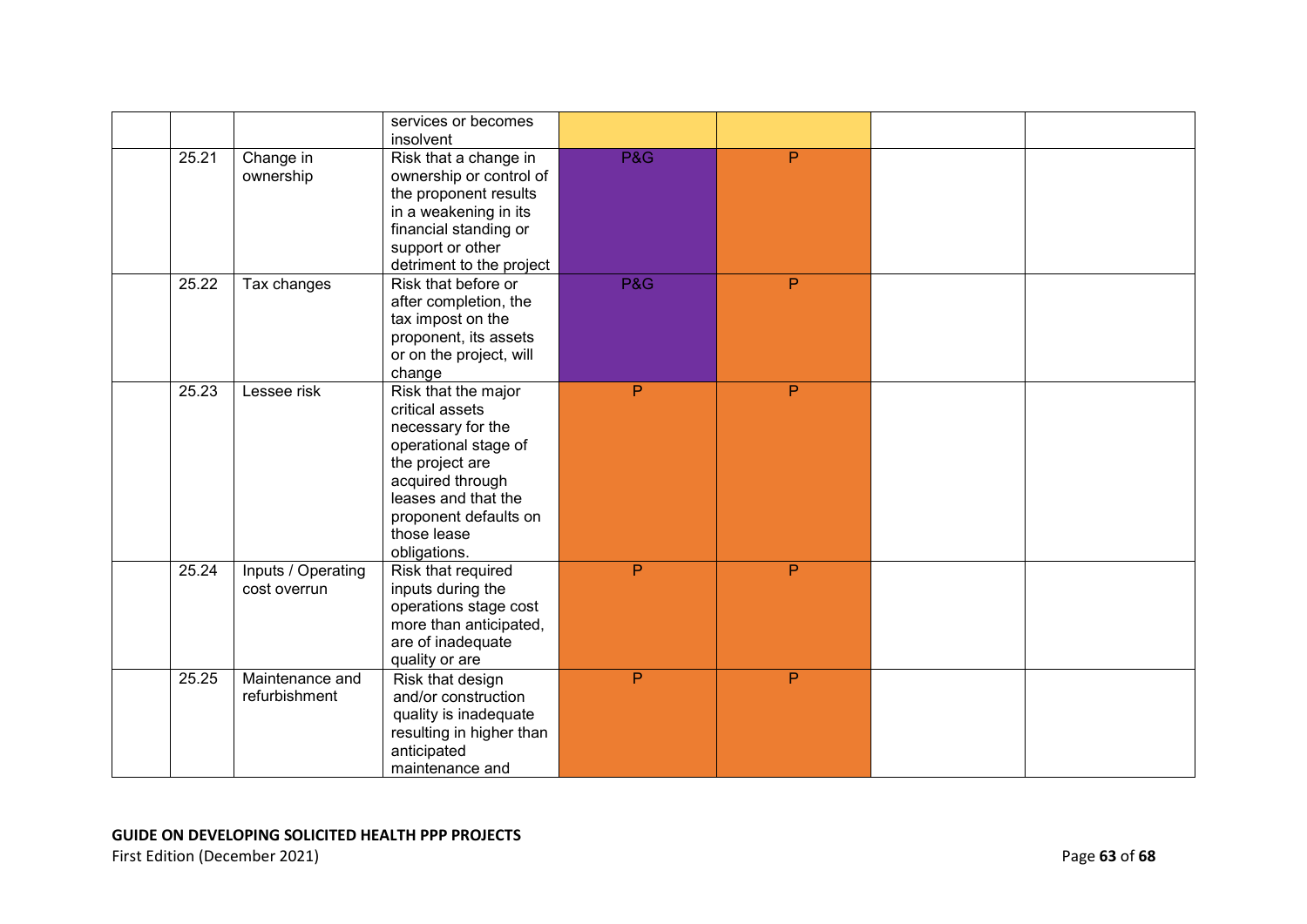| | | | | | | | |
|---|---|---|---|---|---|---|---|
| | | | services or becomes insolvent | | | | |
| | 25.21 | Change in ownership | Risk that a change in ownership or control of the proponent results in a weakening in its financial standing or support or other detriment to the project | P&G | P | | |
| | 25.22 | Tax changes | Risk that before or after completion, the tax impost on the proponent, its assets or on the project, will change | P&G | P | | |
| | 25.23 | Lessee risk | Risk that the major critical assets necessary for the operational stage of the project are acquired through leases and that the proponent defaults on those lease obligations. | P | P | | |
| | 25.24 | Inputs / Operating cost overrun | Risk that required inputs during the operations stage cost more than anticipated, are of inadequate quality or are | P | P | | |
| | 25.25 | Maintenance and refurbishment | Risk that design and/or construction quality is inadequate resulting in higher than anticipated maintenance and | P | P | | |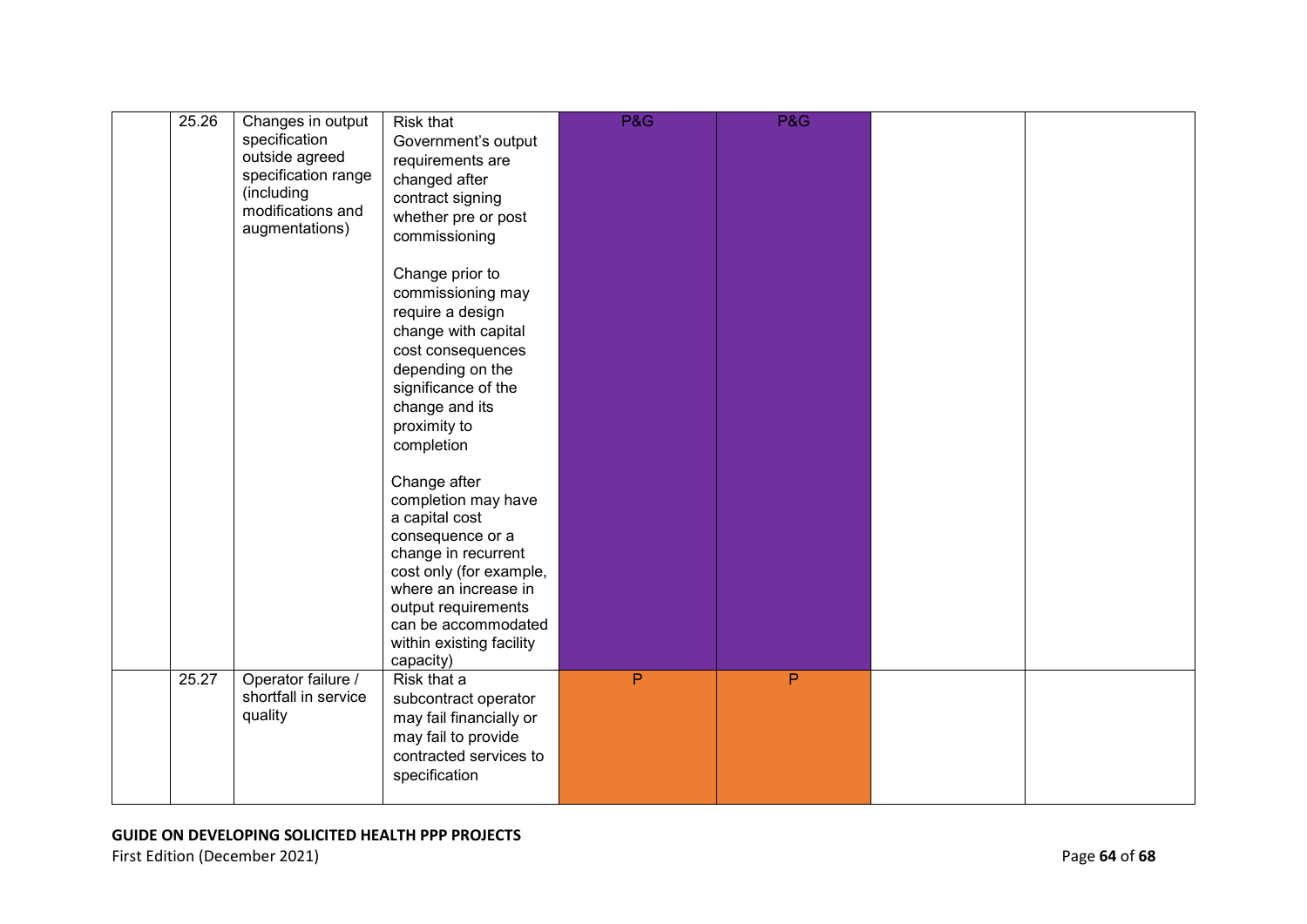|  | 25.26 | Changes in output specification outside agreed specification range (including modifications and augmentations) | Risk that Government's output requirements are changed after contract signing whether pre or post commissioning<br><br>Change prior to commissioning may require a design change with capital cost consequences depending on the significance of the change and its proximity to completion<br><br>Change after completion may have a capital cost consequence or a change in recurrent cost only (for example, where an increase in output requirements can be accommodated within existing facility capacity) | P&G | P&G |  |  |
|---|---|---|---|---|---|---|---|
|  | 25.27 | Operator failure / shortfall in service quality | Risk that a subcontract operator may fail financially or may fail to provide contracted services to specification | P | P |  |  |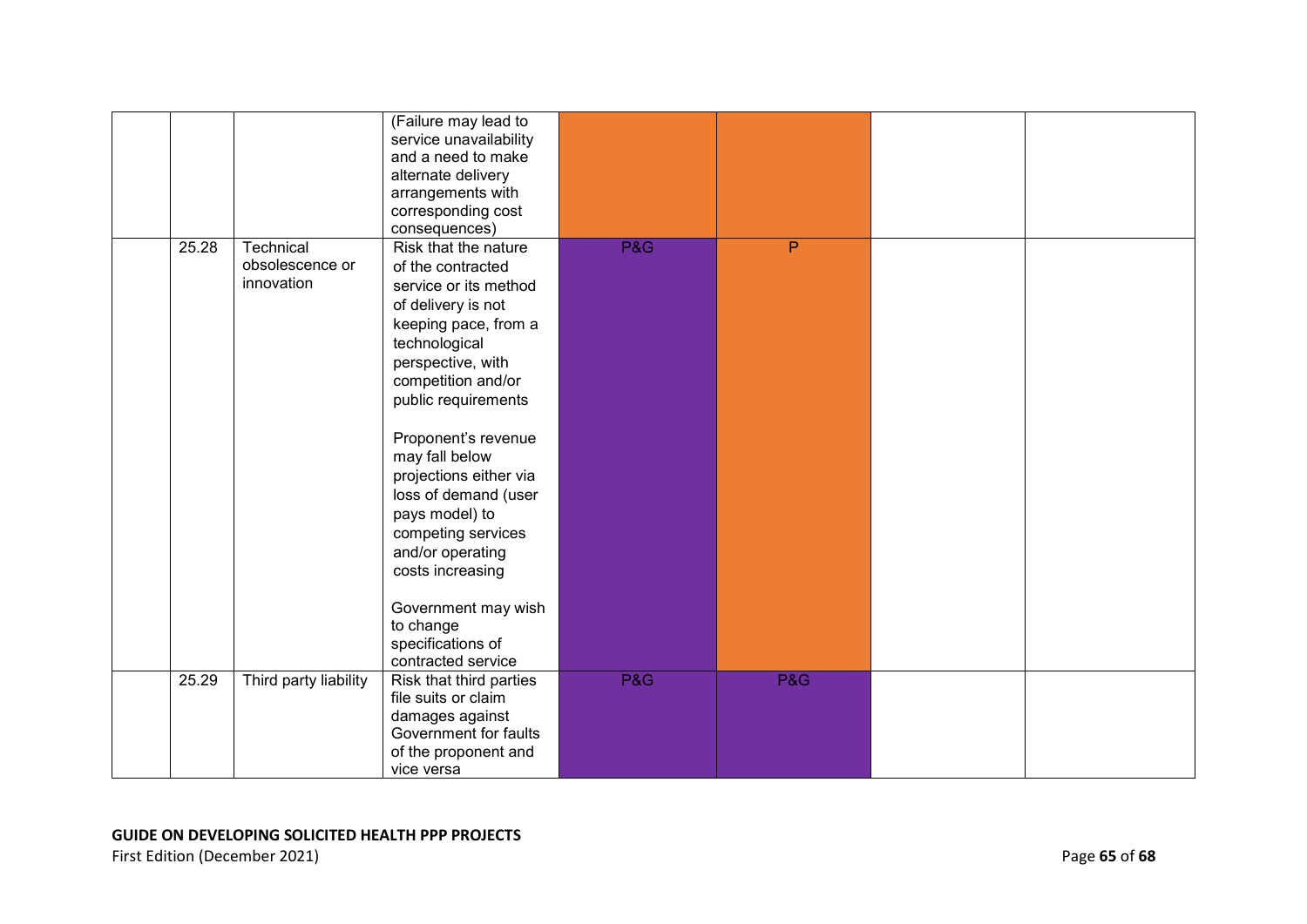| | | | | | | | |
|---|---|---|---|---|---|---|---|
| | | | (Failure may lead to service unavailability and a need to make alternate delivery arrangements with corresponding cost consequences) | | | | |
| | 25.28 | Technical obsolescence or innovation | Risk that the nature of the contracted service or its method of delivery is not keeping pace, from a technological perspective, with competition and/or public requirements<br><br>Proponent's revenue may fall below projections either via loss of demand (user pays model) to competing services and/or operating costs increasing<br><br>Government may wish to change specifications of contracted service | P&G | P | | |
| | 25.29 | Third party liability | Risk that third parties file suits or claim damages against Government for faults of the proponent and vice versa | P&G | P&G | | |

**GUIDE ON DEVELOPING SOLICITED HEALTH PPP PROJECTS**
First Edition (December 2021)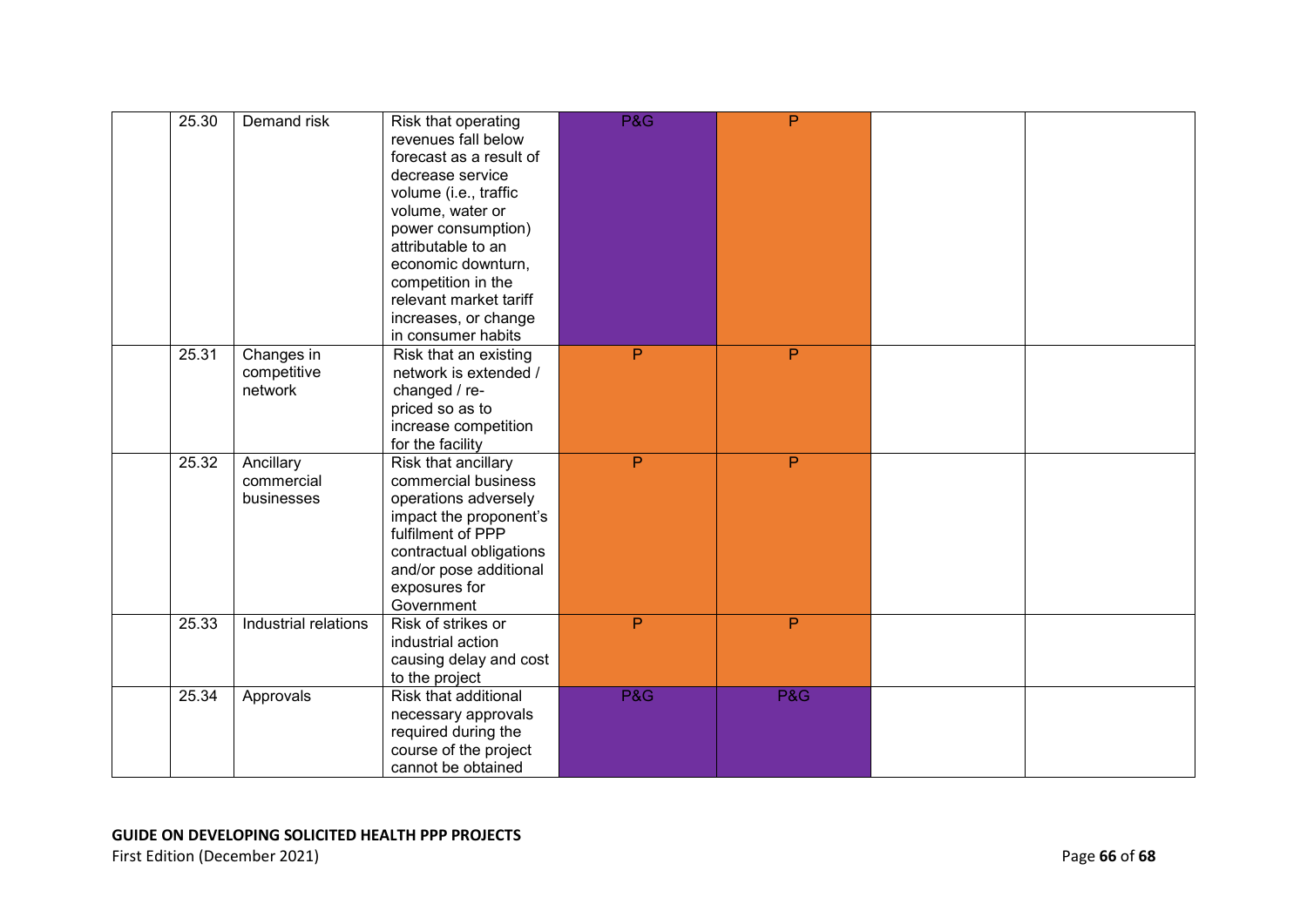|  | 25.30 | Demand risk | Risk that operating revenues fall below forecast as a result of decrease service volume (i.e., traffic volume, water or power consumption) attributable to an economic downturn, competition in the relevant market tariff increases, or change in consumer habits | P&G | P |  |  |
|---|---|---|---|---|---|---|---|
|  | 25.31 | Changes in competitive network | Risk that an existing network is extended / changed / re-priced so as to increase competition for the facility | P | P |  |  |
|  | 25.32 | Ancillary commercial businesses | Risk that ancillary commercial business operations adversely impact the proponent's fulfilment of PPP contractual obligations and/or pose additional exposures for Government | P | P |  |  |
|  | 25.33 | Industrial relations | Risk of strikes or industrial action causing delay and cost to the project | P | P |  |  |
|  | 25.34 | Approvals | Risk that additional necessary approvals required during the course of the project cannot be obtained | P&G | P&G |  |  |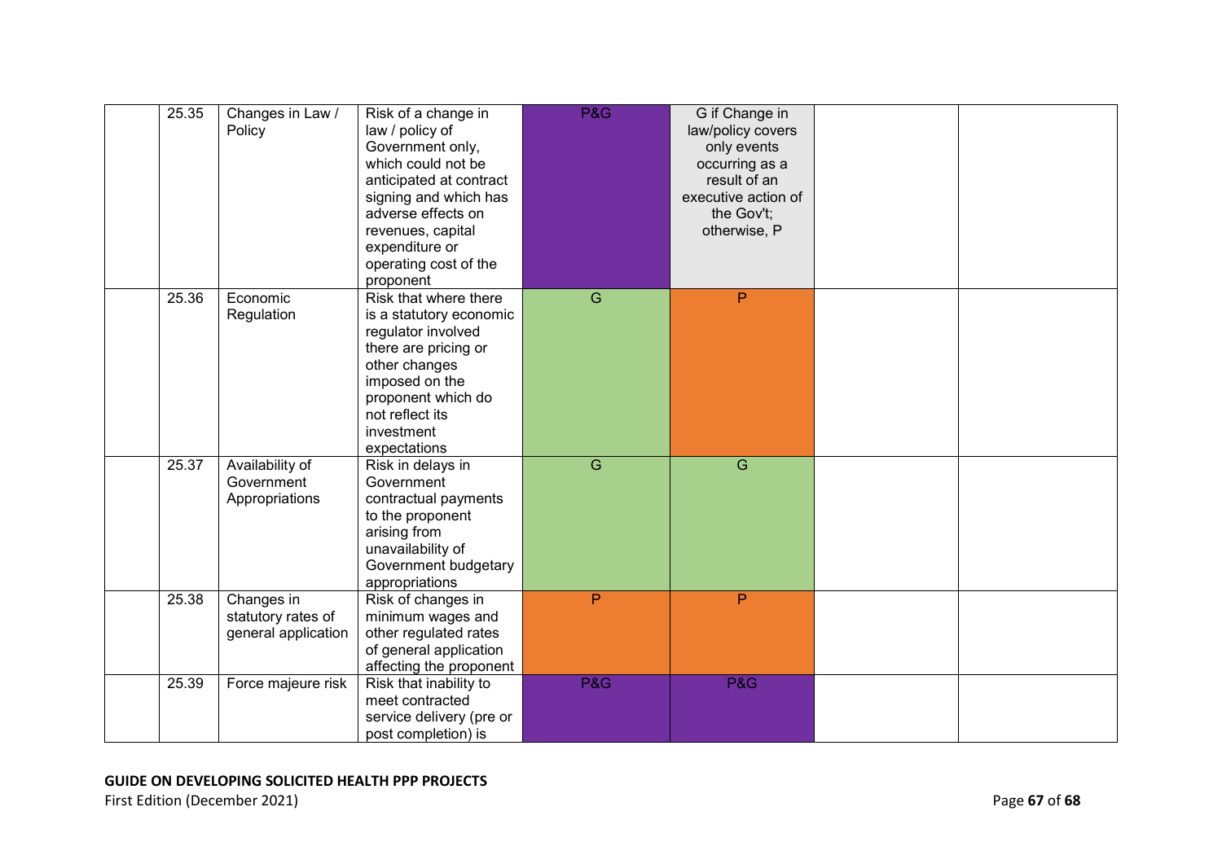| | | | | | | | |
|---|---|---|---|---|---|---|---|
| | 25.35 | Changes in Law / Policy | Risk of a change in law / policy of Government only, which could not be anticipated at contract signing and which has adverse effects on revenues, capital expenditure or operating cost of the proponent | P&G | G if Change in law/policy covers only events occurring as a result of an executive action of the Gov't; otherwise, P | | |
| | 25.36 | Economic Regulation | Risk that where there is a statutory economic regulator involved there are pricing or other changes imposed on the proponent which do not reflect its investment expectations | G | P | | |
| | 25.37 | Availability of Government Appropriations | Risk in delays in Government contractual payments to the proponent arising from unavailability of Government budgetary appropriations | G | G | | |
| | 25.38 | Changes in statutory rates of general application | Risk of changes in minimum wages and other regulated rates of general application affecting the proponent | P | P | | |
| | 25.39 | Force majeure risk | Risk that inability to meet contracted service delivery (pre or post completion) is | P&G | P&G | | |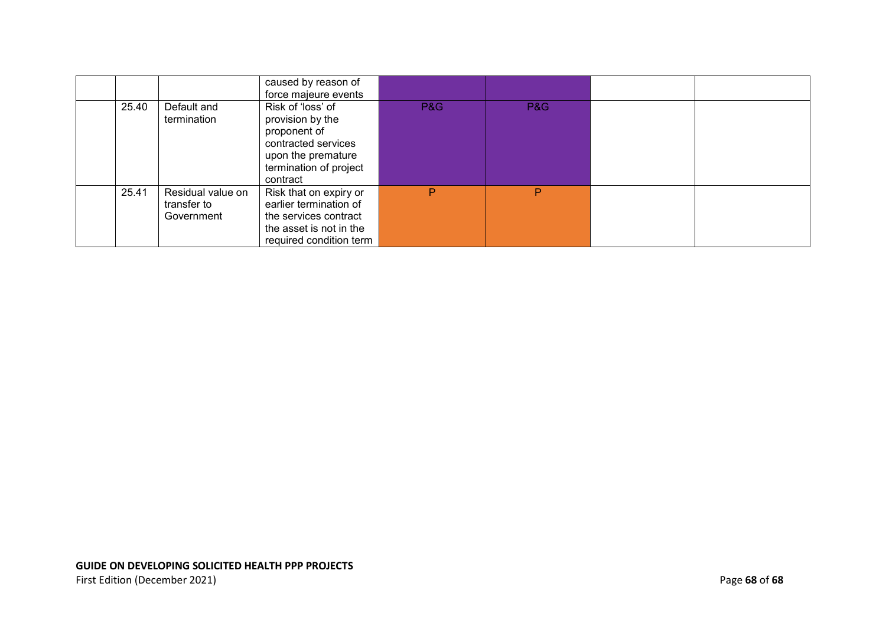| | | | | | | | |
|---|---|---|---|---|---|---|---|
| | | | caused by reason of force majeure events | | | | |
| | 25.40 | Default and termination | Risk of 'loss' of provision by the proponent of contracted services upon the premature termination of project contract | P&G | P&G | | |
| | 25.41 | Residual value on transfer to Government | Risk that on expiry or earlier termination of the services contract the asset is not in the required condition term | P | P | | |

**GUIDE ON DEVELOPING SOLICITED HEALTH PPP PROJECTS**
First Edition (December 2021)